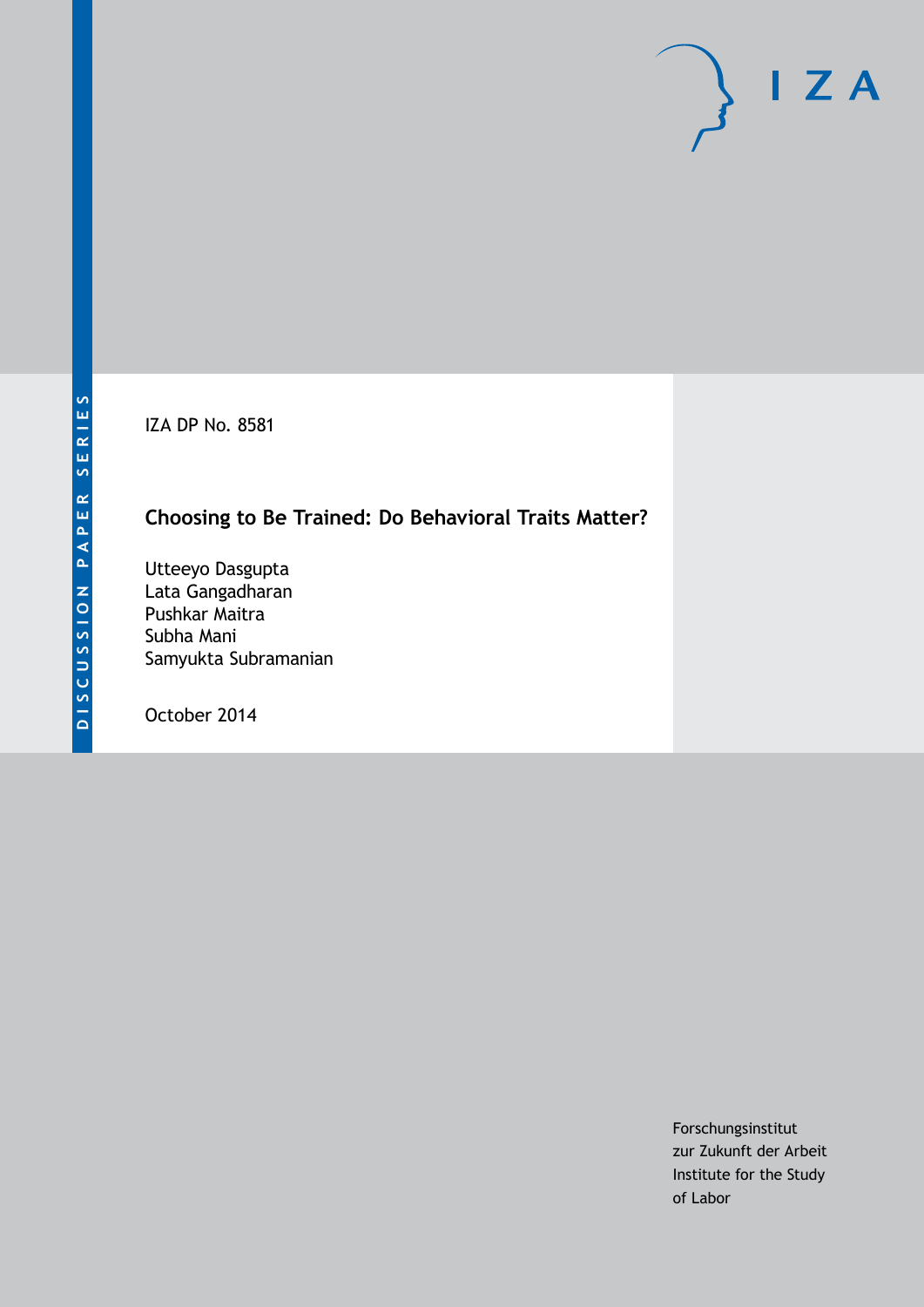DISCUSSION PAPER SERIES

IZA DP No. 8581

# Choosing to Be Trained: Do Behavioral Traits Matter?

Utteeyo Dasgupta
Lata Gangadharan
Pushkar Maitra
Subha Mani
Samyukta Subramanian

October 2014

Forschungsinstitut
zur Zukunft der Arbeit
Institute for the Study
of Labor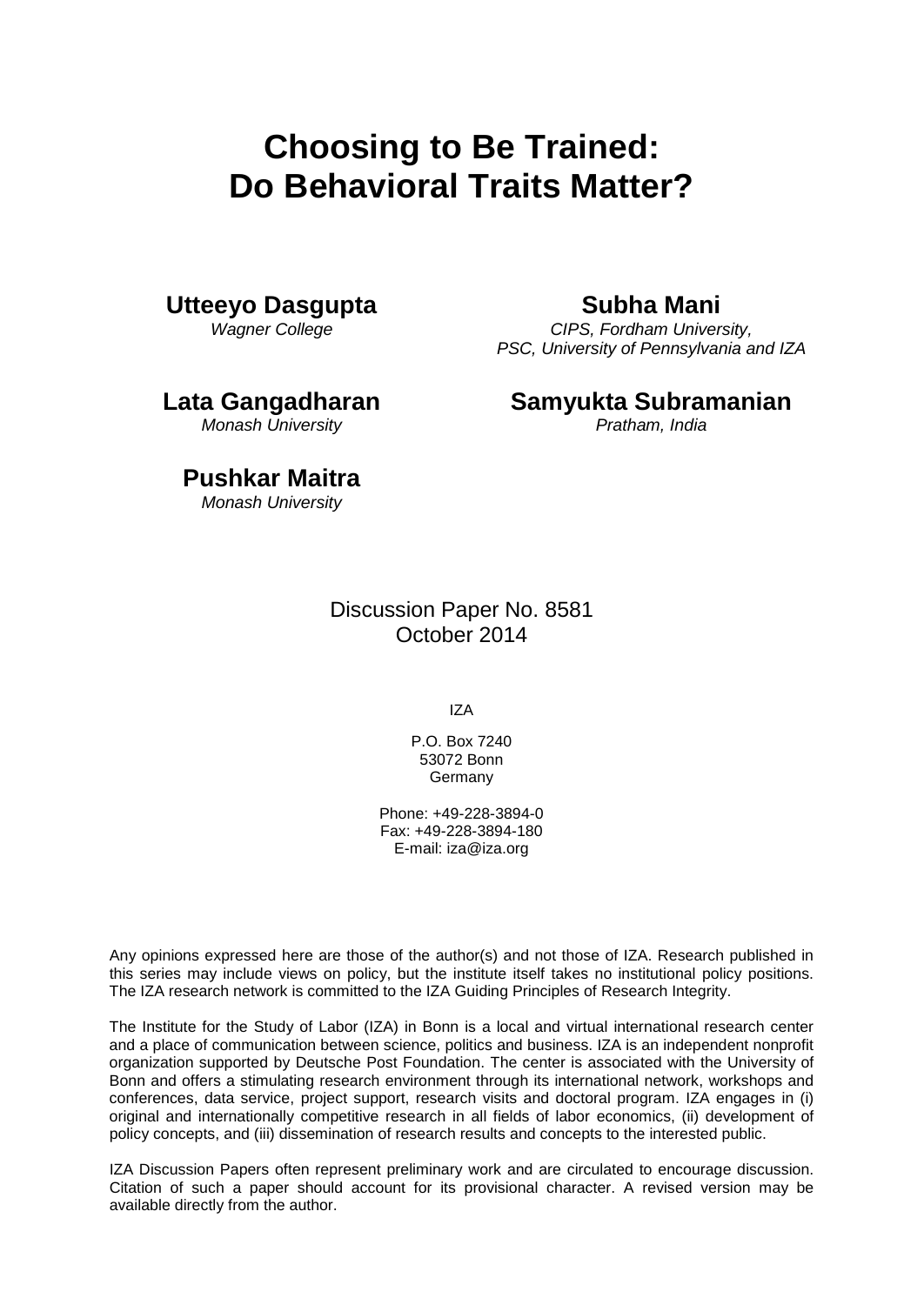# Choosing to Be Trained: Do Behavioral Traits Matter?

**Utteeyo Dasgupta**
*Wagner College*

**Subha Mani**
*CIPS, Fordham University,*
*PSC, University of Pennsylvania and IZA*

**Lata Gangadharan**
*Monash University*

**Samyukta Subramanian**
*Pratham, India*

**Pushkar Maitra**
*Monash University*

Discussion Paper No. 8581
October 2014

IZA

P.O. Box 7240
53072 Bonn
Germany

Phone: +49-228-3894-0
Fax: +49-228-3894-180
E-mail: iza@iza.org

Any opinions expressed here are those of the author(s) and not those of IZA. Research published in this series may include views on policy, but the institute itself takes no institutional policy positions. The IZA research network is committed to the IZA Guiding Principles of Research Integrity.

The Institute for the Study of Labor (IZA) in Bonn is a local and virtual international research center and a place of communication between science, politics and business. IZA is an independent nonprofit organization supported by Deutsche Post Foundation. The center is associated with the University of Bonn and offers a stimulating research environment through its international network, workshops and conferences, data service, project support, research visits and doctoral program. IZA engages in (i) original and internationally competitive research in all fields of labor economics, (ii) development of policy concepts, and (iii) dissemination of research results and concepts to the interested public.

IZA Discussion Papers often represent preliminary work and are circulated to encourage discussion. Citation of such a paper should account for its provisional character. A revised version may be available directly from the author.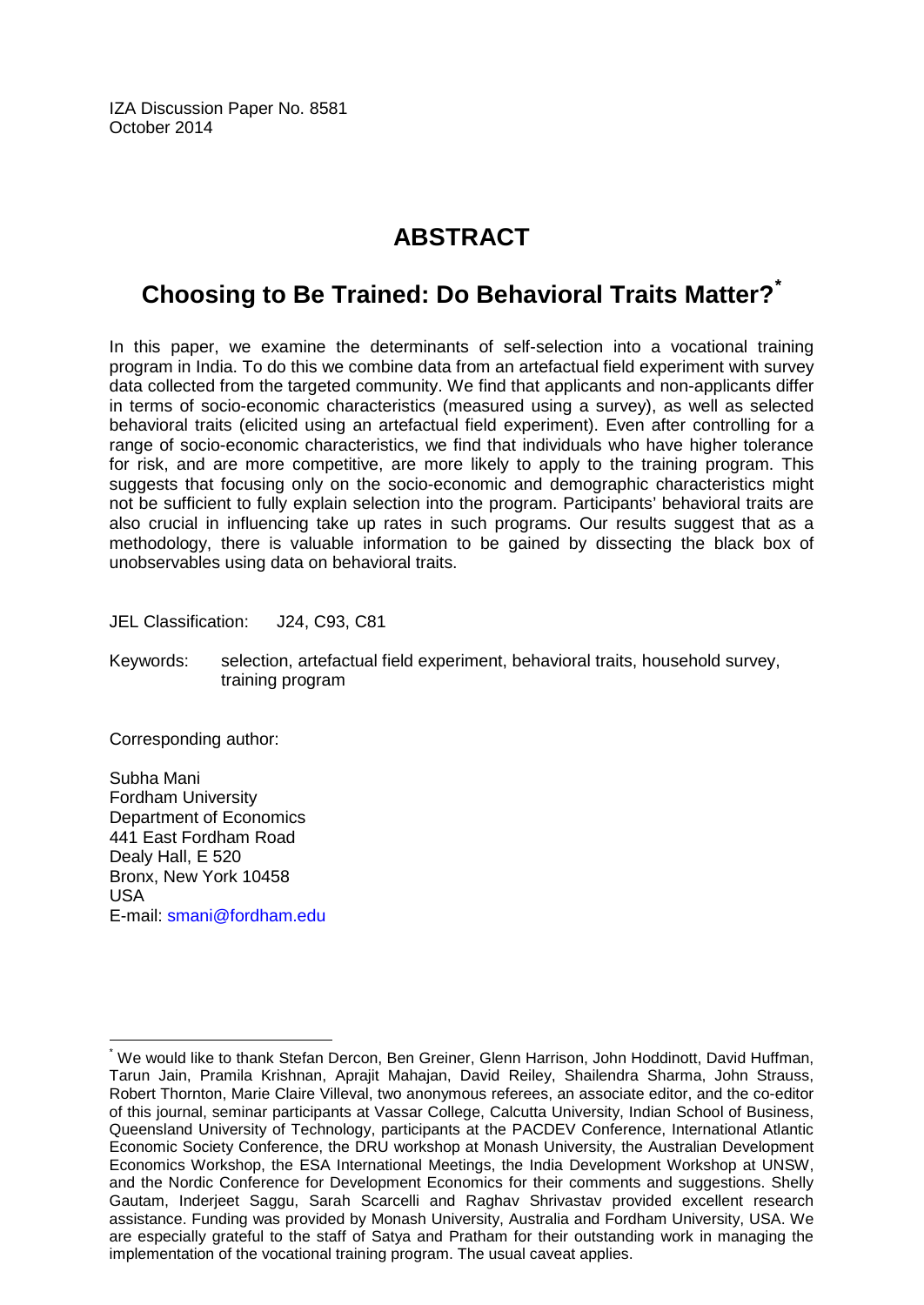IZA Discussion Paper No. 8581
October 2014

# ABSTRACT

## Choosing to Be Trained: Do Behavioral Traits Matter?*

In this paper, we examine the determinants of self-selection into a vocational training program in India. To do this we combine data from an artefactual field experiment with survey data collected from the targeted community. We find that applicants and non-applicants differ in terms of socio-economic characteristics (measured using a survey), as well as selected behavioral traits (elicited using an artefactual field experiment). Even after controlling for a range of socio-economic characteristics, we find that individuals who have higher tolerance for risk, and are more competitive, are more likely to apply to the training program. This suggests that focusing only on the socio-economic and demographic characteristics might not be sufficient to fully explain selection into the program. Participants' behavioral traits are also crucial in influencing take up rates in such programs. Our results suggest that as a methodology, there is valuable information to be gained by dissecting the black box of unobservables using data on behavioral traits.

JEL Classification: J24, C93, C81

Keywords: selection, artefactual field experiment, behavioral traits, household survey, training program

Corresponding author:

Subha Mani
Fordham University
Department of Economics
441 East Fordham Road
Dealy Hall, E 520
Bronx, New York 10458
USA
E-mail: smani@fordham.edu

---

* We would like to thank Stefan Dercon, Ben Greiner, Glenn Harrison, John Hoddinott, David Huffman, Tarun Jain, Pramila Krishnan, Aprajit Mahajan, David Reiley, Shailendra Sharma, John Strauss, Robert Thornton, Marie Claire Villeval, two anonymous referees, an associate editor, and the co-editor of this journal, seminar participants at Vassar College, Calcutta University, Indian School of Business, Queensland University of Technology, participants at the PACDEV Conference, International Atlantic Economic Society Conference, the DRU workshop at Monash University, the Australian Development Economics Workshop, the ESA International Meetings, the India Development Workshop at UNSW, and the Nordic Conference for Development Economics for their comments and suggestions. Shelly Gautam, Inderjeet Saggu, Sarah Scarcelli and Raghav Shrivastav provided excellent research assistance. Funding was provided by Monash University, Australia and Fordham University, USA. We are especially grateful to the staff of Satya and Pratham for their outstanding work in managing the implementation of the vocational training program. The usual caveat applies.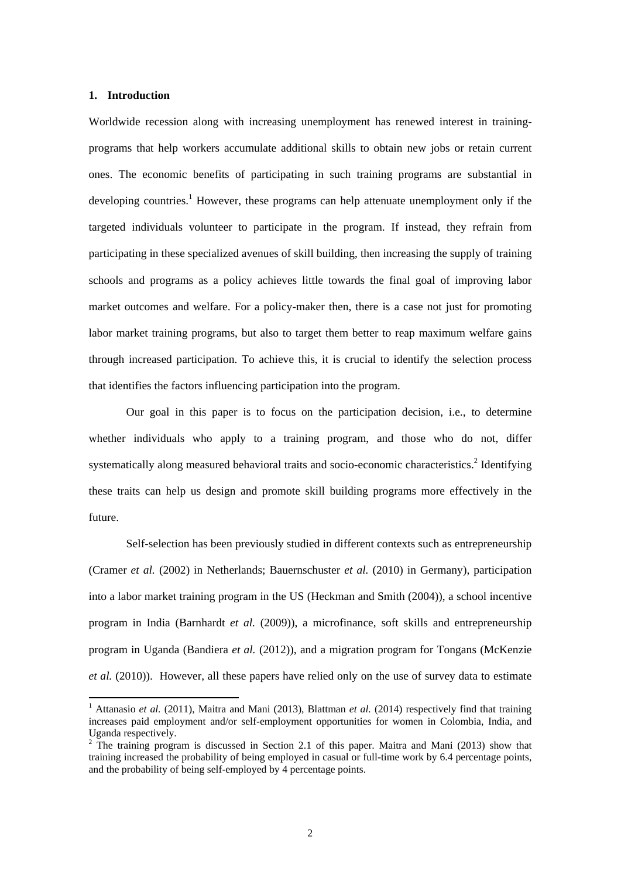## 1. Introduction

Worldwide recession along with increasing unemployment has renewed interest in training-programs that help workers accumulate additional skills to obtain new jobs or retain current ones. The economic benefits of participating in such training programs are substantial in developing countries.[1] However, these programs can help attenuate unemployment only if the targeted individuals volunteer to participate in the program. If instead, they refrain from participating in these specialized avenues of skill building, then increasing the supply of training schools and programs as a policy achieves little towards the final goal of improving labor market outcomes and welfare. For a policy-maker then, there is a case not just for promoting labor market training programs, but also to target them better to reap maximum welfare gains through increased participation. To achieve this, it is crucial to identify the selection process that identifies the factors influencing participation into the program.

Our goal in this paper is to focus on the participation decision, i.e., to determine whether individuals who apply to a training program, and those who do not, differ systematically along measured behavioral traits and socio-economic characteristics.[2] Identifying these traits can help us design and promote skill building programs more effectively in the future.

Self-selection has been previously studied in different contexts such as entrepreneurship (Cramer *et al.* (2002) in Netherlands; Bauernschuster *et al.* (2010) in Germany), participation into a labor market training program in the US (Heckman and Smith (2004)), a school incentive program in India (Barnhardt *et al.* (2009)), a microfinance, soft skills and entrepreneurship program in Uganda (Bandiera *et al.* (2012)), and a migration program for Tongans (McKenzie *et al.* (2010)). However, all these papers have relied only on the use of survey data to estimate

---

[1] Attanasio *et al.* (2011), Maitra and Mani (2013), Blattman *et al.* (2014) respectively find that training increases paid employment and/or self-employment opportunities for women in Colombia, India, and Uganda respectively.

[2] The training program is discussed in Section 2.1 of this paper. Maitra and Mani (2013) show that training increased the probability of being employed in casual or full-time work by 6.4 percentage points, and the probability of being self-employed by 4 percentage points.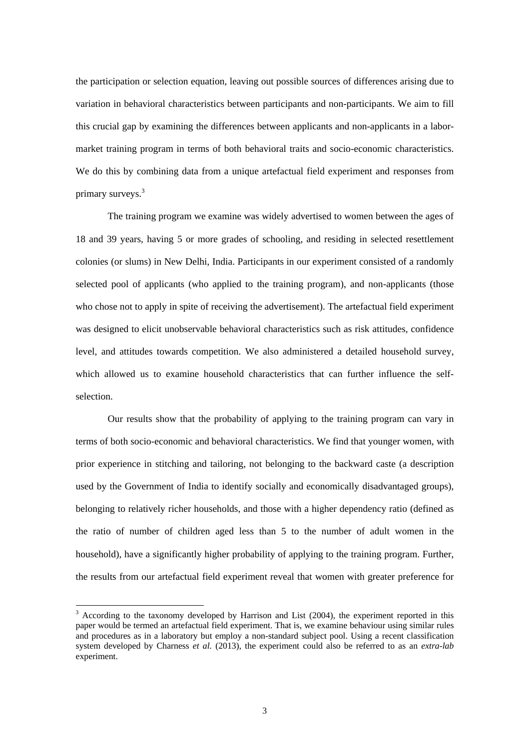the participation or selection equation, leaving out possible sources of differences arising due to variation in behavioral characteristics between participants and non-participants. We aim to fill this crucial gap by examining the differences between applicants and non-applicants in a labor-market training program in terms of both behavioral traits and socio-economic characteristics. We do this by combining data from a unique artefactual field experiment and responses from primary surveys.[3]

The training program we examine was widely advertised to women between the ages of 18 and 39 years, having 5 or more grades of schooling, and residing in selected resettlement colonies (or slums) in New Delhi, India. Participants in our experiment consisted of a randomly selected pool of applicants (who applied to the training program), and non-applicants (those who chose not to apply in spite of receiving the advertisement). The artefactual field experiment was designed to elicit unobservable behavioral characteristics such as risk attitudes, confidence level, and attitudes towards competition. We also administered a detailed household survey, which allowed us to examine household characteristics that can further influence the self-selection.

Our results show that the probability of applying to the training program can vary in terms of both socio-economic and behavioral characteristics. We find that younger women, with prior experience in stitching and tailoring, not belonging to the backward caste (a description used by the Government of India to identify socially and economically disadvantaged groups), belonging to relatively richer households, and those with a higher dependency ratio (defined as the ratio of number of children aged less than 5 to the number of adult women in the household), have a significantly higher probability of applying to the training program. Further, the results from our artefactual field experiment reveal that women with greater preference for

[3] According to the taxonomy developed by Harrison and List (2004), the experiment reported in this paper would be termed an artefactual field experiment. That is, we examine behaviour using similar rules and procedures as in a laboratory but employ a non-standard subject pool. Using a recent classification system developed by Charness *et al.* (2013), the experiment could also be referred to as an *extra-lab* experiment.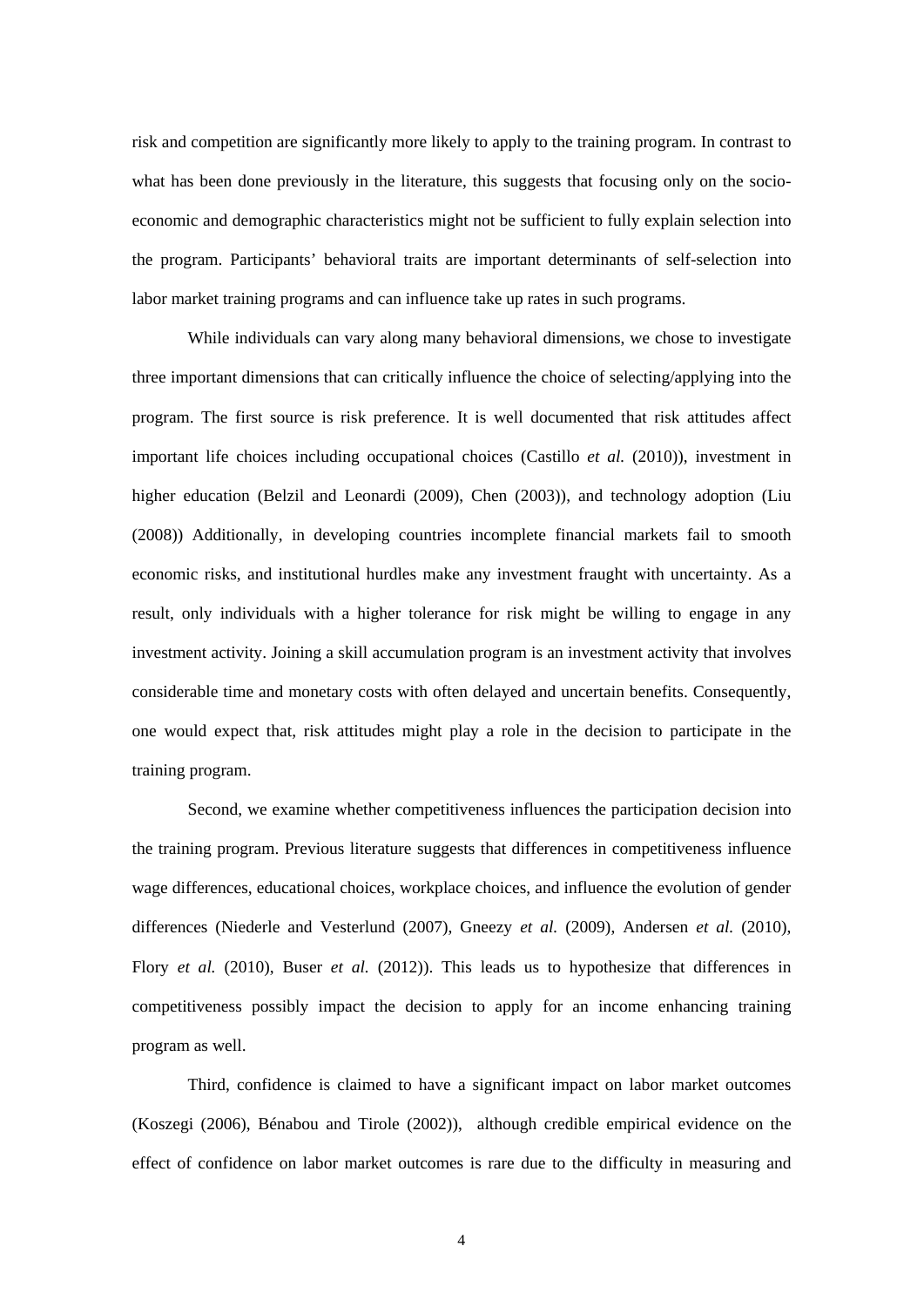risk and competition are significantly more likely to apply to the training program. In contrast to what has been done previously in the literature, this suggests that focusing only on the socio-economic and demographic characteristics might not be sufficient to fully explain selection into the program. Participants' behavioral traits are important determinants of self-selection into labor market training programs and can influence take up rates in such programs.

While individuals can vary along many behavioral dimensions, we chose to investigate three important dimensions that can critically influence the choice of selecting/applying into the program. The first source is risk preference. It is well documented that risk attitudes affect important life choices including occupational choices (Castillo *et al.* (2010)), investment in higher education (Belzil and Leonardi (2009), Chen (2003)), and technology adoption (Liu (2008)) Additionally, in developing countries incomplete financial markets fail to smooth economic risks, and institutional hurdles make any investment fraught with uncertainty. As a result, only individuals with a higher tolerance for risk might be willing to engage in any investment activity. Joining a skill accumulation program is an investment activity that involves considerable time and monetary costs with often delayed and uncertain benefits. Consequently, one would expect that, risk attitudes might play a role in the decision to participate in the training program.

Second, we examine whether competitiveness influences the participation decision into the training program. Previous literature suggests that differences in competitiveness influence wage differences, educational choices, workplace choices, and influence the evolution of gender differences (Niederle and Vesterlund (2007), Gneezy *et al.* (2009), Andersen *et al.* (2010), Flory *et al.* (2010), Buser *et al.* (2012)). This leads us to hypothesize that differences in competitiveness possibly impact the decision to apply for an income enhancing training program as well.

Third, confidence is claimed to have a significant impact on labor market outcomes (Koszegi (2006), Bénabou and Tirole (2002)), although credible empirical evidence on the effect of confidence on labor market outcomes is rare due to the difficulty in measuring and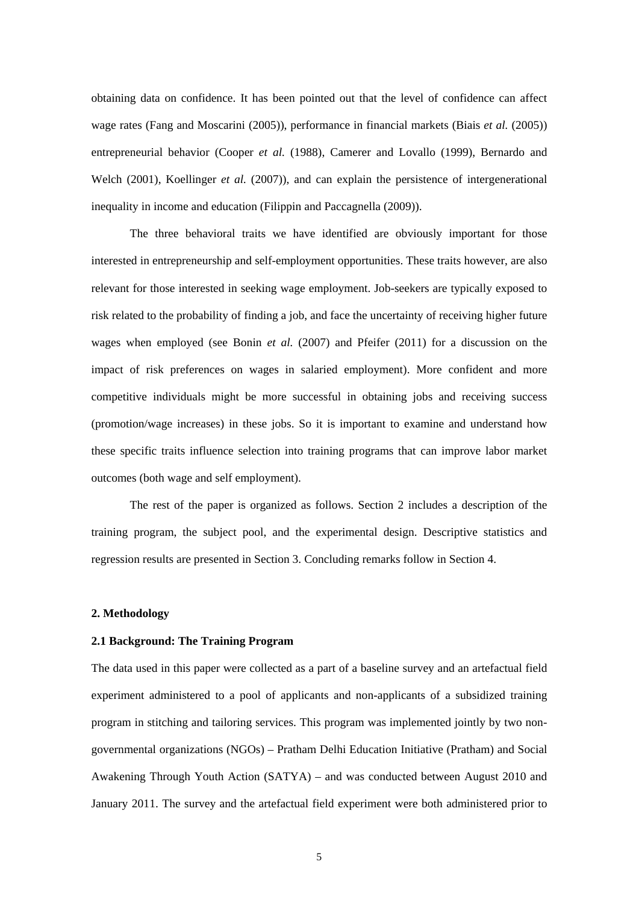obtaining data on confidence. It has been pointed out that the level of confidence can affect wage rates (Fang and Moscarini (2005)), performance in financial markets (Biais *et al.* (2005)) entrepreneurial behavior (Cooper *et al.* (1988), Camerer and Lovallo (1999), Bernardo and Welch (2001), Koellinger *et al.* (2007)), and can explain the persistence of intergenerational inequality in income and education (Filippin and Paccagnella (2009)).

The three behavioral traits we have identified are obviously important for those interested in entrepreneurship and self-employment opportunities. These traits however, are also relevant for those interested in seeking wage employment. Job-seekers are typically exposed to risk related to the probability of finding a job, and face the uncertainty of receiving higher future wages when employed (see Bonin *et al.* (2007) and Pfeifer (2011) for a discussion on the impact of risk preferences on wages in salaried employment). More confident and more competitive individuals might be more successful in obtaining jobs and receiving success (promotion/wage increases) in these jobs. So it is important to examine and understand how these specific traits influence selection into training programs that can improve labor market outcomes (both wage and self employment).

The rest of the paper is organized as follows. Section 2 includes a description of the training program, the subject pool, and the experimental design. Descriptive statistics and regression results are presented in Section 3. Concluding remarks follow in Section 4.

## 2. Methodology

### 2.1 Background: The Training Program

The data used in this paper were collected as a part of a baseline survey and an artefactual field experiment administered to a pool of applicants and non-applicants of a subsidized training program in stitching and tailoring services. This program was implemented jointly by two non-governmental organizations (NGOs) – Pratham Delhi Education Initiative (Pratham) and Social Awakening Through Youth Action (SATYA) – and was conducted between August 2010 and January 2011. The survey and the artefactual field experiment were both administered prior to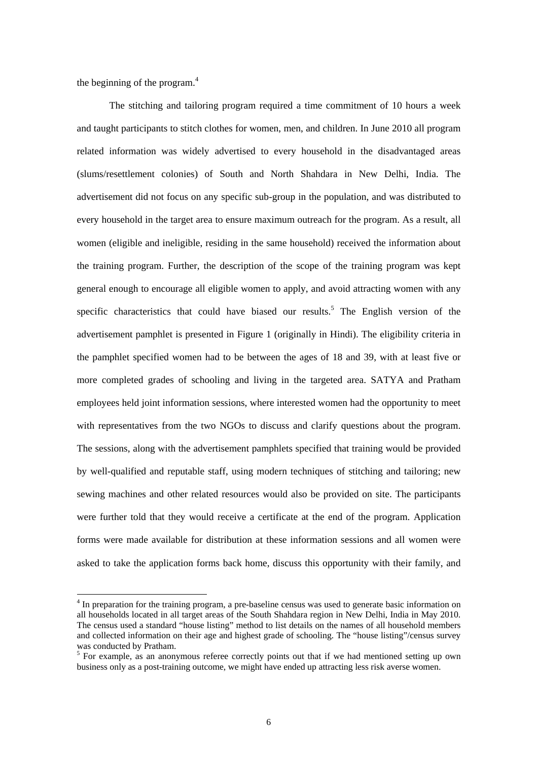the beginning of the program.[4]

The stitching and tailoring program required a time commitment of 10 hours a week and taught participants to stitch clothes for women, men, and children. In June 2010 all program related information was widely advertised to every household in the disadvantaged areas (slums/resettlement colonies) of South and North Shahdara in New Delhi, India. The advertisement did not focus on any specific sub-group in the population, and was distributed to every household in the target area to ensure maximum outreach for the program. As a result, all women (eligible and ineligible, residing in the same household) received the information about the training program. Further, the description of the scope of the training program was kept general enough to encourage all eligible women to apply, and avoid attracting women with any specific characteristics that could have biased our results.[5] The English version of the advertisement pamphlet is presented in Figure 1 (originally in Hindi). The eligibility criteria in the pamphlet specified women had to be between the ages of 18 and 39, with at least five or more completed grades of schooling and living in the targeted area. SATYA and Pratham employees held joint information sessions, where interested women had the opportunity to meet with representatives from the two NGOs to discuss and clarify questions about the program. The sessions, along with the advertisement pamphlets specified that training would be provided by well-qualified and reputable staff, using modern techniques of stitching and tailoring; new sewing machines and other related resources would also be provided on site. The participants were further told that they would receive a certificate at the end of the program. Application forms were made available for distribution at these information sessions and all women were asked to take the application forms back home, discuss this opportunity with their family, and

[4] In preparation for the training program, a pre-baseline census was used to generate basic information on all households located in all target areas of the South Shahdara region in New Delhi, India in May 2010. The census used a standard "house listing" method to list details on the names of all household members and collected information on their age and highest grade of schooling. The "house listing"/census survey was conducted by Pratham.

[5] For example, as an anonymous referee correctly points out that if we had mentioned setting up own business only as a post-training outcome, we might have ended up attracting less risk averse women.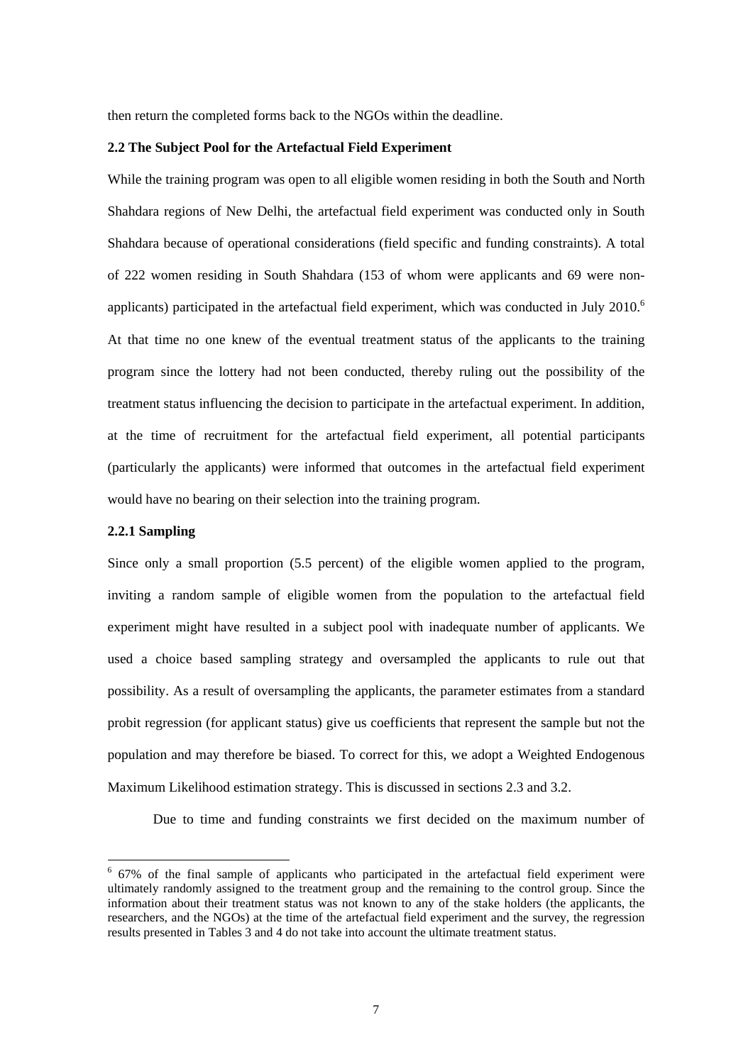then return the completed forms back to the NGOs within the deadline.

### 2.2 The Subject Pool for the Artefactual Field Experiment

While the training program was open to all eligible women residing in both the South and North Shahdara regions of New Delhi, the artefactual field experiment was conducted only in South Shahdara because of operational considerations (field specific and funding constraints). A total of 222 women residing in South Shahdara (153 of whom were applicants and 69 were non-applicants) participated in the artefactual field experiment, which was conducted in July 2010.[6] At that time no one knew of the eventual treatment status of the applicants to the training program since the lottery had not been conducted, thereby ruling out the possibility of the treatment status influencing the decision to participate in the artefactual experiment. In addition, at the time of recruitment for the artefactual field experiment, all potential participants (particularly the applicants) were informed that outcomes in the artefactual field experiment would have no bearing on their selection into the training program.

#### 2.2.1 Sampling

Since only a small proportion (5.5 percent) of the eligible women applied to the program, inviting a random sample of eligible women from the population to the artefactual field experiment might have resulted in a subject pool with inadequate number of applicants. We used a choice based sampling strategy and oversampled the applicants to rule out that possibility. As a result of oversampling the applicants, the parameter estimates from a standard probit regression (for applicant status) give us coefficients that represent the sample but not the population and may therefore be biased. To correct for this, we adopt a Weighted Endogenous Maximum Likelihood estimation strategy. This is discussed in sections 2.3 and 3.2.

Due to time and funding constraints we first decided on the maximum number of

---

[6] 67% of the final sample of applicants who participated in the artefactual field experiment were ultimately randomly assigned to the treatment group and the remaining to the control group. Since the information about their treatment status was not known to any of the stake holders (the applicants, the researchers, and the NGOs) at the time of the artefactual field experiment and the survey, the regression results presented in Tables 3 and 4 do not take into account the ultimate treatment status.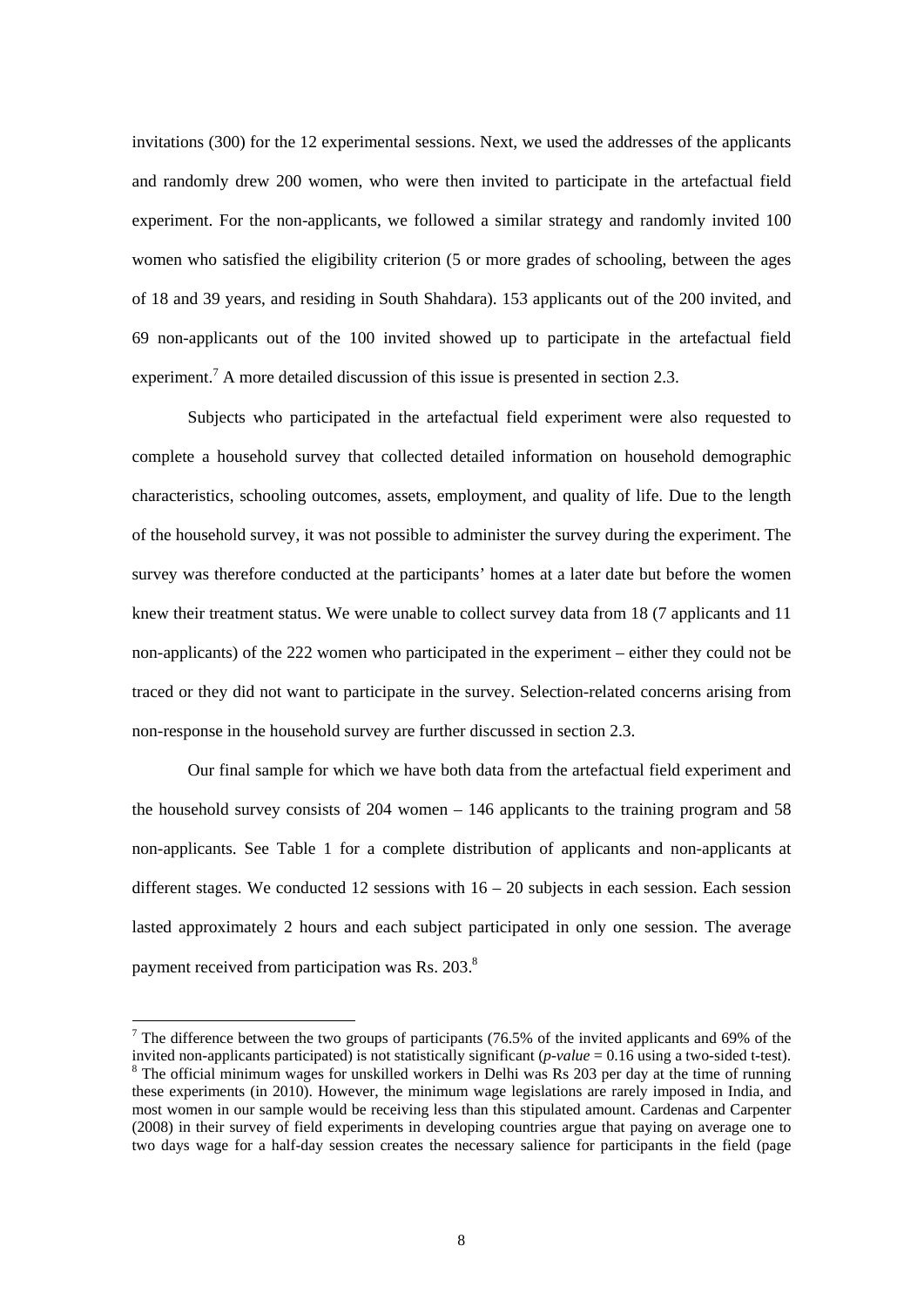invitations (300) for the 12 experimental sessions. Next, we used the addresses of the applicants and randomly drew 200 women, who were then invited to participate in the artefactual field experiment. For the non-applicants, we followed a similar strategy and randomly invited 100 women who satisfied the eligibility criterion (5 or more grades of schooling, between the ages of 18 and 39 years, and residing in South Shahdara). 153 applicants out of the 200 invited, and 69 non-applicants out of the 100 invited showed up to participate in the artefactual field experiment.[7] A more detailed discussion of this issue is presented in section 2.3.

Subjects who participated in the artefactual field experiment were also requested to complete a household survey that collected detailed information on household demographic characteristics, schooling outcomes, assets, employment, and quality of life. Due to the length of the household survey, it was not possible to administer the survey during the experiment. The survey was therefore conducted at the participants' homes at a later date but before the women knew their treatment status. We were unable to collect survey data from 18 (7 applicants and 11 non-applicants) of the 222 women who participated in the experiment – either they could not be traced or they did not want to participate in the survey. Selection-related concerns arising from non-response in the household survey are further discussed in section 2.3.

Our final sample for which we have both data from the artefactual field experiment and the household survey consists of 204 women – 146 applicants to the training program and 58 non-applicants. See Table 1 for a complete distribution of applicants and non-applicants at different stages. We conducted 12 sessions with 16 – 20 subjects in each session. Each session lasted approximately 2 hours and each subject participated in only one session. The average payment received from participation was Rs. 203.[8]

---

[7] The difference between the two groups of participants (76.5% of the invited applicants and 69% of the invited non-applicants participated) is not statistically significant (*p-value* = 0.16 using a two-sided t-test).

[8] The official minimum wages for unskilled workers in Delhi was Rs 203 per day at the time of running these experiments (in 2010). However, the minimum wage legislations are rarely imposed in India, and most women in our sample would be receiving less than this stipulated amount. Cardenas and Carpenter (2008) in their survey of field experiments in developing countries argue that paying on average one to two days wage for a half-day session creates the necessary salience for participants in the field (page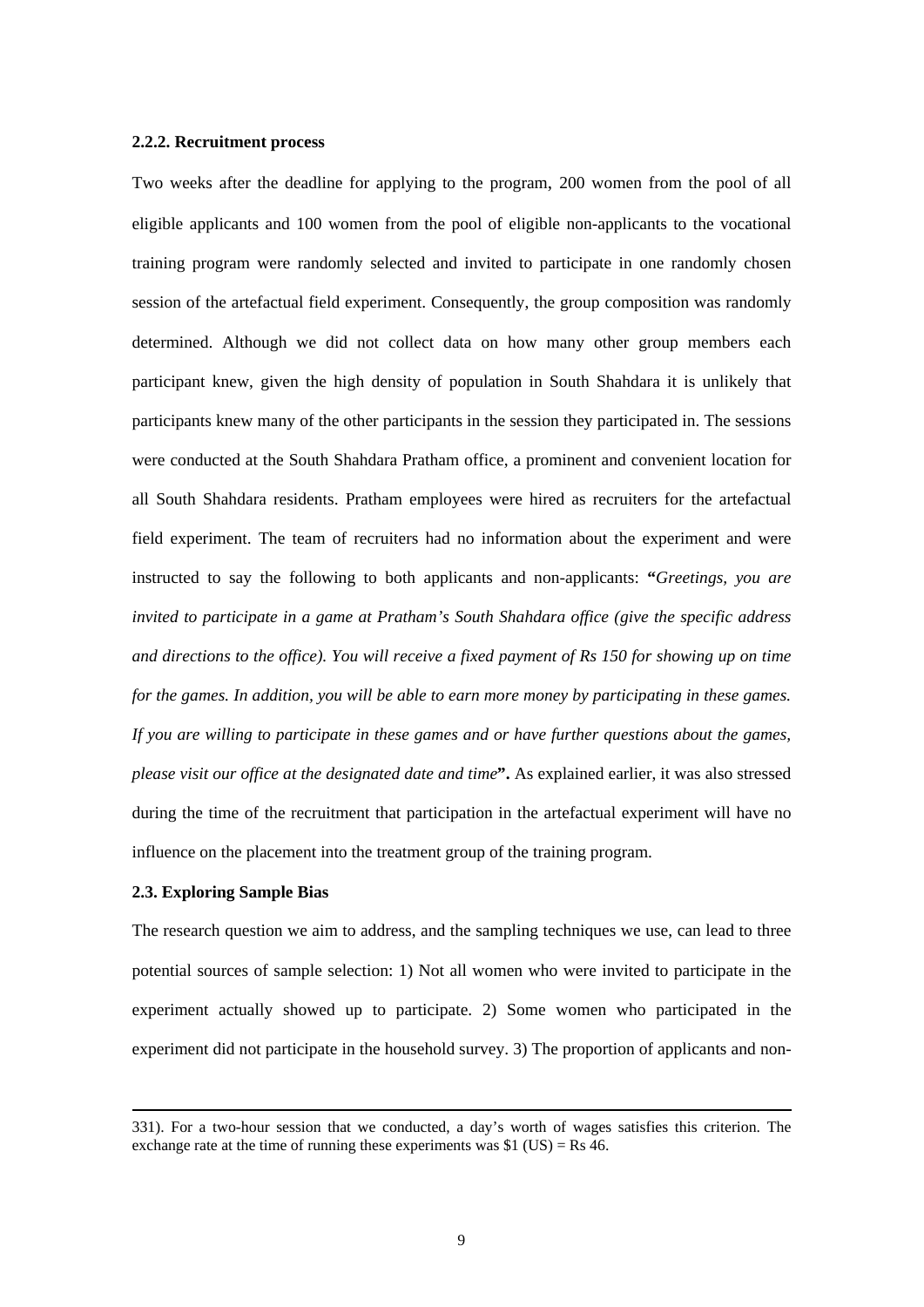### 2.2.2. Recruitment process

Two weeks after the deadline for applying to the program, 200 women from the pool of all eligible applicants and 100 women from the pool of eligible non-applicants to the vocational training program were randomly selected and invited to participate in one randomly chosen session of the artefactual field experiment. Consequently, the group composition was randomly determined. Although we did not collect data on how many other group members each participant knew, given the high density of population in South Shahdara it is unlikely that participants knew many of the other participants in the session they participated in. The sessions were conducted at the South Shahdara Pratham office, a prominent and convenient location for all South Shahdara residents. Pratham employees were hired as recruiters for the artefactual field experiment. The team of recruiters had no information about the experiment and were instructed to say the following to both applicants and non-applicants: **"***Greetings, you are invited to participate in a game at Pratham's South Shahdara office (give the specific address and directions to the office). You will receive a fixed payment of Rs 150 for showing up on time for the games. In addition, you will be able to earn more money by participating in these games. If you are willing to participate in these games and or have further questions about the games, please visit our office at the designated date and time***".** As explained earlier, it was also stressed during the time of the recruitment that participation in the artefactual experiment will have no influence on the placement into the treatment group of the training program.

### 2.3. Exploring Sample Bias

The research question we aim to address, and the sampling techniques we use, can lead to three potential sources of sample selection: 1) Not all women who were invited to participate in the experiment actually showed up to participate. 2) Some women who participated in the experiment did not participate in the household survey. 3) The proportion of applicants and non-

---

331). For a two-hour session that we conducted, a day's worth of wages satisfies this criterion. The exchange rate at the time of running these experiments was $1 (US) = Rs 46.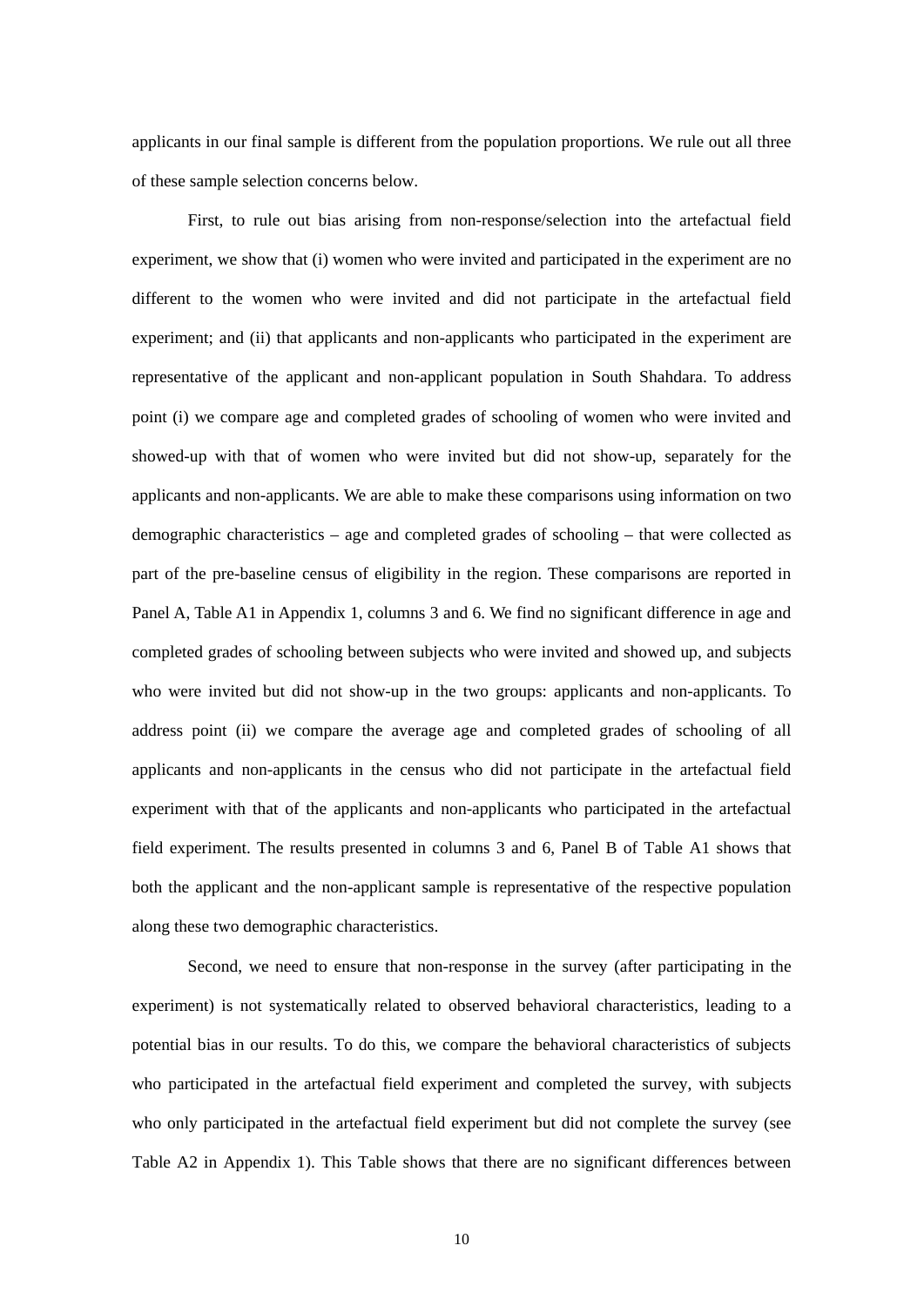applicants in our final sample is different from the population proportions. We rule out all three of these sample selection concerns below.

First, to rule out bias arising from non-response/selection into the artefactual field experiment, we show that (i) women who were invited and participated in the experiment are no different to the women who were invited and did not participate in the artefactual field experiment; and (ii) that applicants and non-applicants who participated in the experiment are representative of the applicant and non-applicant population in South Shahdara. To address point (i) we compare age and completed grades of schooling of women who were invited and showed-up with that of women who were invited but did not show-up, separately for the applicants and non-applicants. We are able to make these comparisons using information on two demographic characteristics – age and completed grades of schooling – that were collected as part of the pre-baseline census of eligibility in the region. These comparisons are reported in Panel A, Table A1 in Appendix 1, columns 3 and 6. We find no significant difference in age and completed grades of schooling between subjects who were invited and showed up, and subjects who were invited but did not show-up in the two groups: applicants and non-applicants. To address point (ii) we compare the average age and completed grades of schooling of all applicants and non-applicants in the census who did not participate in the artefactual field experiment with that of the applicants and non-applicants who participated in the artefactual field experiment. The results presented in columns 3 and 6, Panel B of Table A1 shows that both the applicant and the non-applicant sample is representative of the respective population along these two demographic characteristics.

Second, we need to ensure that non-response in the survey (after participating in the experiment) is not systematically related to observed behavioral characteristics, leading to a potential bias in our results. To do this, we compare the behavioral characteristics of subjects who participated in the artefactual field experiment and completed the survey, with subjects who only participated in the artefactual field experiment but did not complete the survey (see Table A2 in Appendix 1). This Table shows that there are no significant differences between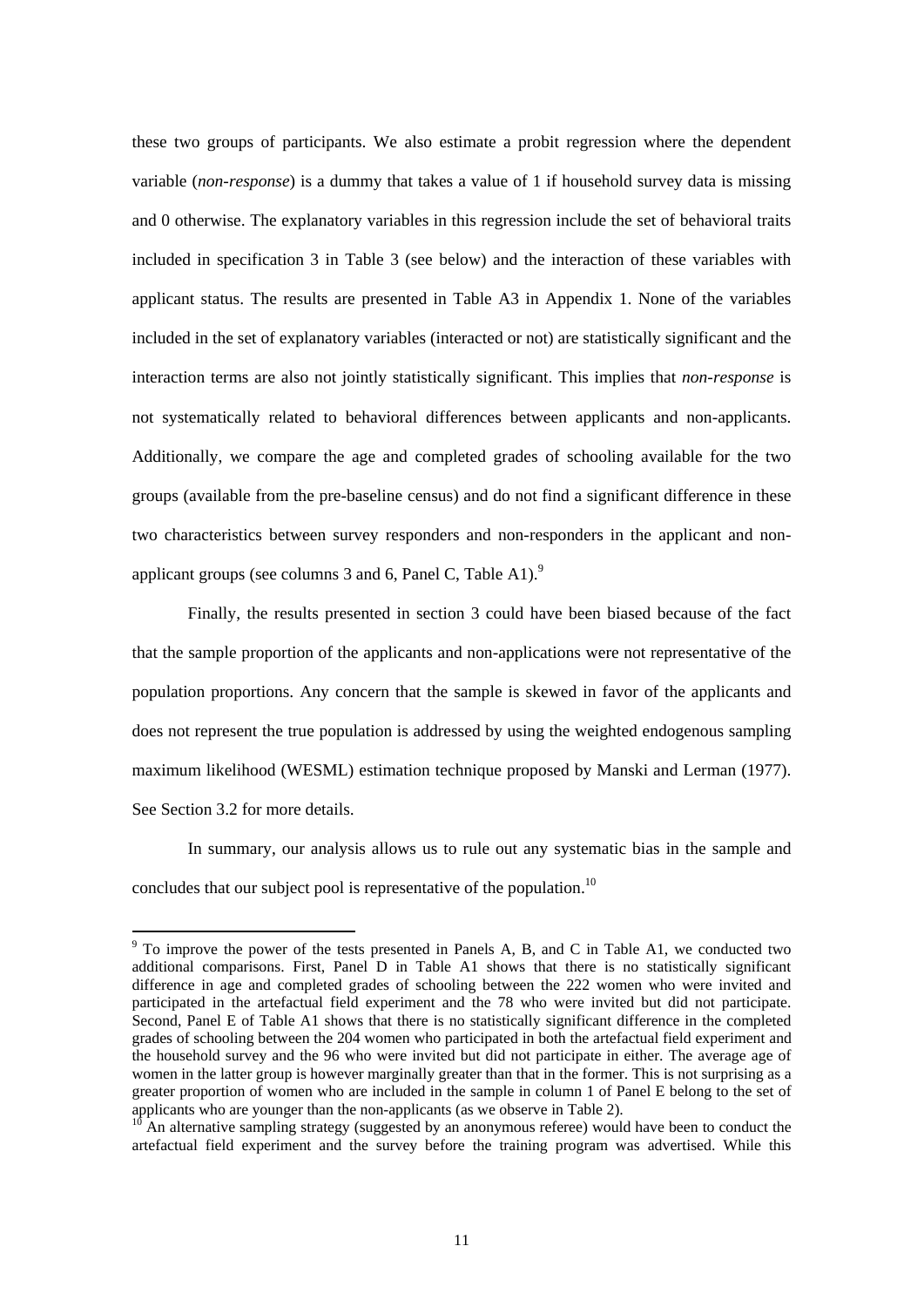these two groups of participants. We also estimate a probit regression where the dependent variable (*non-response*) is a dummy that takes a value of 1 if household survey data is missing and 0 otherwise. The explanatory variables in this regression include the set of behavioral traits included in specification 3 in Table 3 (see below) and the interaction of these variables with applicant status. The results are presented in Table A3 in Appendix 1. None of the variables included in the set of explanatory variables (interacted or not) are statistically significant and the interaction terms are also not jointly statistically significant. This implies that *non-response* is not systematically related to behavioral differences between applicants and non-applicants. Additionally, we compare the age and completed grades of schooling available for the two groups (available from the pre-baseline census) and do not find a significant difference in these two characteristics between survey responders and non-responders in the applicant and non-applicant groups (see columns 3 and 6, Panel C, Table A1).[9]

Finally, the results presented in section 3 could have been biased because of the fact that the sample proportion of the applicants and non-applications were not representative of the population proportions. Any concern that the sample is skewed in favor of the applicants and does not represent the true population is addressed by using the weighted endogenous sampling maximum likelihood (WESML) estimation technique proposed by Manski and Lerman (1977). See Section 3.2 for more details.

In summary, our analysis allows us to rule out any systematic bias in the sample and concludes that our subject pool is representative of the population.[10]

[9] To improve the power of the tests presented in Panels A, B, and C in Table A1, we conducted two additional comparisons. First, Panel D in Table A1 shows that there is no statistically significant difference in age and completed grades of schooling between the 222 women who were invited and participated in the artefactual field experiment and the 78 who were invited but did not participate. Second, Panel E of Table A1 shows that there is no statistically significant difference in the completed grades of schooling between the 204 women who participated in both the artefactual field experiment and the household survey and the 96 who were invited but did not participate in either. The average age of women in the latter group is however marginally greater than that in the former. This is not surprising as a greater proportion of women who are included in the sample in column 1 of Panel E belong to the set of applicants who are younger than the non-applicants (as we observe in Table 2).

[10] An alternative sampling strategy (suggested by an anonymous referee) would have been to conduct the artefactual field experiment and the survey before the training program was advertised. While this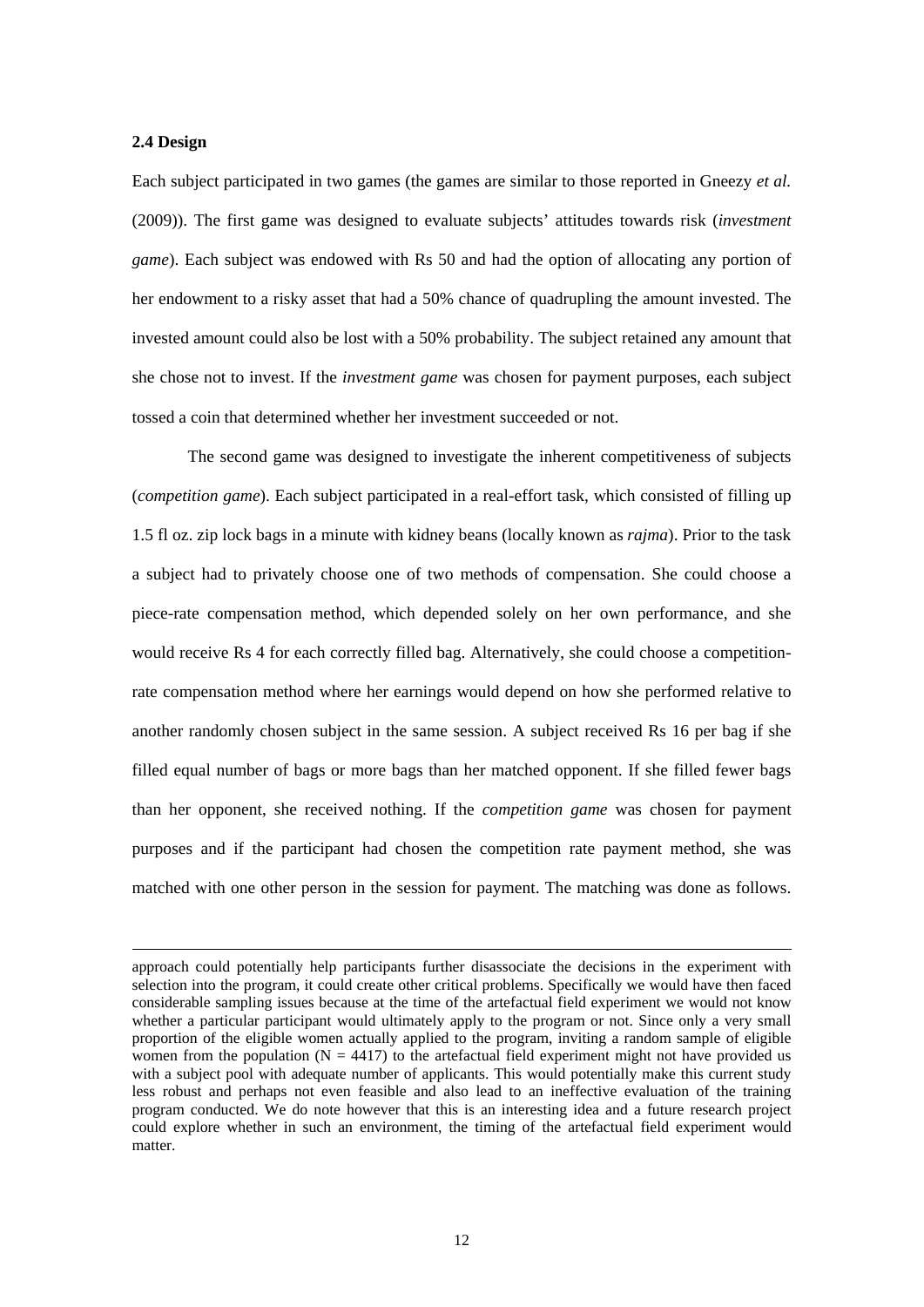### 2.4 Design

Each subject participated in two games (the games are similar to those reported in Gneezy *et al.* (2009)). The first game was designed to evaluate subjects' attitudes towards risk (*investment game*). Each subject was endowed with Rs 50 and had the option of allocating any portion of her endowment to a risky asset that had a 50% chance of quadrupling the amount invested. The invested amount could also be lost with a 50% probability. The subject retained any amount that she chose not to invest. If the *investment game* was chosen for payment purposes, each subject tossed a coin that determined whether her investment succeeded or not.

The second game was designed to investigate the inherent competitiveness of subjects (*competition game*). Each subject participated in a real-effort task, which consisted of filling up 1.5 fl oz. zip lock bags in a minute with kidney beans (locally known as *rajma*). Prior to the task a subject had to privately choose one of two methods of compensation. She could choose a piece-rate compensation method, which depended solely on her own performance, and she would receive Rs 4 for each correctly filled bag. Alternatively, she could choose a competition-rate compensation method where her earnings would depend on how she performed relative to another randomly chosen subject in the same session. A subject received Rs 16 per bag if she filled equal number of bags or more bags than her matched opponent. If she filled fewer bags than her opponent, she received nothing. If the *competition game* was chosen for payment purposes and if the participant had chosen the competition rate payment method, she was matched with one other person in the session for payment. The matching was done as follows.

---

approach could potentially help participants further disassociate the decisions in the experiment with selection into the program, it could create other critical problems. Specifically we would have then faced considerable sampling issues because at the time of the artefactual field experiment we would not know whether a particular participant would ultimately apply to the program or not. Since only a very small proportion of the eligible women actually applied to the program, inviting a random sample of eligible women from the population ($N = 4417$) to the artefactual field experiment might not have provided us with a subject pool with adequate number of applicants. This would potentially make this current study less robust and perhaps not even feasible and also lead to an ineffective evaluation of the training program conducted. We do note however that this is an interesting idea and a future research project could explore whether in such an environment, the timing of the artefactual field experiment would matter.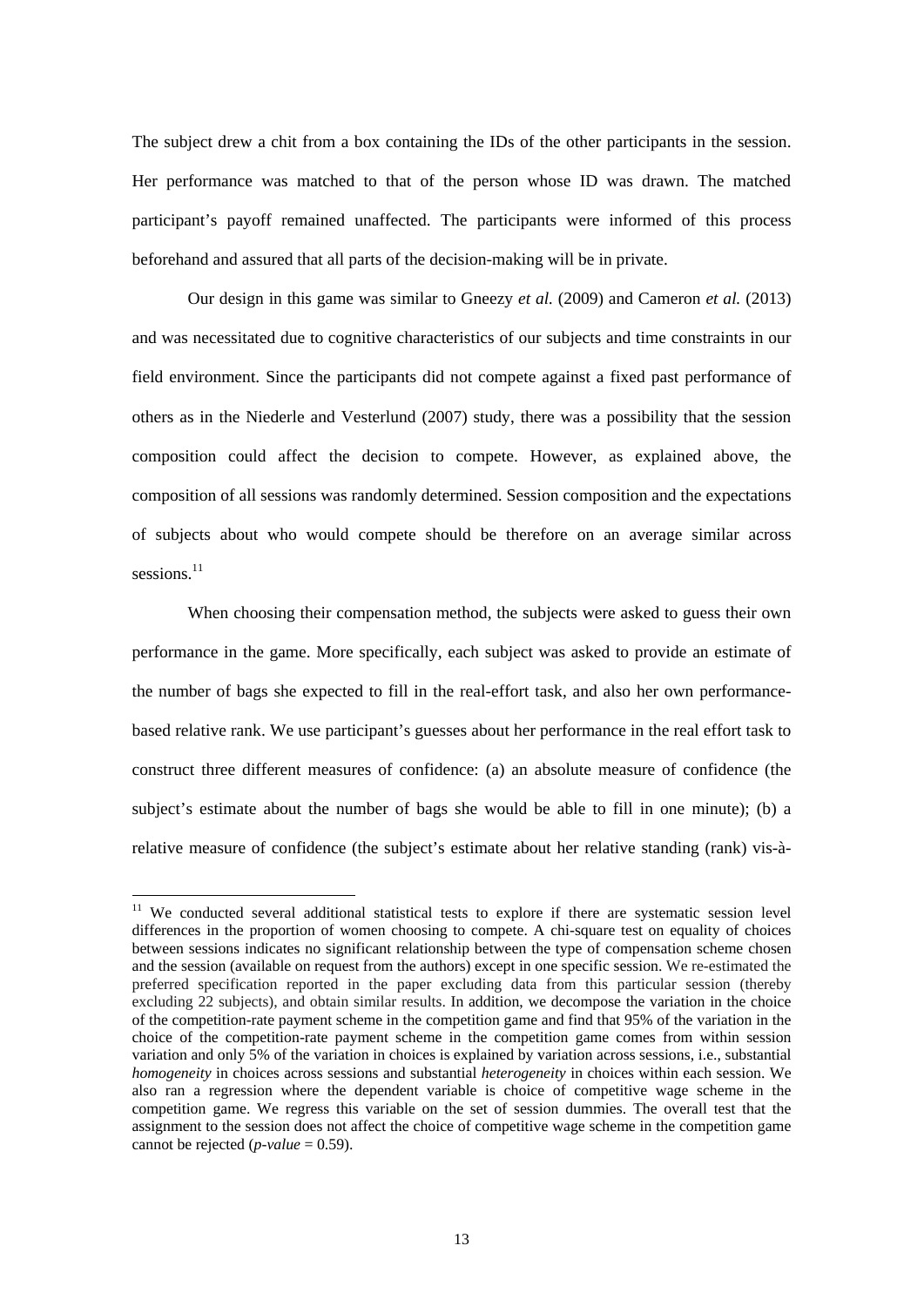The subject drew a chit from a box containing the IDs of the other participants in the session. Her performance was matched to that of the person whose ID was drawn. The matched participant's payoff remained unaffected. The participants were informed of this process beforehand and assured that all parts of the decision-making will be in private.

Our design in this game was similar to Gneezy *et al.* (2009) and Cameron *et al.* (2013) and was necessitated due to cognitive characteristics of our subjects and time constraints in our field environment. Since the participants did not compete against a fixed past performance of others as in the Niederle and Vesterlund (2007) study, there was a possibility that the session composition could affect the decision to compete. However, as explained above, the composition of all sessions was randomly determined. Session composition and the expectations of subjects about who would compete should be therefore on an average similar across sessions.[11]

When choosing their compensation method, the subjects were asked to guess their own performance in the game. More specifically, each subject was asked to provide an estimate of the number of bags she expected to fill in the real-effort task, and also her own performance-based relative rank. We use participant's guesses about her performance in the real effort task to construct three different measures of confidence: (a) an absolute measure of confidence (the subject's estimate about the number of bags she would be able to fill in one minute); (b) a relative measure of confidence (the subject's estimate about her relative standing (rank) vis-à-

---

[11] We conducted several additional statistical tests to explore if there are systematic session level differences in the proportion of women choosing to compete. A chi-square test on equality of choices between sessions indicates no significant relationship between the type of compensation scheme chosen and the session (available on request from the authors) except in one specific session. We re-estimated the preferred specification reported in the paper excluding data from this particular session (thereby excluding 22 subjects), and obtain similar results. In addition, we decompose the variation in the choice of the competition-rate payment scheme in the competition game and find that 95% of the variation in the choice of the competition-rate payment scheme in the competition game comes from within session variation and only 5% of the variation in choices is explained by variation across sessions, i.e., substantial *homogeneity* in choices across sessions and substantial *heterogeneity* in choices within each session. We also ran a regression where the dependent variable is choice of competitive wage scheme in the competition game. We regress this variable on the set of session dummies. The overall test that the assignment to the session does not affect the choice of competitive wage scheme in the competition game cannot be rejected (*p-value* = 0.59).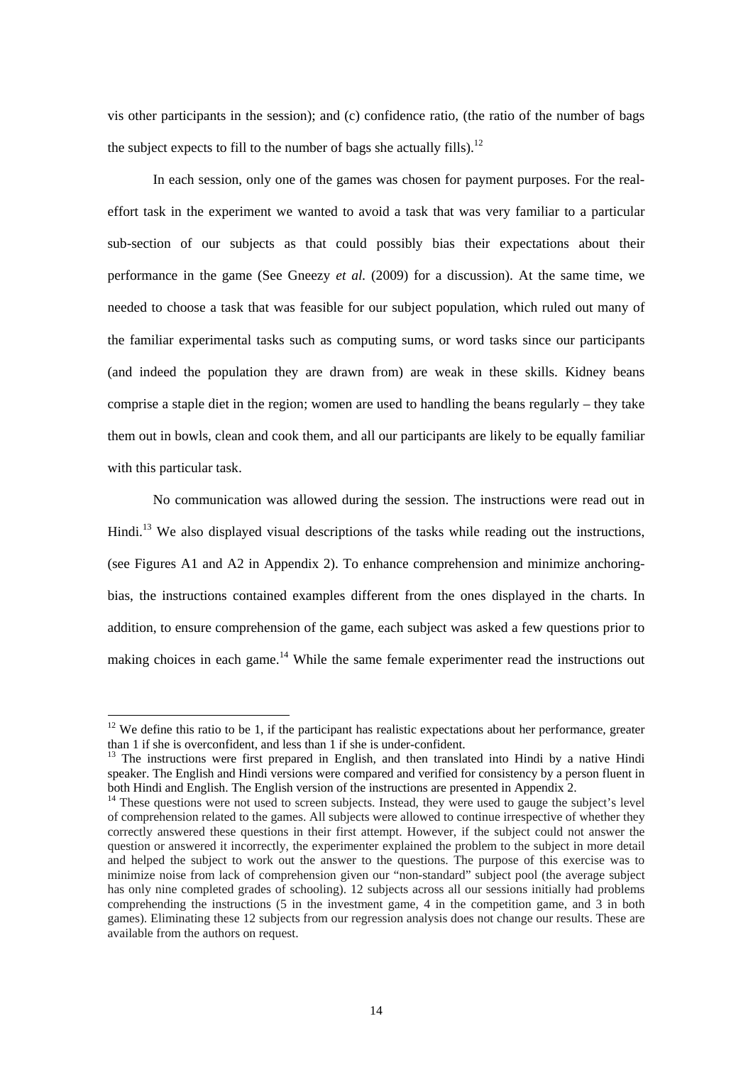vis other participants in the session); and (c) confidence ratio, (the ratio of the number of bags the subject expects to fill to the number of bags she actually fills).[12]

In each session, only one of the games was chosen for payment purposes. For the real-effort task in the experiment we wanted to avoid a task that was very familiar to a particular sub-section of our subjects as that could possibly bias their expectations about their performance in the game (See Gneezy *et al.* (2009) for a discussion). At the same time, we needed to choose a task that was feasible for our subject population, which ruled out many of the familiar experimental tasks such as computing sums, or word tasks since our participants (and indeed the population they are drawn from) are weak in these skills. Kidney beans comprise a staple diet in the region; women are used to handling the beans regularly – they take them out in bowls, clean and cook them, and all our participants are likely to be equally familiar with this particular task.

No communication was allowed during the session. The instructions were read out in Hindi.[13] We also displayed visual descriptions of the tasks while reading out the instructions, (see Figures A1 and A2 in Appendix 2). To enhance comprehension and minimize anchoring-bias, the instructions contained examples different from the ones displayed in the charts. In addition, to ensure comprehension of the game, each subject was asked a few questions prior to making choices in each game.[14] While the same female experimenter read the instructions out

---

[12] We define this ratio to be 1, if the participant has realistic expectations about her performance, greater than 1 if she is overconfident, and less than 1 if she is under-confident.

[13] The instructions were first prepared in English, and then translated into Hindi by a native Hindi speaker. The English and Hindi versions were compared and verified for consistency by a person fluent in both Hindi and English. The English version of the instructions are presented in Appendix 2.

[14] These questions were not used to screen subjects. Instead, they were used to gauge the subject's level of comprehension related to the games. All subjects were allowed to continue irrespective of whether they correctly answered these questions in their first attempt. However, if the subject could not answer the question or answered it incorrectly, the experimenter explained the problem to the subject in more detail and helped the subject to work out the answer to the questions. The purpose of this exercise was to minimize noise from lack of comprehension given our "non-standard" subject pool (the average subject has only nine completed grades of schooling). 12 subjects across all our sessions initially had problems comprehending the instructions (5 in the investment game, 4 in the competition game, and 3 in both games). Eliminating these 12 subjects from our regression analysis does not change our results. These are available from the authors on request.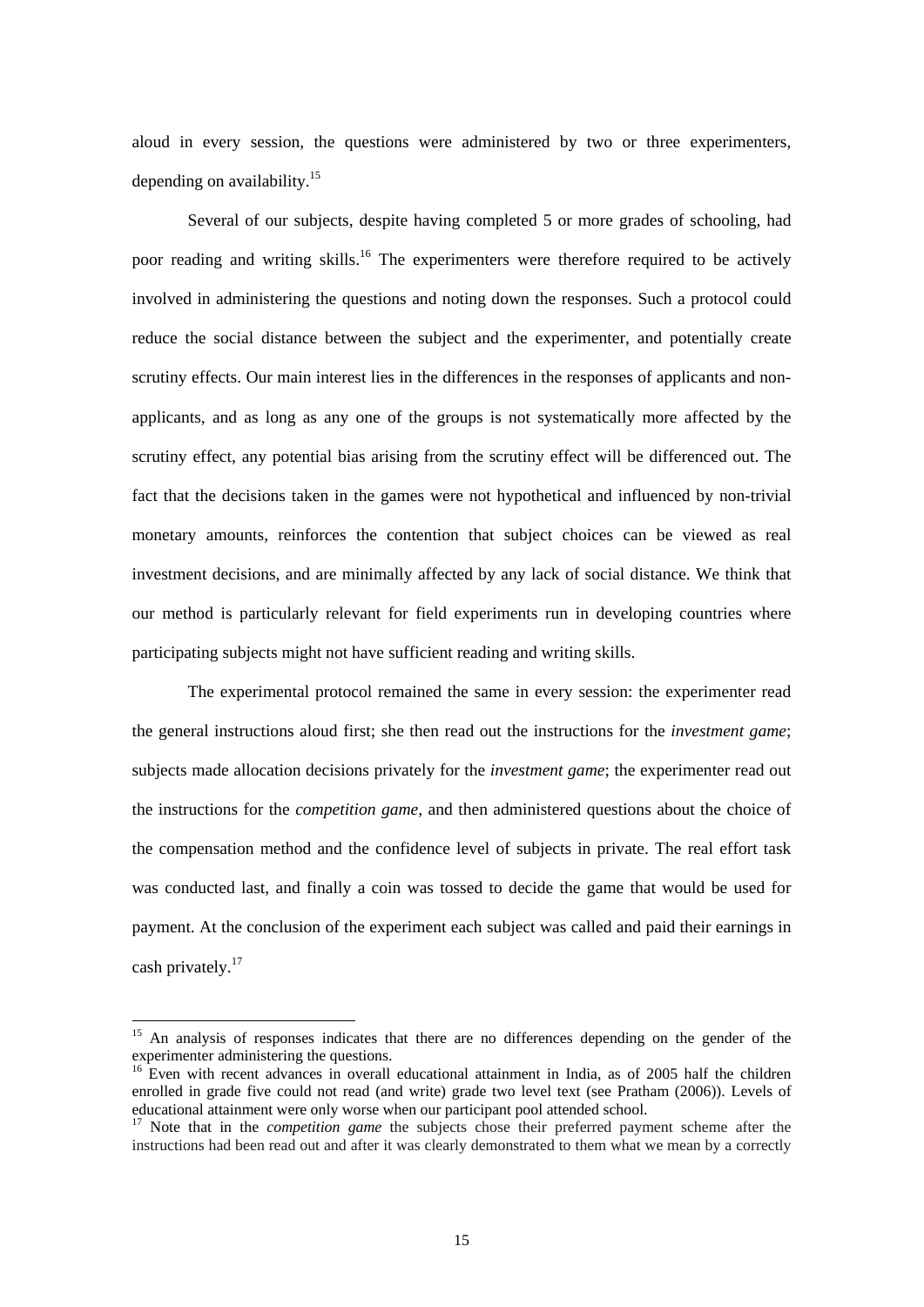aloud in every session, the questions were administered by two or three experimenters, depending on availability.[15]

Several of our subjects, despite having completed 5 or more grades of schooling, had poor reading and writing skills.[16] The experimenters were therefore required to be actively involved in administering the questions and noting down the responses. Such a protocol could reduce the social distance between the subject and the experimenter, and potentially create scrutiny effects. Our main interest lies in the differences in the responses of applicants and non-applicants, and as long as any one of the groups is not systematically more affected by the scrutiny effect, any potential bias arising from the scrutiny effect will be differenced out. The fact that the decisions taken in the games were not hypothetical and influenced by non-trivial monetary amounts, reinforces the contention that subject choices can be viewed as real investment decisions, and are minimally affected by any lack of social distance. We think that our method is particularly relevant for field experiments run in developing countries where participating subjects might not have sufficient reading and writing skills.

The experimental protocol remained the same in every session: the experimenter read the general instructions aloud first; she then read out the instructions for the *investment game*; subjects made allocation decisions privately for the *investment game*; the experimenter read out the instructions for the *competition game*, and then administered questions about the choice of the compensation method and the confidence level of subjects in private. The real effort task was conducted last, and finally a coin was tossed to decide the game that would be used for payment. At the conclusion of the experiment each subject was called and paid their earnings in cash privately.[17]

---

[15] An analysis of responses indicates that there are no differences depending on the gender of the experimenter administering the questions.

[16] Even with recent advances in overall educational attainment in India, as of 2005 half the children enrolled in grade five could not read (and write) grade two level text (see Pratham (2006)). Levels of educational attainment were only worse when our participant pool attended school.

[17] Note that in the *competition game* the subjects chose their preferred payment scheme after the instructions had been read out and after it was clearly demonstrated to them what we mean by a correctly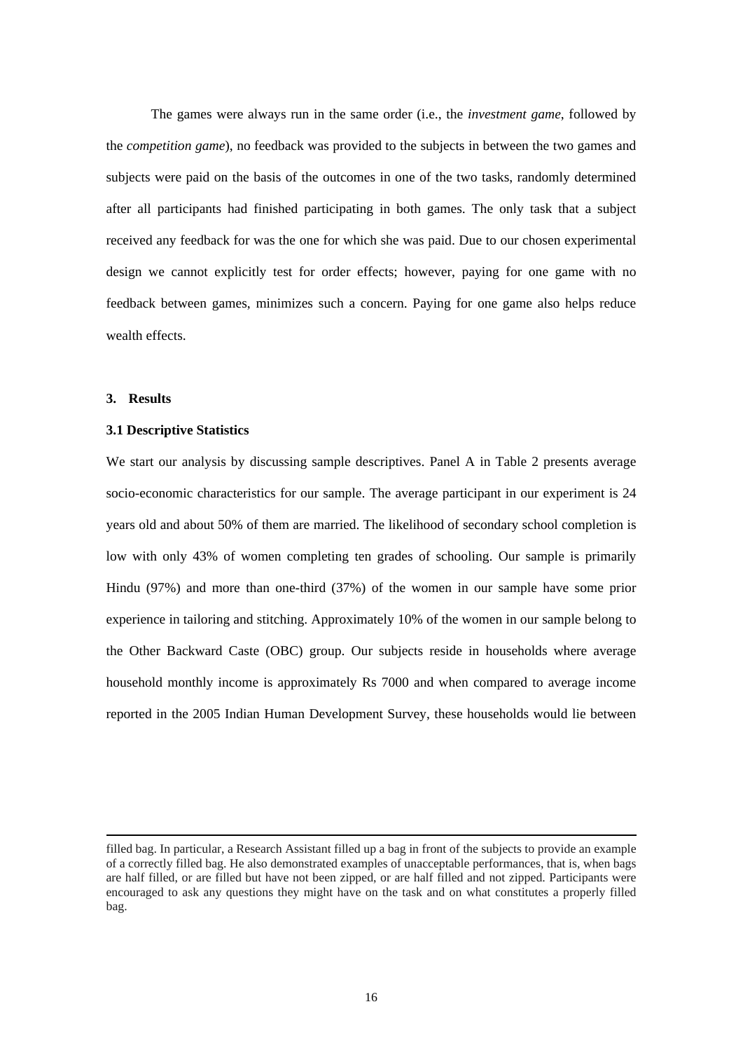The games were always run in the same order (i.e., the *investment game*, followed by the *competition game*), no feedback was provided to the subjects in between the two games and subjects were paid on the basis of the outcomes in one of the two tasks, randomly determined after all participants had finished participating in both games. The only task that a subject received any feedback for was the one for which she was paid. Due to our chosen experimental design we cannot explicitly test for order effects; however, paying for one game with no feedback between games, minimizes such a concern. Paying for one game also helps reduce wealth effects.

## 3. Results

### 3.1 Descriptive Statistics

We start our analysis by discussing sample descriptives. Panel A in Table 2 presents average socio-economic characteristics for our sample. The average participant in our experiment is 24 years old and about 50% of them are married. The likelihood of secondary school completion is low with only 43% of women completing ten grades of schooling. Our sample is primarily Hindu (97%) and more than one-third (37%) of the women in our sample have some prior experience in tailoring and stitching. Approximately 10% of the women in our sample belong to the Other Backward Caste (OBC) group. Our subjects reside in households where average household monthly income is approximately Rs 7000 and when compared to average income reported in the 2005 Indian Human Development Survey, these households would lie between

---

filled bag. In particular, a Research Assistant filled up a bag in front of the subjects to provide an example of a correctly filled bag. He also demonstrated examples of unacceptable performances, that is, when bags are half filled, or are filled but have not been zipped, or are half filled and not zipped. Participants were encouraged to ask any questions they might have on the task and on what constitutes a properly filled bag.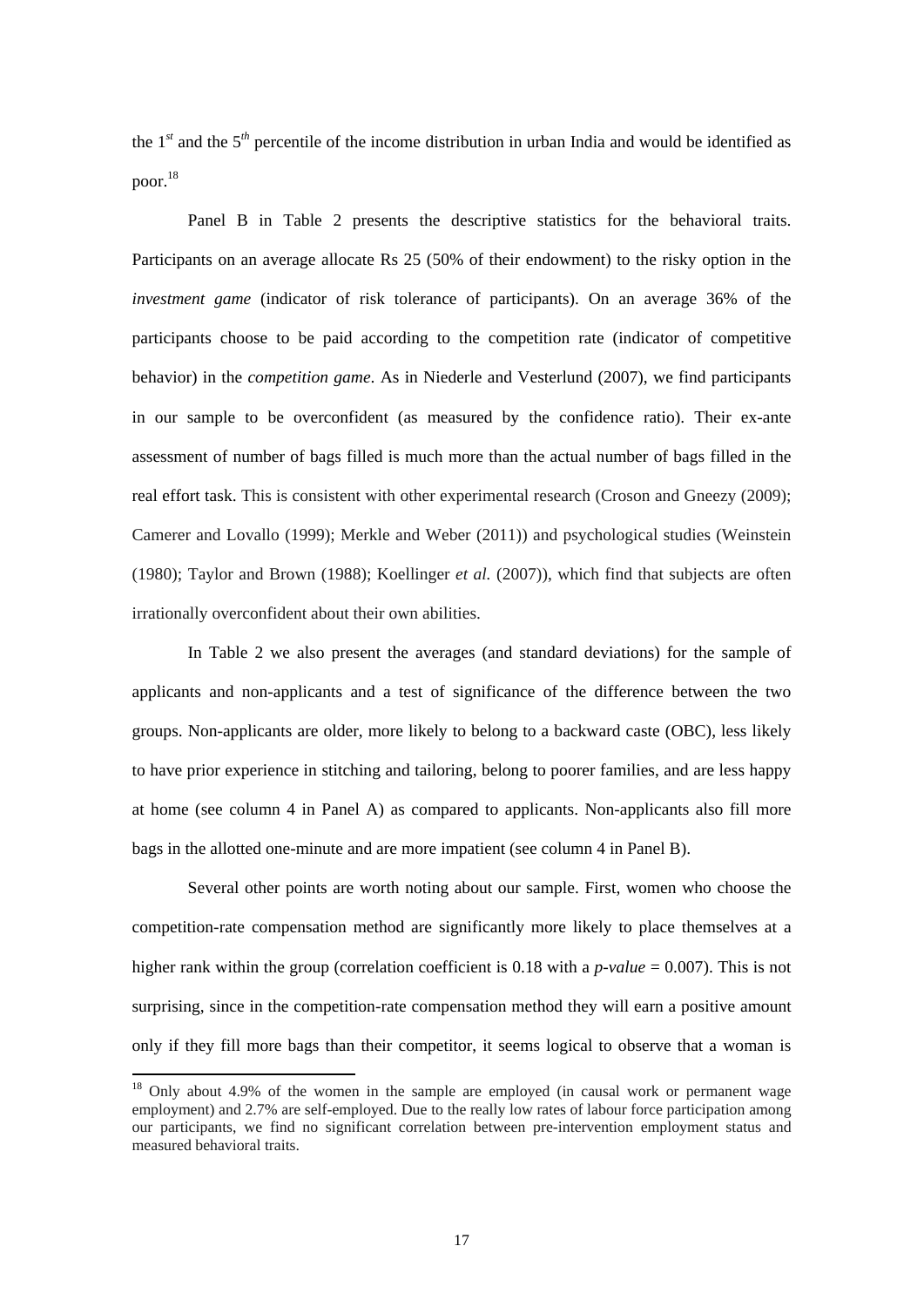the 1$^{st}$ and the 5$^{th}$ percentile of the income distribution in urban India and would be identified as poor.[18]

Panel B in Table 2 presents the descriptive statistics for the behavioral traits. Participants on an average allocate Rs 25 (50% of their endowment) to the risky option in the *investment game* (indicator of risk tolerance of participants). On an average 36% of the participants choose to be paid according to the competition rate (indicator of competitive behavior) in the *competition game*. As in Niederle and Vesterlund (2007), we find participants in our sample to be overconfident (as measured by the confidence ratio). Their ex-ante assessment of number of bags filled is much more than the actual number of bags filled in the real effort task. This is consistent with other experimental research (Croson and Gneezy (2009); Camerer and Lovallo (1999); Merkle and Weber (2011)) and psychological studies (Weinstein (1980); Taylor and Brown (1988); Koellinger *et al.* (2007)), which find that subjects are often irrationally overconfident about their own abilities.

In Table 2 we also present the averages (and standard deviations) for the sample of applicants and non-applicants and a test of significance of the difference between the two groups. Non-applicants are older, more likely to belong to a backward caste (OBC), less likely to have prior experience in stitching and tailoring, belong to poorer families, and are less happy at home (see column 4 in Panel A) as compared to applicants. Non-applicants also fill more bags in the allotted one-minute and are more impatient (see column 4 in Panel B).

Several other points are worth noting about our sample. First, women who choose the competition-rate compensation method are significantly more likely to place themselves at a higher rank within the group (correlation coefficient is 0.18 with a *p-value* = 0.007). This is not surprising, since in the competition-rate compensation method they will earn a positive amount only if they fill more bags than their competitor, it seems logical to observe that a woman is

---

[18] Only about 4.9% of the women in the sample are employed (in causal work or permanent wage employment) and 2.7% are self-employed. Due to the really low rates of labour force participation among our participants, we find no significant correlation between pre-intervention employment status and measured behavioral traits.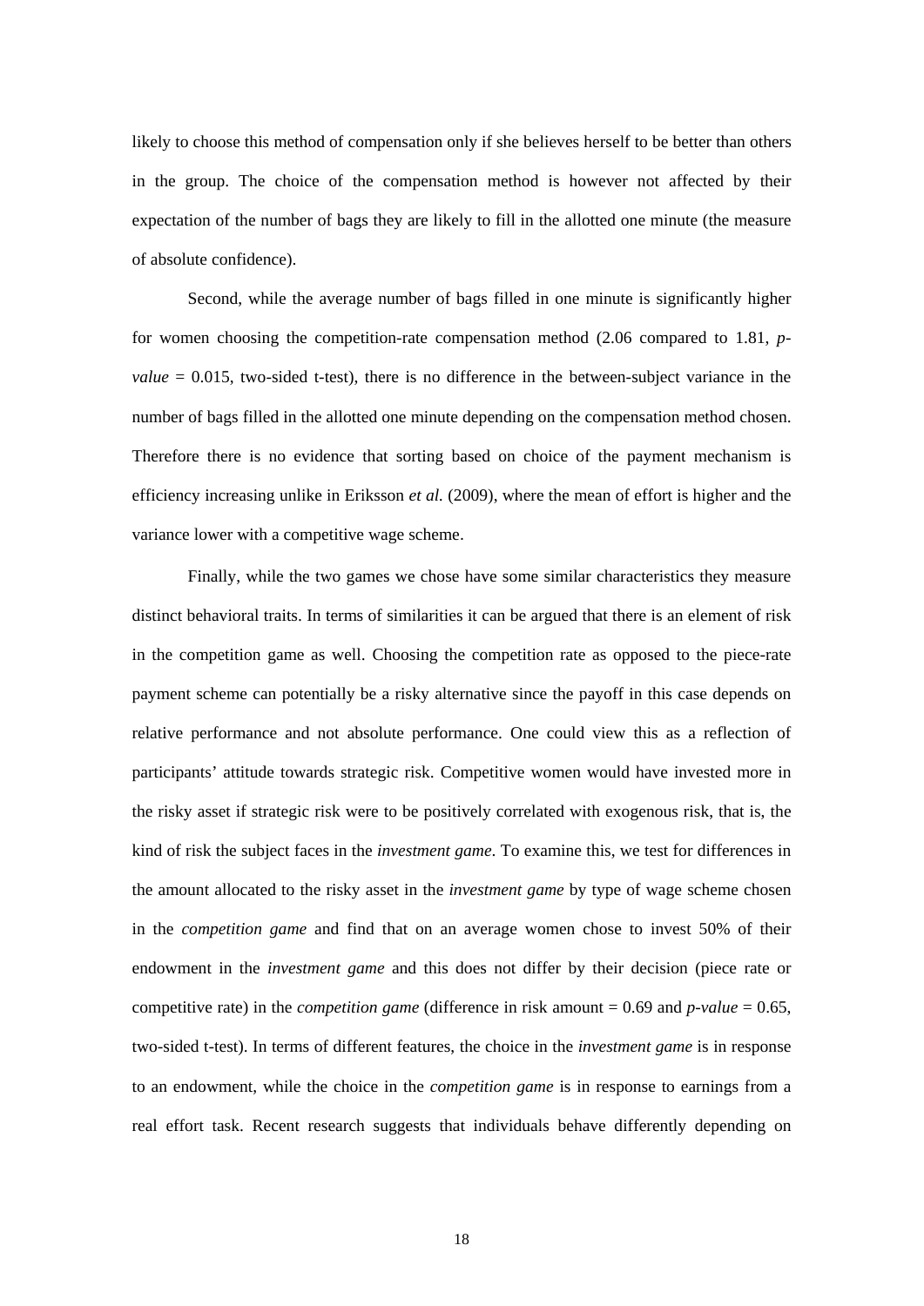likely to choose this method of compensation only if she believes herself to be better than others in the group. The choice of the compensation method is however not affected by their expectation of the number of bags they are likely to fill in the allotted one minute (the measure of absolute confidence).

Second, while the average number of bags filled in one minute is significantly higher for women choosing the competition-rate compensation method (2.06 compared to 1.81, *p-value* = 0.015, two-sided t-test), there is no difference in the between-subject variance in the number of bags filled in the allotted one minute depending on the compensation method chosen. Therefore there is no evidence that sorting based on choice of the payment mechanism is efficiency increasing unlike in Eriksson *et al.* (2009), where the mean of effort is higher and the variance lower with a competitive wage scheme.

Finally, while the two games we chose have some similar characteristics they measure distinct behavioral traits. In terms of similarities it can be argued that there is an element of risk in the competition game as well. Choosing the competition rate as opposed to the piece-rate payment scheme can potentially be a risky alternative since the payoff in this case depends on relative performance and not absolute performance. One could view this as a reflection of participants' attitude towards strategic risk. Competitive women would have invested more in the risky asset if strategic risk were to be positively correlated with exogenous risk, that is, the kind of risk the subject faces in the *investment game*. To examine this, we test for differences in the amount allocated to the risky asset in the *investment game* by type of wage scheme chosen in the *competition game* and find that on an average women chose to invest 50% of their endowment in the *investment game* and this does not differ by their decision (piece rate or competitive rate) in the *competition game* (difference in risk amount = 0.69 and *p-value* = 0.65, two-sided t-test). In terms of different features, the choice in the *investment game* is in response to an endowment, while the choice in the *competition game* is in response to earnings from a real effort task. Recent research suggests that individuals behave differently depending on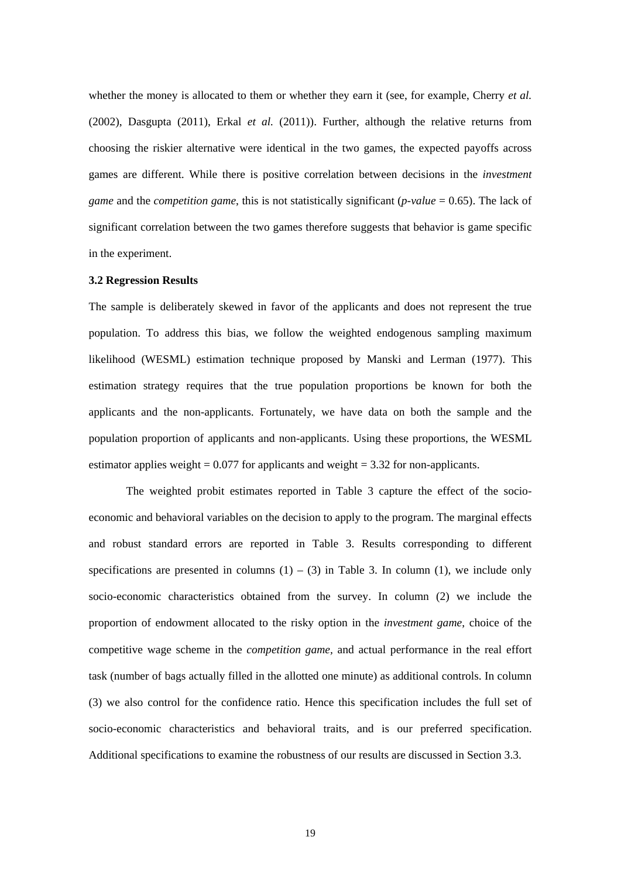whether the money is allocated to them or whether they earn it (see, for example, Cherry *et al.* (2002), Dasgupta (2011), Erkal *et al.* (2011)). Further, although the relative returns from choosing the riskier alternative were identical in the two games, the expected payoffs across games are different. While there is positive correlation between decisions in the *investment game* and the *competition game*, this is not statistically significant (*p-value* = 0.65). The lack of significant correlation between the two games therefore suggests that behavior is game specific in the experiment.

### 3.2 Regression Results

The sample is deliberately skewed in favor of the applicants and does not represent the true population. To address this bias, we follow the weighted endogenous sampling maximum likelihood (WESML) estimation technique proposed by Manski and Lerman (1977). This estimation strategy requires that the true population proportions be known for both the applicants and the non-applicants. Fortunately, we have data on both the sample and the population proportion of applicants and non-applicants. Using these proportions, the WESML estimator applies weight = 0.077 for applicants and weight = 3.32 for non-applicants.

The weighted probit estimates reported in Table 3 capture the effect of the socio-economic and behavioral variables on the decision to apply to the program. The marginal effects and robust standard errors are reported in Table 3. Results corresponding to different specifications are presented in columns (1) – (3) in Table 3. In column (1), we include only socio-economic characteristics obtained from the survey. In column (2) we include the proportion of endowment allocated to the risky option in the *investment game*, choice of the competitive wage scheme in the *competition game*, and actual performance in the real effort task (number of bags actually filled in the allotted one minute) as additional controls. In column (3) we also control for the confidence ratio. Hence this specification includes the full set of socio-economic characteristics and behavioral traits, and is our preferred specification. Additional specifications to examine the robustness of our results are discussed in Section 3.3.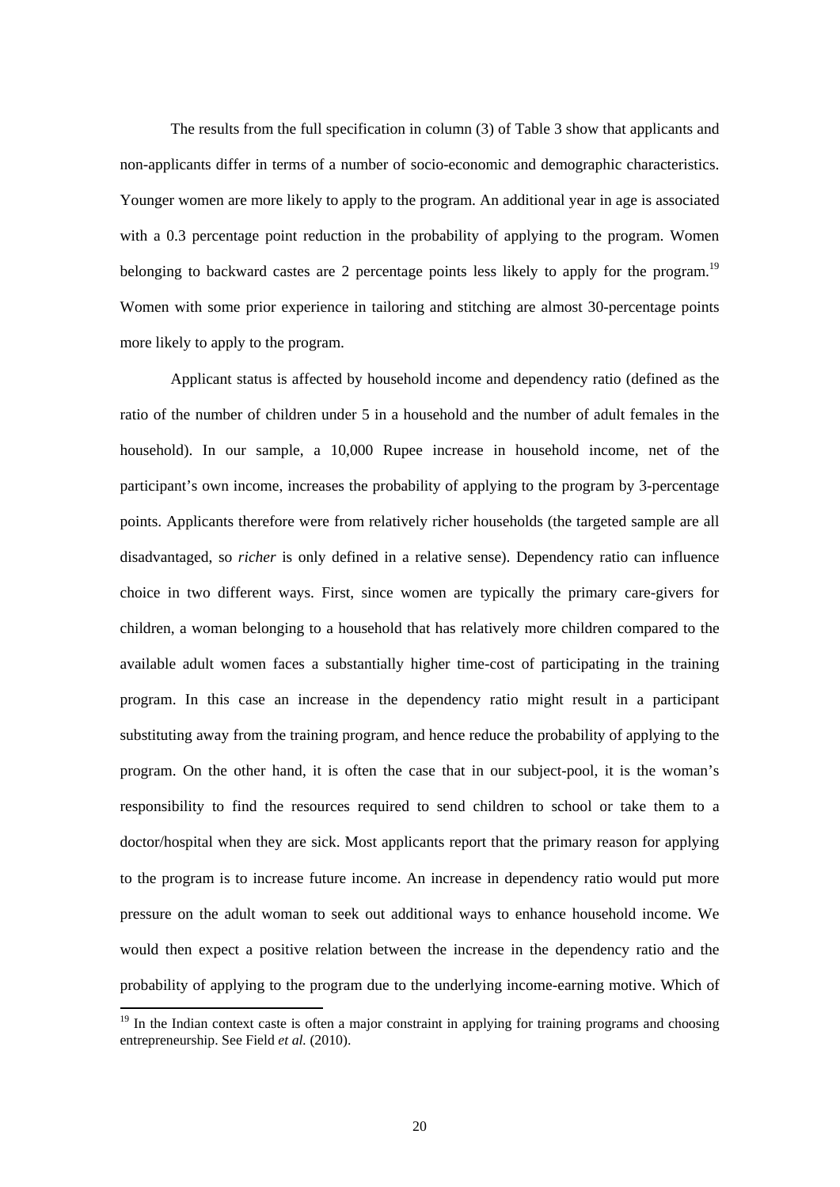The results from the full specification in column (3) of Table 3 show that applicants and non-applicants differ in terms of a number of socio-economic and demographic characteristics. Younger women are more likely to apply to the program. An additional year in age is associated with a 0.3 percentage point reduction in the probability of applying to the program. Women belonging to backward castes are 2 percentage points less likely to apply for the program.[19] Women with some prior experience in tailoring and stitching are almost 30-percentage points more likely to apply to the program.

Applicant status is affected by household income and dependency ratio (defined as the ratio of the number of children under 5 in a household and the number of adult females in the household). In our sample, a 10,000 Rupee increase in household income, net of the participant's own income, increases the probability of applying to the program by 3-percentage points. Applicants therefore were from relatively richer households (the targeted sample are all disadvantaged, so *richer* is only defined in a relative sense). Dependency ratio can influence choice in two different ways. First, since women are typically the primary care-givers for children, a woman belonging to a household that has relatively more children compared to the available adult women faces a substantially higher time-cost of participating in the training program. In this case an increase in the dependency ratio might result in a participant substituting away from the training program, and hence reduce the probability of applying to the program. On the other hand, it is often the case that in our subject-pool, it is the woman's responsibility to find the resources required to send children to school or take them to a doctor/hospital when they are sick. Most applicants report that the primary reason for applying to the program is to increase future income. An increase in dependency ratio would put more pressure on the adult woman to seek out additional ways to enhance household income. We would then expect a positive relation between the increase in the dependency ratio and the probability of applying to the program due to the underlying income-earning motive. Which of

[19] In the Indian context caste is often a major constraint in applying for training programs and choosing entrepreneurship. See Field *et al.* (2010).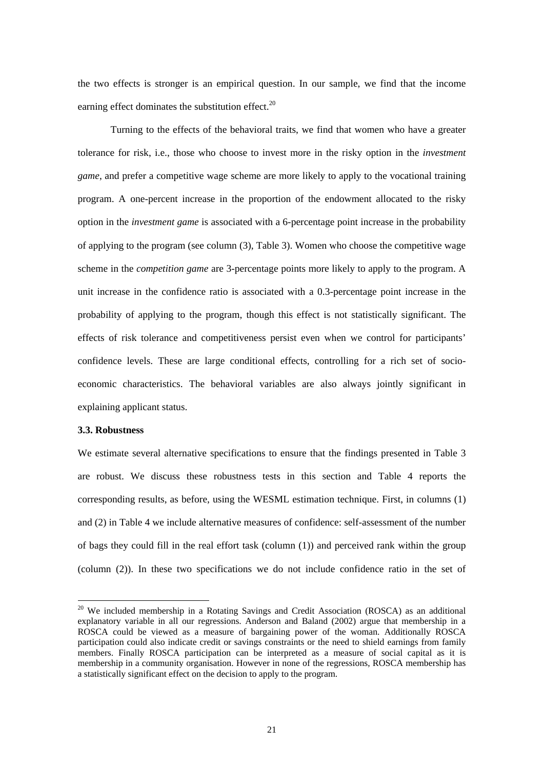the two effects is stronger is an empirical question. In our sample, we find that the income earning effect dominates the substitution effect.[20]

Turning to the effects of the behavioral traits, we find that women who have a greater tolerance for risk, i.e., those who choose to invest more in the risky option in the *investment game*, and prefer a competitive wage scheme are more likely to apply to the vocational training program. A one-percent increase in the proportion of the endowment allocated to the risky option in the *investment game* is associated with a 6-percentage point increase in the probability of applying to the program (see column (3), Table 3). Women who choose the competitive wage scheme in the *competition game* are 3-percentage points more likely to apply to the program. A unit increase in the confidence ratio is associated with a 0.3-percentage point increase in the probability of applying to the program, though this effect is not statistically significant. The effects of risk tolerance and competitiveness persist even when we control for participants' confidence levels. These are large conditional effects, controlling for a rich set of socio-economic characteristics. The behavioral variables are also always jointly significant in explaining applicant status.

### 3.3. Robustness

We estimate several alternative specifications to ensure that the findings presented in Table 3 are robust. We discuss these robustness tests in this section and Table 4 reports the corresponding results, as before, using the WESML estimation technique. First, in columns (1) and (2) in Table 4 we include alternative measures of confidence: self-assessment of the number of bags they could fill in the real effort task (column (1)) and perceived rank within the group (column (2)). In these two specifications we do not include confidence ratio in the set of

[20] We included membership in a Rotating Savings and Credit Association (ROSCA) as an additional explanatory variable in all our regressions. Anderson and Baland (2002) argue that membership in a ROSCA could be viewed as a measure of bargaining power of the woman. Additionally ROSCA participation could also indicate credit or savings constraints or the need to shield earnings from family members. Finally ROSCA participation can be interpreted as a measure of social capital as it is membership in a community organisation. However in none of the regressions, ROSCA membership has a statistically significant effect on the decision to apply to the program.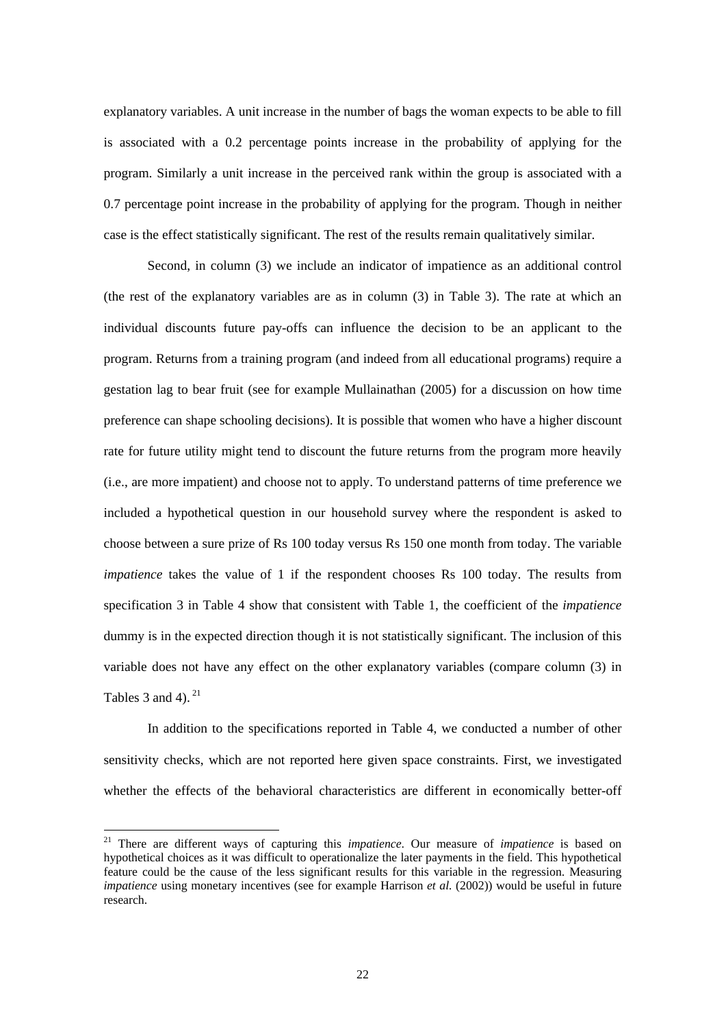explanatory variables. A unit increase in the number of bags the woman expects to be able to fill is associated with a 0.2 percentage points increase in the probability of applying for the program. Similarly a unit increase in the perceived rank within the group is associated with a 0.7 percentage point increase in the probability of applying for the program. Though in neither case is the effect statistically significant. The rest of the results remain qualitatively similar.

Second, in column (3) we include an indicator of impatience as an additional control (the rest of the explanatory variables are as in column (3) in Table 3). The rate at which an individual discounts future pay-offs can influence the decision to be an applicant to the program. Returns from a training program (and indeed from all educational programs) require a gestation lag to bear fruit (see for example Mullainathan (2005) for a discussion on how time preference can shape schooling decisions). It is possible that women who have a higher discount rate for future utility might tend to discount the future returns from the program more heavily (i.e., are more impatient) and choose not to apply. To understand patterns of time preference we included a hypothetical question in our household survey where the respondent is asked to choose between a sure prize of Rs 100 today versus Rs 150 one month from today. The variable *impatience* takes the value of 1 if the respondent chooses Rs 100 today. The results from specification 3 in Table 4 show that consistent with Table 1, the coefficient of the *impatience* dummy is in the expected direction though it is not statistically significant. The inclusion of this variable does not have any effect on the other explanatory variables (compare column (3) in Tables 3 and 4).[21]

In addition to the specifications reported in Table 4, we conducted a number of other sensitivity checks, which are not reported here given space constraints. First, we investigated whether the effects of the behavioral characteristics are different in economically better-off

[21] There are different ways of capturing this *impatience*. Our measure of *impatience* is based on hypothetical choices as it was difficult to operationalize the later payments in the field. This hypothetical feature could be the cause of the less significant results for this variable in the regression. Measuring *impatience* using monetary incentives (see for example Harrison *et al.* (2002)) would be useful in future research.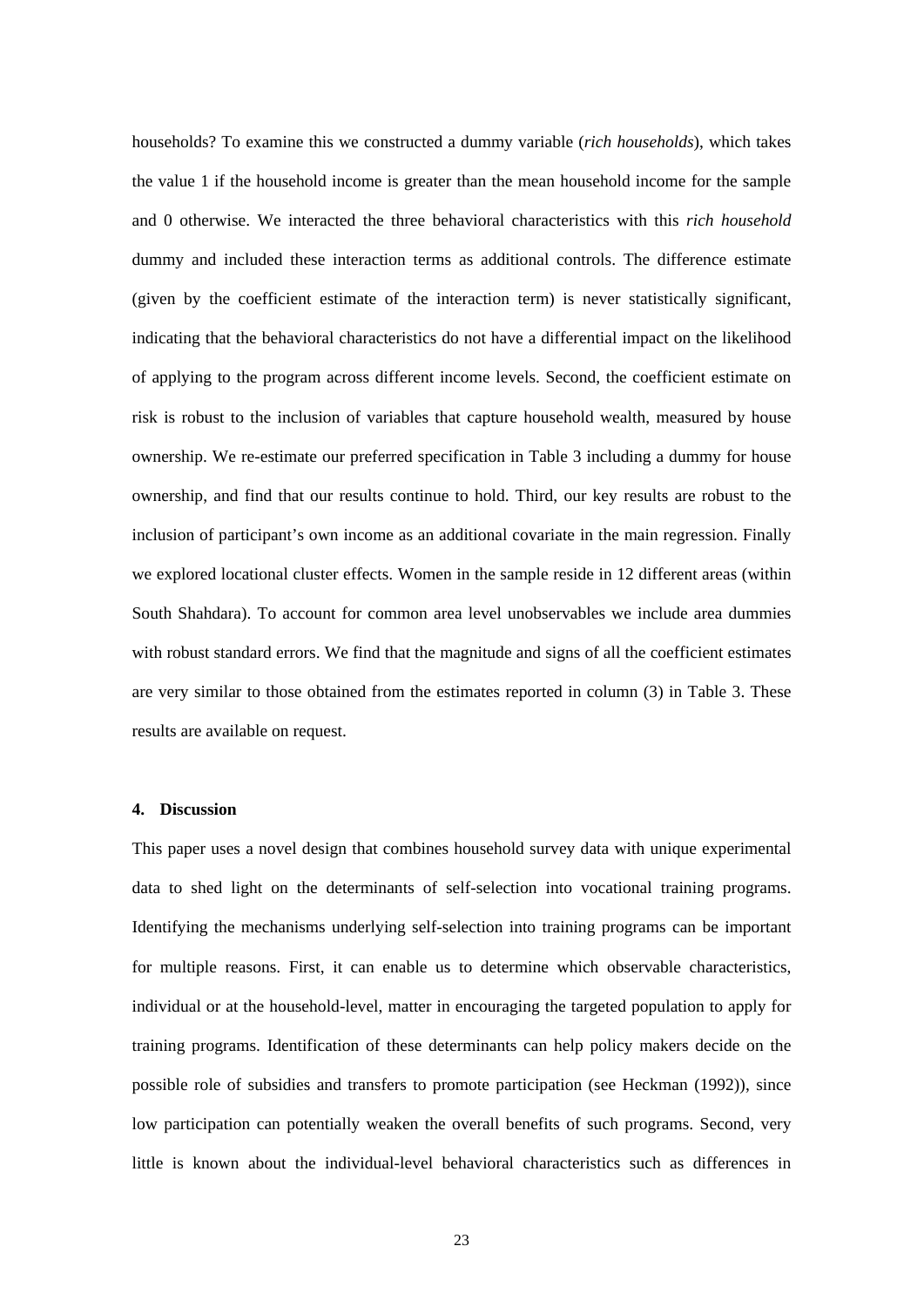households? To examine this we constructed a dummy variable (*rich households*), which takes the value 1 if the household income is greater than the mean household income for the sample and 0 otherwise. We interacted the three behavioral characteristics with this *rich household* dummy and included these interaction terms as additional controls. The difference estimate (given by the coefficient estimate of the interaction term) is never statistically significant, indicating that the behavioral characteristics do not have a differential impact on the likelihood of applying to the program across different income levels. Second, the coefficient estimate on risk is robust to the inclusion of variables that capture household wealth, measured by house ownership. We re-estimate our preferred specification in Table 3 including a dummy for house ownership, and find that our results continue to hold. Third, our key results are robust to the inclusion of participant's own income as an additional covariate in the main regression. Finally we explored locational cluster effects. Women in the sample reside in 12 different areas (within South Shahdara). To account for common area level unobservables we include area dummies with robust standard errors. We find that the magnitude and signs of all the coefficient estimates are very similar to those obtained from the estimates reported in column (3) in Table 3. These results are available on request.

## 4. Discussion

This paper uses a novel design that combines household survey data with unique experimental data to shed light on the determinants of self-selection into vocational training programs. Identifying the mechanisms underlying self-selection into training programs can be important for multiple reasons. First, it can enable us to determine which observable characteristics, individual or at the household-level, matter in encouraging the targeted population to apply for training programs. Identification of these determinants can help policy makers decide on the possible role of subsidies and transfers to promote participation (see Heckman (1992)), since low participation can potentially weaken the overall benefits of such programs. Second, very little is known about the individual-level behavioral characteristics such as differences in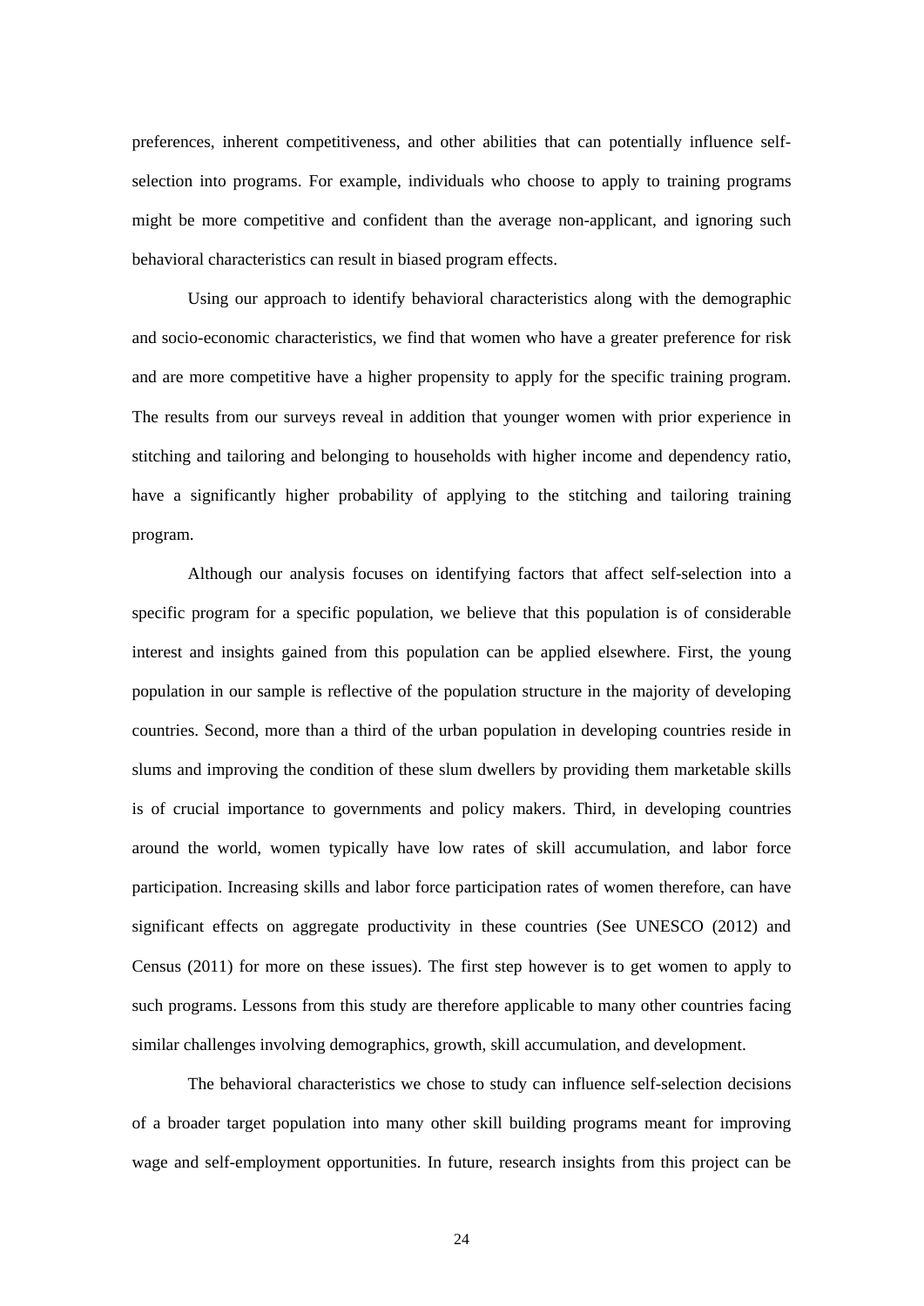preferences, inherent competitiveness, and other abilities that can potentially influence self-selection into programs. For example, individuals who choose to apply to training programs might be more competitive and confident than the average non-applicant, and ignoring such behavioral characteristics can result in biased program effects.

Using our approach to identify behavioral characteristics along with the demographic and socio-economic characteristics, we find that women who have a greater preference for risk and are more competitive have a higher propensity to apply for the specific training program. The results from our surveys reveal in addition that younger women with prior experience in stitching and tailoring and belonging to households with higher income and dependency ratio, have a significantly higher probability of applying to the stitching and tailoring training program.

Although our analysis focuses on identifying factors that affect self-selection into a specific program for a specific population, we believe that this population is of considerable interest and insights gained from this population can be applied elsewhere. First, the young population in our sample is reflective of the population structure in the majority of developing countries. Second, more than a third of the urban population in developing countries reside in slums and improving the condition of these slum dwellers by providing them marketable skills is of crucial importance to governments and policy makers. Third, in developing countries around the world, women typically have low rates of skill accumulation, and labor force participation. Increasing skills and labor force participation rates of women therefore, can have significant effects on aggregate productivity in these countries (See UNESCO (2012) and Census (2011) for more on these issues). The first step however is to get women to apply to such programs. Lessons from this study are therefore applicable to many other countries facing similar challenges involving demographics, growth, skill accumulation, and development.

The behavioral characteristics we chose to study can influence self-selection decisions of a broader target population into many other skill building programs meant for improving wage and self-employment opportunities. In future, research insights from this project can be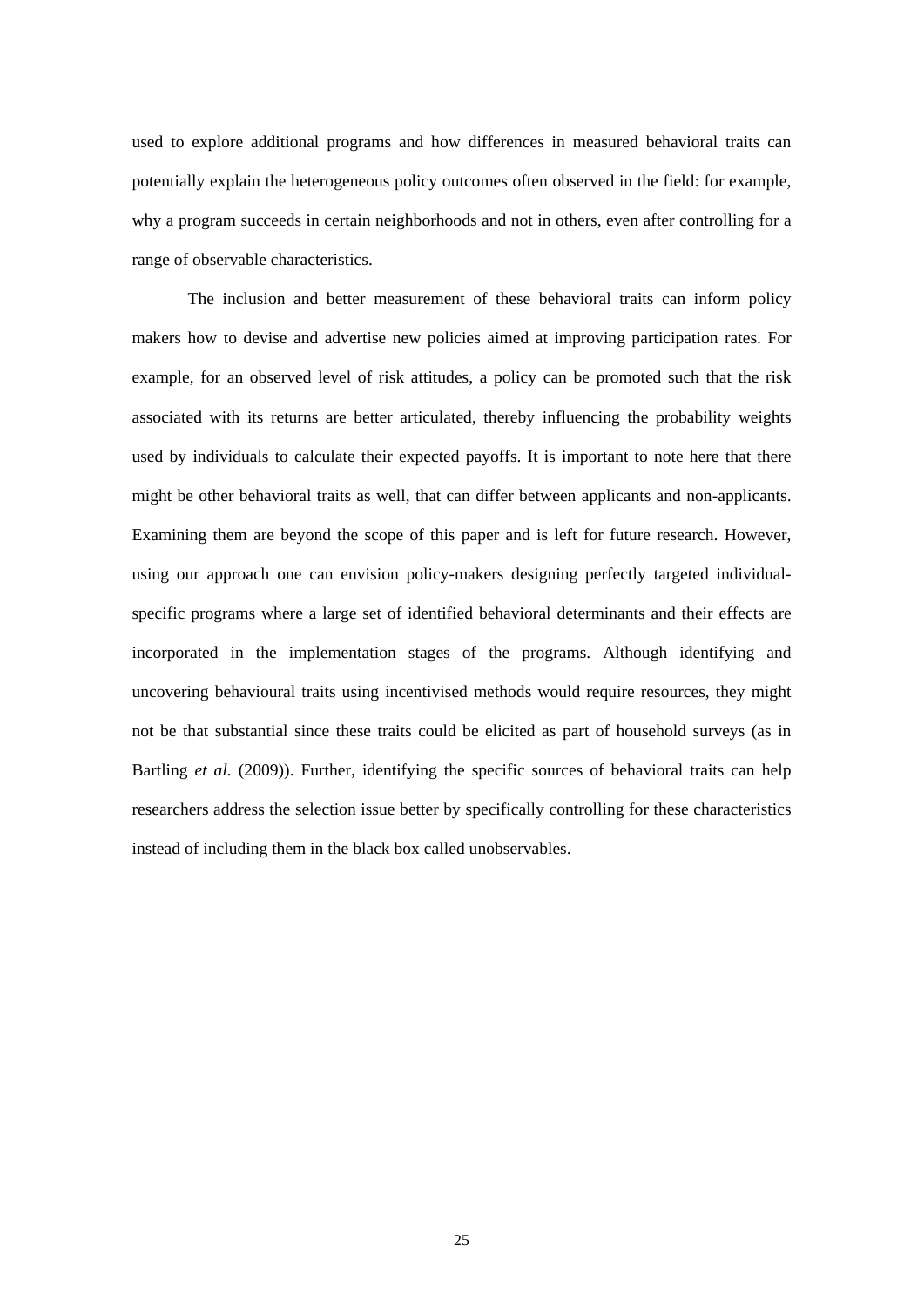used to explore additional programs and how differences in measured behavioral traits can potentially explain the heterogeneous policy outcomes often observed in the field: for example, why a program succeeds in certain neighborhoods and not in others, even after controlling for a range of observable characteristics.

The inclusion and better measurement of these behavioral traits can inform policy makers how to devise and advertise new policies aimed at improving participation rates. For example, for an observed level of risk attitudes, a policy can be promoted such that the risk associated with its returns are better articulated, thereby influencing the probability weights used by individuals to calculate their expected payoffs. It is important to note here that there might be other behavioral traits as well, that can differ between applicants and non-applicants. Examining them are beyond the scope of this paper and is left for future research. However, using our approach one can envision policy-makers designing perfectly targeted individual-specific programs where a large set of identified behavioral determinants and their effects are incorporated in the implementation stages of the programs. Although identifying and uncovering behavioural traits using incentivised methods would require resources, they might not be that substantial since these traits could be elicited as part of household surveys (as in Bartling *et al.* (2009)). Further, identifying the specific sources of behavioral traits can help researchers address the selection issue better by specifically controlling for these characteristics instead of including them in the black box called unobservables.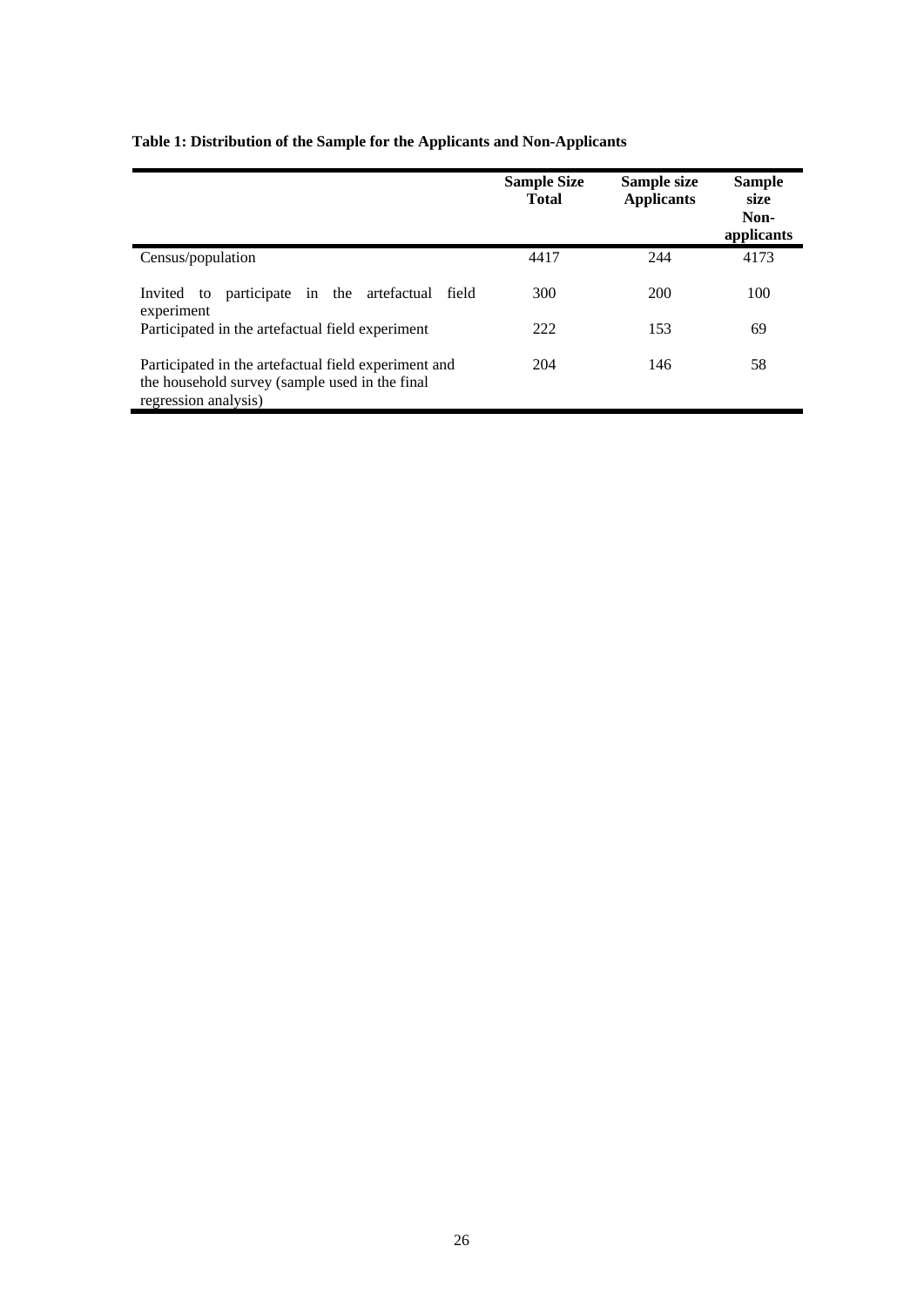**Table 1: Distribution of the Sample for the Applicants and Non-Applicants**

| | Sample Size Total | Sample size Applicants | Sample size Non-applicants |
|---|---|---|---|
| Census/population | 4417 | 244 | 4173 |
| Invited to participate in the artefactual field experiment | 300 | 200 | 100 |
| Participated in the artefactual field experiment | 222 | 153 | 69 |
| Participated in the artefactual field experiment and the household survey (sample used in the final regression analysis) | 204 | 146 | 58 |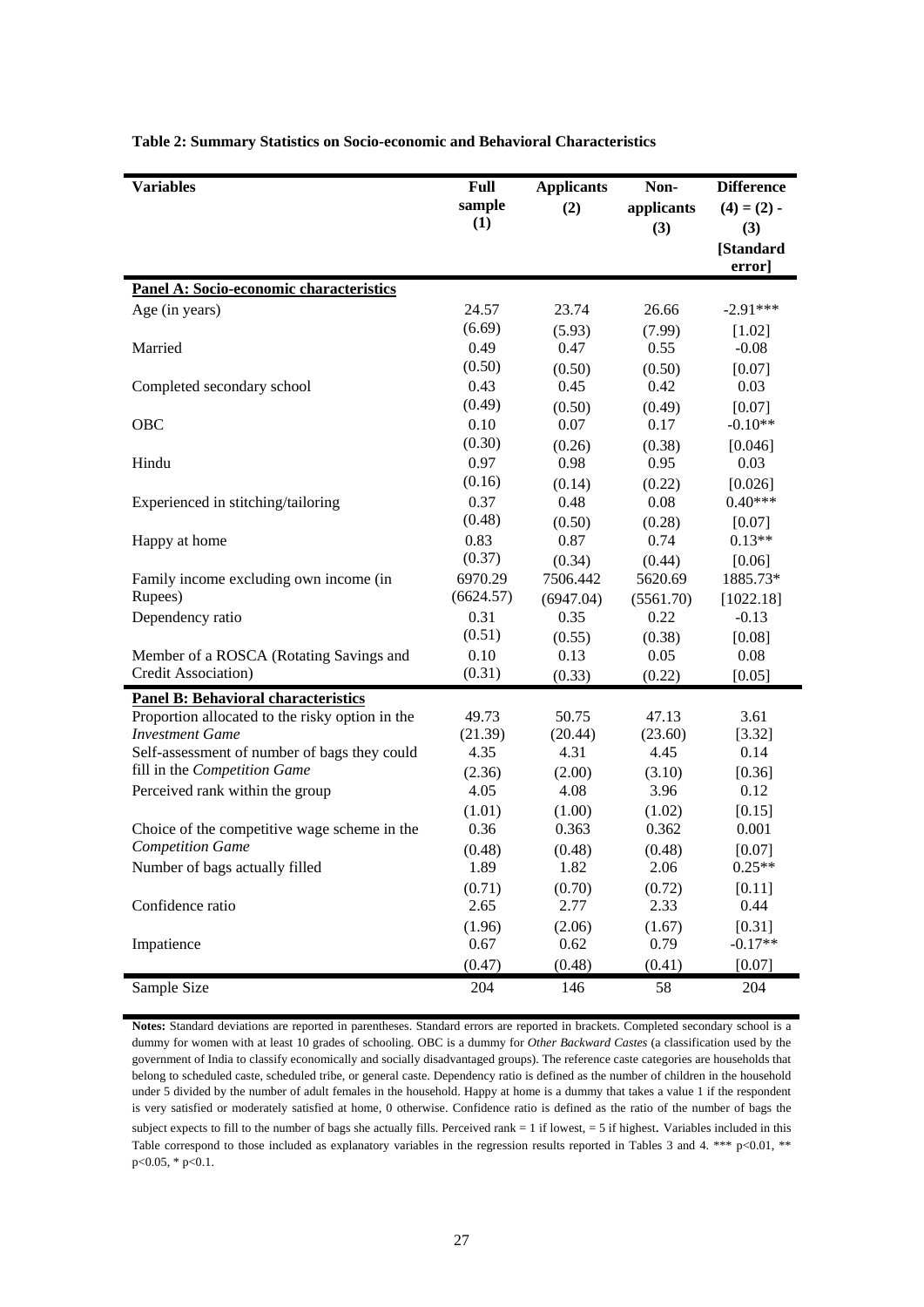**Table 2: Summary Statistics on Socio-economic and Behavioral Characteristics**

| Variables | Full sample (1) | Applicants (2) | Non-applicants (3) | Difference (4) = (2) - (3) [Standard error] |
|---|---|---|---|---|
| **Panel A: Socio-economic characteristics** | | | | |
| Age (in years) | 24.57 | 23.74 | 26.66 | -2.91*** |
| | (6.69) | (5.93) | (7.99) | [1.02] |
| Married | 0.49 | 0.47 | 0.55 | -0.08 |
| | (0.50) | (0.50) | (0.50) | [0.07] |
| Completed secondary school | 0.43 | 0.45 | 0.42 | 0.03 |
| | (0.49) | (0.50) | (0.49) | [0.07] |
| OBC | 0.10 | 0.07 | 0.17 | -0.10** |
| | (0.30) | (0.26) | (0.38) | [0.046] |
| Hindu | 0.97 | 0.98 | 0.95 | 0.03 |
| | (0.16) | (0.14) | (0.22) | [0.026] |
| Experienced in stitching/tailoring | 0.37 | 0.48 | 0.08 | 0.40*** |
| | (0.48) | (0.50) | (0.28) | [0.07] |
| Happy at home | 0.83 | 0.87 | 0.74 | 0.13** |
| | (0.37) | (0.34) | (0.44) | [0.06] |
| Family income excluding own income (in Rupees) | 6970.29 | 7506.442 | 5620.69 | 1885.73* |
| | (6624.57) | (6947.04) | (5561.70) | [1022.18] |
| Dependency ratio | 0.31 | 0.35 | 0.22 | -0.13 |
| | (0.51) | (0.55) | (0.38) | [0.08] |
| Member of a ROSCA (Rotating Savings and Credit Association) | 0.10 | 0.13 | 0.05 | 0.08 |
| | (0.31) | (0.33) | (0.22) | [0.05] |
| **Panel B: Behavioral characteristics** | | | | |
| Proportion allocated to the risky option in the *Investment Game* | 49.73 | 50.75 | 47.13 | 3.61 |
| | (21.39) | (20.44) | (23.60) | [3.32] |
| Self-assessment of number of bags they could fill in the *Competition Game* | 4.35 | 4.31 | 4.45 | 0.14 |
| | (2.36) | (2.00) | (3.10) | [0.36] |
| Perceived rank within the group | 4.05 | 4.08 | 3.96 | 0.12 |
| | (1.01) | (1.00) | (1.02) | [0.15] |
| Choice of the competitive wage scheme in the *Competition Game* | 0.36 | 0.363 | 0.362 | 0.001 |
| | (0.48) | (0.48) | (0.48) | [0.07] |
| Number of bags actually filled | 1.89 | 1.82 | 2.06 | 0.25** |
| | (0.71) | (0.70) | (0.72) | [0.11] |
| Confidence ratio | 2.65 | 2.77 | 2.33 | 0.44 |
| | (1.96) | (2.06) | (1.67) | [0.31] |
| Impatience | 0.67 | 0.62 | 0.79 | -0.17** |
| | (0.47) | (0.48) | (0.41) | [0.07] |
| Sample Size | 204 | 146 | 58 | 204 |

**Notes:** Standard deviations are reported in parentheses. Standard errors are reported in brackets. Completed secondary school is a dummy for women with at least 10 grades of schooling. OBC is a dummy for *Other Backward Castes* (a classification used by the government of India to classify economically and socially disadvantaged groups). The reference caste categories are households that belong to scheduled caste, scheduled tribe, or general caste. Dependency ratio is defined as the number of children in the household under 5 divided by the number of adult females in the household. Happy at home is a dummy that takes a value 1 if the respondent is very satisfied or moderately satisfied at home, 0 otherwise. Confidence ratio is defined as the ratio of the number of bags the subject expects to fill to the number of bags she actually fills. Perceived rank = 1 if lowest, = 5 if highest. Variables included in this Table correspond to those included as explanatory variables in the regression results reported in Tables 3 and 4. *** p<0.01, ** p<0.05, * p<0.1.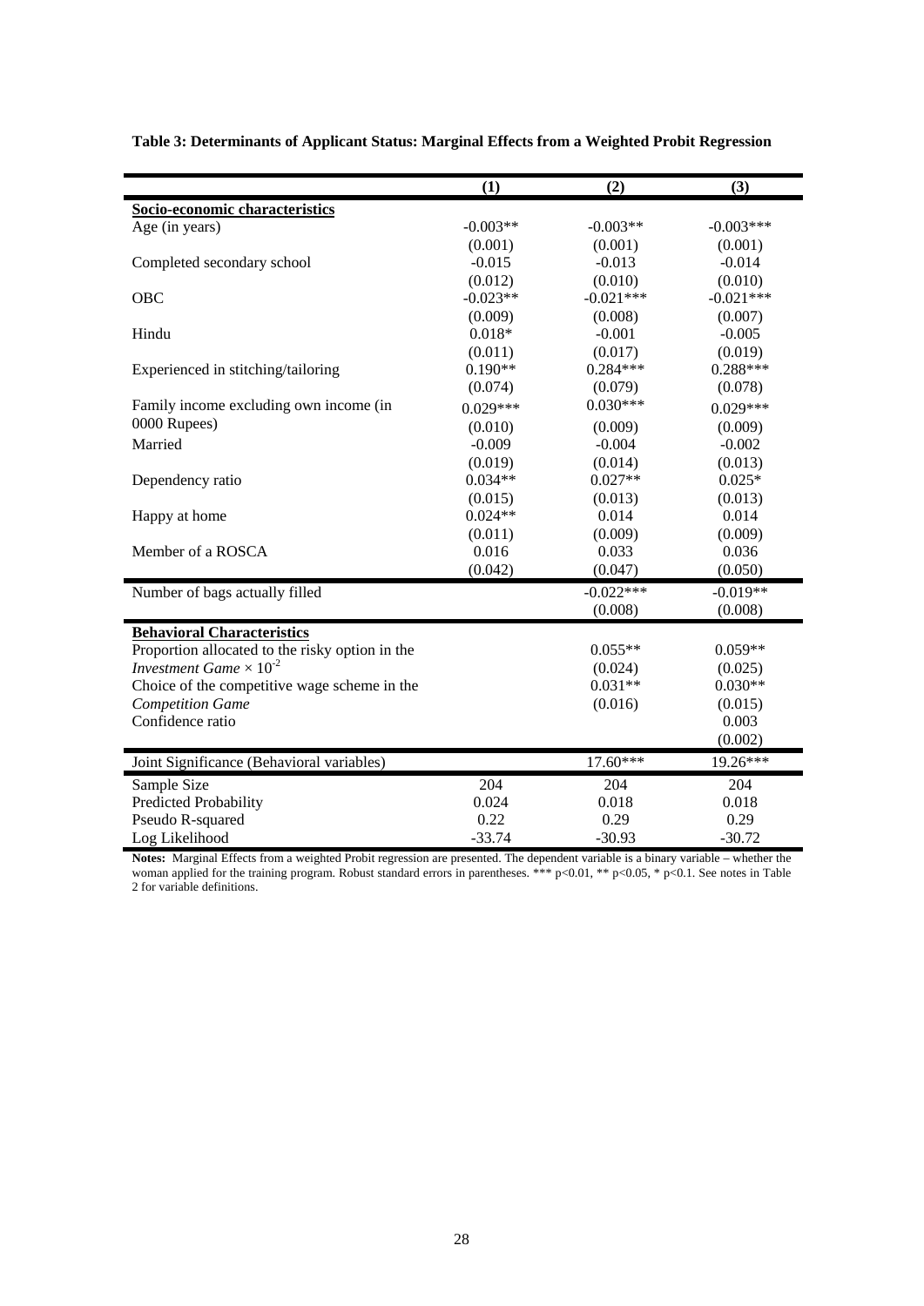**Table 3: Determinants of Applicant Status: Marginal Effects from a Weighted Probit Regression**

| | (1) | (2) | (3) |
|---|---|---|---|
| **Socio-economic characteristics** | | | |
| Age (in years) | -0.003** | -0.003** | -0.003*** |
| | (0.001) | (0.001) | (0.001) |
| Completed secondary school | -0.015 | -0.013 | -0.014 |
| | (0.012) | (0.010) | (0.010) |
| OBC | -0.023** | -0.021*** | -0.021*** |
| | (0.009) | (0.008) | (0.007) |
| Hindu | 0.018* | -0.001 | -0.005 |
| | (0.011) | (0.017) | (0.019) |
| Experienced in stitching/tailoring | 0.190** | 0.284*** | 0.288*** |
| | (0.074) | (0.079) | (0.078) |
| Family income excluding own income (in 0000 Rupees) | 0.029*** | 0.030*** | 0.029*** |
| | (0.010) | (0.009) | (0.009) |
| Married | -0.009 | -0.004 | -0.002 |
| | (0.019) | (0.014) | (0.013) |
| Dependency ratio | 0.034** | 0.027** | 0.025* |
| | (0.015) | (0.013) | (0.013) |
| Happy at home | 0.024** | 0.014 | 0.014 |
| | (0.011) | (0.009) | (0.009) |
| Member of a ROSCA | 0.016 | 0.033 | 0.036 |
| | (0.042) | (0.047) | (0.050) |
| Number of bags actually filled | | -0.022*** | -0.019** |
| | | (0.008) | (0.008) |
| **Behavioral Characteristics** | | | |
| Proportion allocated to the risky option in the *Investment Game* $\times 10^{-2}$ | | 0.055** | 0.059** |
| | | (0.024) | (0.025) |
| Choice of the competitive wage scheme in the *Competition Game* | | 0.031** | 0.030** |
| | | (0.016) | (0.015) |
| Confidence ratio | | | 0.003 |
| | | | (0.002) |
| Joint Significance (Behavioral variables) | | 17.60*** | 19.26*** |
| Sample Size | 204 | 204 | 204 |
| Predicted Probability | 0.024 | 0.018 | 0.018 |
| Pseudo R-squared | 0.22 | 0.29 | 0.29 |
| Log Likelihood | -33.74 | -30.93 | -30.72 |

**Notes:** Marginal Effects from a weighted Probit regression are presented. The dependent variable is a binary variable – whether the woman applied for the training program. Robust standard errors in parentheses. *** p<0.01, ** p<0.05, * p<0.1. See notes in Table 2 for variable definitions.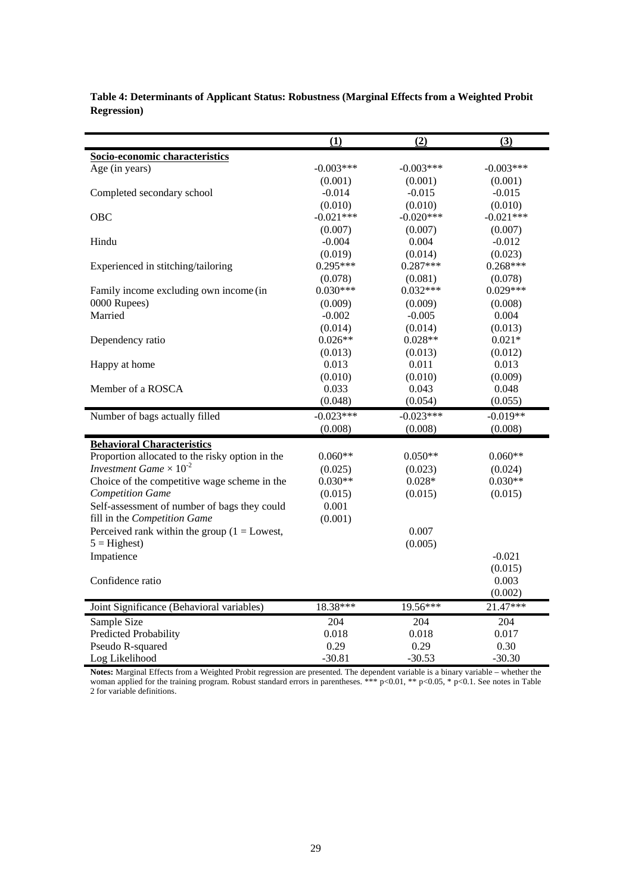**Table 4: Determinants of Applicant Status: Robustness (Marginal Effects from a Weighted Probit Regression)**

| | (1) | (2) | (3) |
|---|---|---|---|
| **Socio-economic characteristics** | | | |
| Age (in years) | -0.003*** | -0.003*** | -0.003*** |
| | (0.001) | (0.001) | (0.001) |
| Completed secondary school | -0.014 | -0.015 | -0.015 |
| | (0.010) | (0.010) | (0.010) |
| OBC | -0.021*** | -0.020*** | -0.021*** |
| | (0.007) | (0.007) | (0.007) |
| Hindu | -0.004 | 0.004 | -0.012 |
| | (0.019) | (0.014) | (0.023) |
| Experienced in stitching/tailoring | 0.295*** | 0.287*** | 0.268*** |
| | (0.078) | (0.081) | (0.078) |
| Family income excluding own income (in 0000 Rupees) | 0.030*** | 0.032*** | 0.029*** |
| | (0.009) | (0.009) | (0.008) |
| Married | -0.002 | -0.005 | 0.004 |
| | (0.014) | (0.014) | (0.013) |
| Dependency ratio | 0.026** | 0.028** | 0.021* |
| | (0.013) | (0.013) | (0.012) |
| Happy at home | 0.013 | 0.011 | 0.013 |
| | (0.010) | (0.010) | (0.009) |
| Member of a ROSCA | 0.033 | 0.043 | 0.048 |
| | (0.048) | (0.054) | (0.055) |
| Number of bags actually filled | -0.023*** | -0.023*** | -0.019** |
| | (0.008) | (0.008) | (0.008) |
| **Behavioral Characteristics** | | | |
| Proportion allocated to the risky option in the *Investment Game* $\times 10^{-2}$ | 0.060** | 0.050** | 0.060** |
| | (0.025) | (0.023) | (0.024) |
| Choice of the competitive wage scheme in the *Competition Game* | 0.030** | 0.028* | 0.030** |
| | (0.015) | (0.015) | (0.015) |
| Self-assessment of number of bags they could fill in the *Competition Game* | 0.001 | | |
| | (0.001) | | |
| Perceived rank within the group (1 = Lowest, 5 = Highest) | | 0.007 | |
| | | (0.005) | |
| Impatience | | | -0.021 |
| | | | (0.015) |
| Confidence ratio | | | 0.003 |
| | | | (0.002) |
| Joint Significance (Behavioral variables) | 18.38*** | 19.56*** | 21.47*** |
| Sample Size | 204 | 204 | 204 |
| Predicted Probability | 0.018 | 0.018 | 0.017 |
| Pseudo R-squared | 0.29 | 0.29 | 0.30 |
| Log Likelihood | -30.81 | -30.53 | -30.30 |

**Notes:** Marginal Effects from a Weighted Probit regression are presented. The dependent variable is a binary variable – whether the woman applied for the training program. Robust standard errors in parentheses. *** p<0.01, ** p<0.05, * p<0.1. See notes in Table 2 for variable definitions.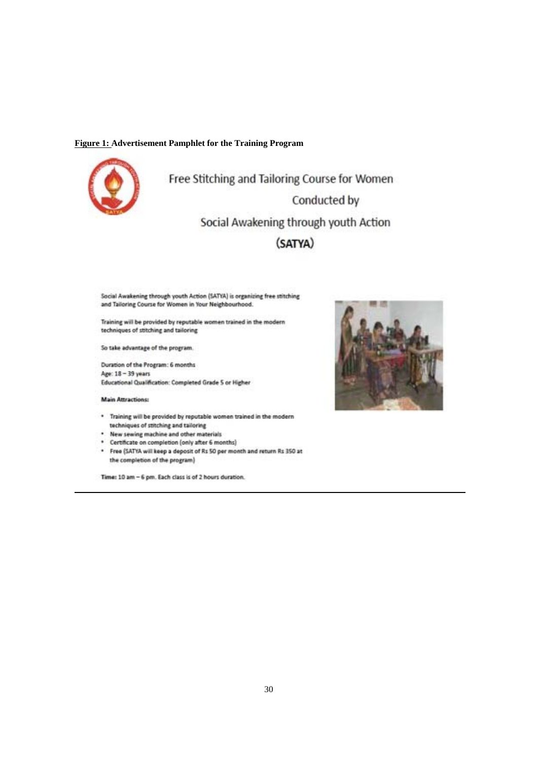**Figure 1: Advertisement Pamphlet for the Training Program**

Free Stitching and Tailoring Course for Women

Conducted by

Social Awakening through youth Action

(SATYA)

Social Awakening through youth Action (SATYA) is organizing free stitching and Tailoring Course for Women in Your Neighbourhood.

Training will be provided by reputable women trained in the modern techniques of stitching and tailoring

So take advantage of the program.

Duration of the Program: 6 months
Age: 18 – 39 years
Educational Qualification: Completed Grade 5 or Higher

**Main Attractions:**

- Training will be provided by reputable women trained in the modern techniques of stitching and tailoring
- New sewing machine and other materials
- Certificate on completion (only after 6 months)
- Free (SATYA will keep a deposit of Rs 50 per month and return Rs 350 at the completion of the program)

**Time:** 10 am – 6 pm. Each class is of 2 hours duration.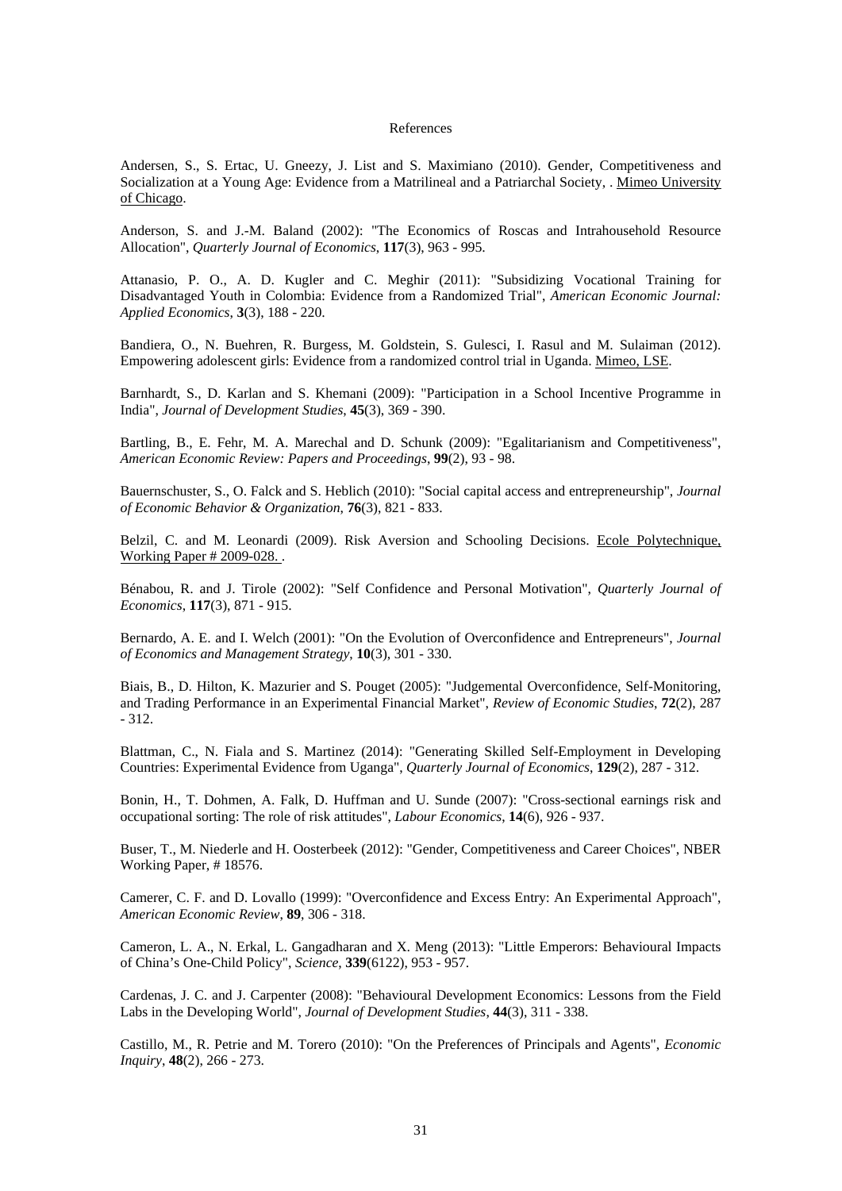# References

Andersen, S., S. Ertac, U. Gneezy, J. List and S. Maximiano (2010). Gender, Competitiveness and Socialization at a Young Age: Evidence from a Matrilineal and a Patriarchal Society, . Mimeo University of Chicago.

Anderson, S. and J.-M. Baland (2002): "The Economics of Roscas and Intrahousehold Resource Allocation", *Quarterly Journal of Economics*, **117**(3), 963 - 995.

Attanasio, P. O., A. D. Kugler and C. Meghir (2011): "Subsidizing Vocational Training for Disadvantaged Youth in Colombia: Evidence from a Randomized Trial", *American Economic Journal: Applied Economics*, **3**(3), 188 - 220.

Bandiera, O., N. Buehren, R. Burgess, M. Goldstein, S. Gulesci, I. Rasul and M. Sulaiman (2012). Empowering adolescent girls: Evidence from a randomized control trial in Uganda. Mimeo, LSE.

Barnhardt, S., D. Karlan and S. Khemani (2009): "Participation in a School Incentive Programme in India", *Journal of Development Studies*, **45**(3), 369 - 390.

Bartling, B., E. Fehr, M. A. Marechal and D. Schunk (2009): "Egalitarianism and Competitiveness", *American Economic Review: Papers and Proceedings*, **99**(2), 93 - 98.

Bauernschuster, S., O. Falck and S. Heblich (2010): "Social capital access and entrepreneurship", *Journal of Economic Behavior & Organization*, **76**(3), 821 - 833.

Belzil, C. and M. Leonardi (2009). Risk Aversion and Schooling Decisions. Ecole Polytechnique, Working Paper # 2009-028. .

Bénabou, R. and J. Tirole (2002): "Self Confidence and Personal Motivation", *Quarterly Journal of Economics*, **117**(3), 871 - 915.

Bernardo, A. E. and I. Welch (2001): "On the Evolution of Overconfidence and Entrepreneurs", *Journal of Economics and Management Strategy*, **10**(3), 301 - 330.

Biais, B., D. Hilton, K. Mazurier and S. Pouget (2005): "Judgemental Overconfidence, Self-Monitoring, and Trading Performance in an Experimental Financial Market", *Review of Economic Studies*, **72**(2), 287 - 312.

Blattman, C., N. Fiala and S. Martinez (2014): "Generating Skilled Self-Employment in Developing Countries: Experimental Evidence from Uganga", *Quarterly Journal of Economics*, **129**(2), 287 - 312.

Bonin, H., T. Dohmen, A. Falk, D. Huffman and U. Sunde (2007): "Cross-sectional earnings risk and occupational sorting: The role of risk attitudes", *Labour Economics*, **14**(6), 926 - 937.

Buser, T., M. Niederle and H. Oosterbeek (2012): "Gender, Competitiveness and Career Choices", NBER Working Paper, # 18576.

Camerer, C. F. and D. Lovallo (1999): "Overconfidence and Excess Entry: An Experimental Approach", *American Economic Review*, **89**, 306 - 318.

Cameron, L. A., N. Erkal, L. Gangadharan and X. Meng (2013): "Little Emperors: Behavioural Impacts of China's One-Child Policy", *Science*, **339**(6122), 953 - 957.

Cardenas, J. C. and J. Carpenter (2008): "Behavioural Development Economics: Lessons from the Field Labs in the Developing World", *Journal of Development Studies*, **44**(3), 311 - 338.

Castillo, M., R. Petrie and M. Torero (2010): "On the Preferences of Principals and Agents", *Economic Inquiry*, **48**(2), 266 - 273.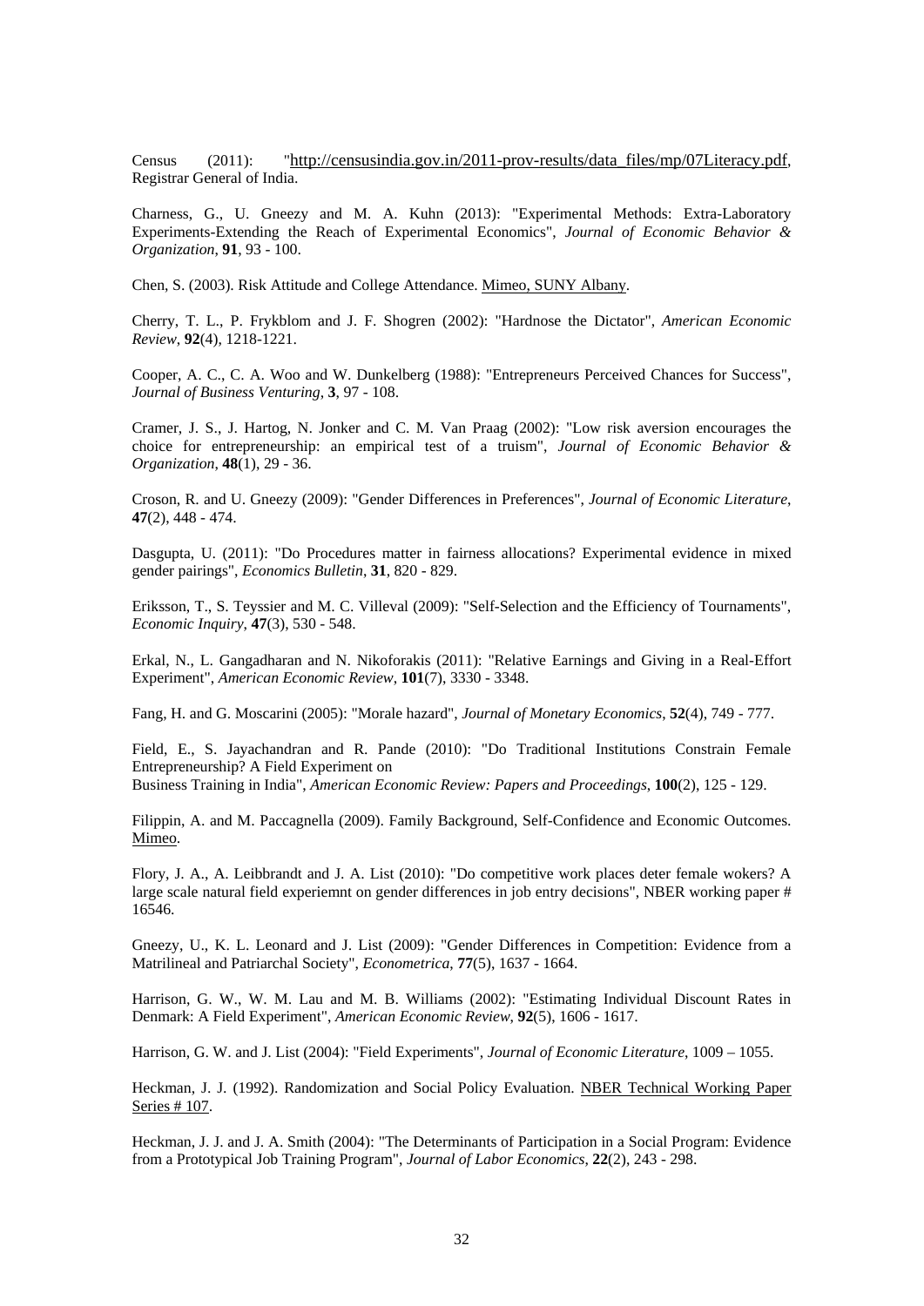Census (2011): "http://censusindia.gov.in/2011-prov-results/data_files/mp/07Literacy.pdf, Registrar General of India.

Charness, G., U. Gneezy and M. A. Kuhn (2013): "Experimental Methods: Extra-Laboratory Experiments-Extending the Reach of Experimental Economics", *Journal of Economic Behavior & Organization*, **91**, 93 - 100.

Chen, S. (2003). Risk Attitude and College Attendance. Mimeo, SUNY Albany.

Cherry, T. L., P. Frykblom and J. F. Shogren (2002): "Hardnose the Dictator", *American Economic Review*, **92**(4), 1218-1221.

Cooper, A. C., C. A. Woo and W. Dunkelberg (1988): "Entrepreneurs Perceived Chances for Success", *Journal of Business Venturing*, **3**, 97 - 108.

Cramer, J. S., J. Hartog, N. Jonker and C. M. Van Praag (2002): "Low risk aversion encourages the choice for entrepreneurship: an empirical test of a truism", *Journal of Economic Behavior & Organization*, **48**(1), 29 - 36.

Croson, R. and U. Gneezy (2009): "Gender Differences in Preferences", *Journal of Economic Literature*, **47**(2), 448 - 474.

Dasgupta, U. (2011): "Do Procedures matter in fairness allocations? Experimental evidence in mixed gender pairings", *Economics Bulletin*, **31**, 820 - 829.

Eriksson, T., S. Teyssier and M. C. Villeval (2009): "Self-Selection and the Efficiency of Tournaments", *Economic Inquiry*, **47**(3), 530 - 548.

Erkal, N., L. Gangadharan and N. Nikoforakis (2011): "Relative Earnings and Giving in a Real-Effort Experiment", *American Economic Review*, **101**(7), 3330 - 3348.

Fang, H. and G. Moscarini (2005): "Morale hazard", *Journal of Monetary Economics*, **52**(4), 749 - 777.

Field, E., S. Jayachandran and R. Pande (2010): "Do Traditional Institutions Constrain Female Entrepreneurship? A Field Experiment on Business Training in India", *American Economic Review: Papers and Proceedings*, **100**(2), 125 - 129.

Filippin, A. and M. Paccagnella (2009). Family Background, Self-Confidence and Economic Outcomes. Mimeo.

Flory, J. A., A. Leibbrandt and J. A. List (2010): "Do competitive work places deter female wokers? A large scale natural field experiemnt on gender differences in job entry decisions", NBER working paper # 16546.

Gneezy, U., K. L. Leonard and J. List (2009): "Gender Differences in Competition: Evidence from a Matrilineal and Patriarchal Society", *Econometrica*, **77**(5), 1637 - 1664.

Harrison, G. W., W. M. Lau and M. B. Williams (2002): "Estimating Individual Discount Rates in Denmark: A Field Experiment", *American Economic Review*, **92**(5), 1606 - 1617.

Harrison, G. W. and J. List (2004): "Field Experiments", *Journal of Economic Literature*, 1009 – 1055.

Heckman, J. J. (1992). Randomization and Social Policy Evaluation. NBER Technical Working Paper Series # 107.

Heckman, J. J. and J. A. Smith (2004): "The Determinants of Participation in a Social Program: Evidence from a Prototypical Job Training Program", *Journal of Labor Economics*, **22**(2), 243 - 298.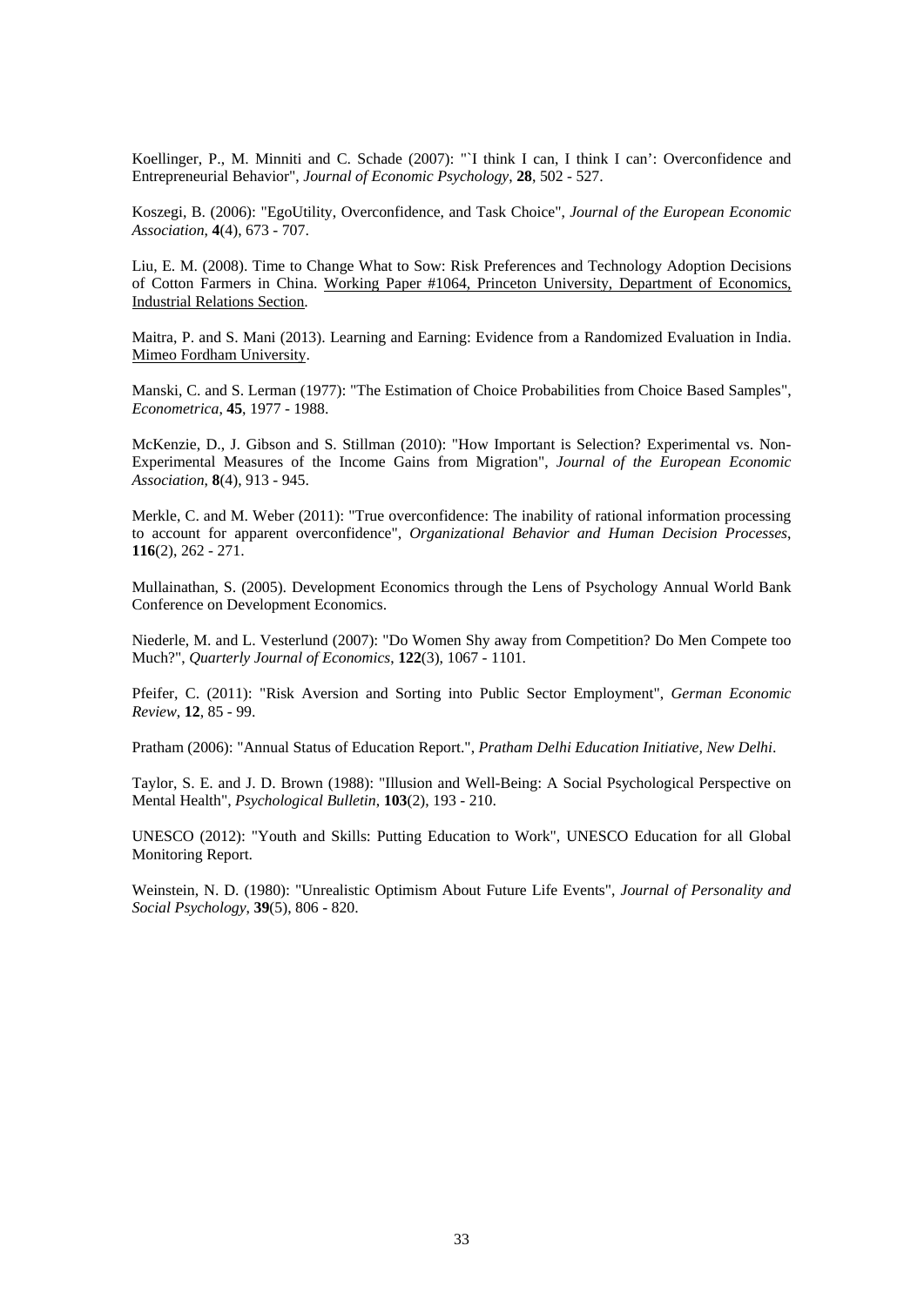Koellinger, P., M. Minniti and C. Schade (2007): "`I think I can, I think I can': Overconfidence and Entrepreneurial Behavior", *Journal of Economic Psychology*, **28**, 502 - 527.

Koszegi, B. (2006): "EgoUtility, Overconfidence, and Task Choice", *Journal of the European Economic Association*, **4**(4), 673 - 707.

Liu, E. M. (2008). Time to Change What to Sow: Risk Preferences and Technology Adoption Decisions of Cotton Farmers in China. Working Paper #1064, Princeton University, Department of Economics, Industrial Relations Section.

Maitra, P. and S. Mani (2013). Learning and Earning: Evidence from a Randomized Evaluation in India. Mimeo Fordham University.

Manski, C. and S. Lerman (1977): "The Estimation of Choice Probabilities from Choice Based Samples", *Econometrica*, **45**, 1977 - 1988.

McKenzie, D., J. Gibson and S. Stillman (2010): "How Important is Selection? Experimental vs. Non-Experimental Measures of the Income Gains from Migration", *Journal of the European Economic Association*, **8**(4), 913 - 945.

Merkle, C. and M. Weber (2011): "True overconfidence: The inability of rational information processing to account for apparent overconfidence", *Organizational Behavior and Human Decision Processes*, **116**(2), 262 - 271.

Mullainathan, S. (2005). Development Economics through the Lens of Psychology Annual World Bank Conference on Development Economics.

Niederle, M. and L. Vesterlund (2007): "Do Women Shy away from Competition? Do Men Compete too Much?", *Quarterly Journal of Economics*, **122**(3), 1067 - 1101.

Pfeifer, C. (2011): "Risk Aversion and Sorting into Public Sector Employment", *German Economic Review*, **12**, 85 - 99.

Pratham (2006): "Annual Status of Education Report.", *Pratham Delhi Education Initiative, New Delhi*.

Taylor, S. E. and J. D. Brown (1988): "Illusion and Well-Being: A Social Psychological Perspective on Mental Health", *Psychological Bulletin*, **103**(2), 193 - 210.

UNESCO (2012): "Youth and Skills: Putting Education to Work", UNESCO Education for all Global Monitoring Report.

Weinstein, N. D. (1980): "Unrealistic Optimism About Future Life Events", *Journal of Personality and Social Psychology*, **39**(5), 806 - 820.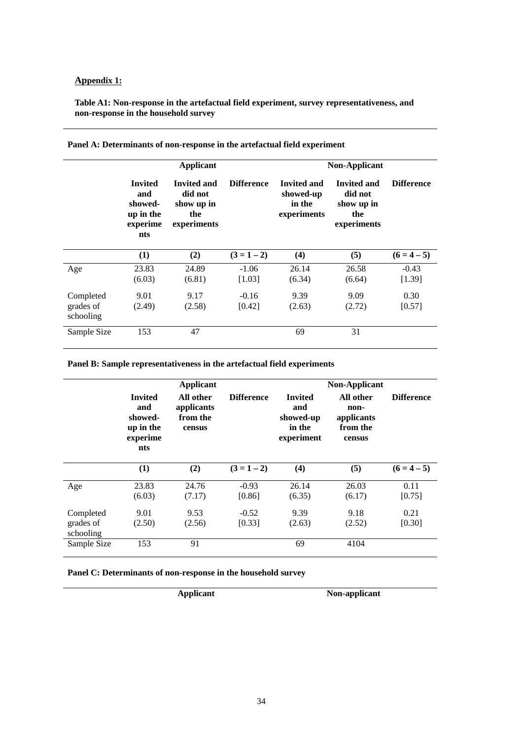**Appendix 1:**

**Table A1: Non-response in the artefactual field experiment, survey representativeness, and non-response in the household survey**

**Panel A: Determinants of non-response in the artefactual field experiment**

| | Applicant | | | Non-Applicant | | |
|---|---|---|---|---|---|---|
| | **Invited and showed-up in the experiments** | **Invited and did not show up in the experiments** | **Difference** | **Invited and showed-up in the experiments** | **Invited and did not show up in the experiments** | **Difference** |
| | **(1)** | **(2)** | **(3 = 1 – 2)** | **(4)** | **(5)** | **(6 = 4 – 5)** |
| Age | 23.83<br>(6.03) | 24.89<br>(6.81) | -1.06<br>[1.03] | 26.14<br>(6.34) | 26.58<br>(6.64) | -0.43<br>[1.39] |
| Completed grades of schooling | 9.01<br>(2.49) | 9.17<br>(2.58) | -0.16<br>[0.42] | 9.39<br>(2.63) | 9.09<br>(2.72) | 0.30<br>[0.57] |
| Sample Size | 153 | 47 | | 69 | 31 | |

**Panel B: Sample representativeness in the artefactual field experiments**

| | Applicant | | | Non-Applicant | | |
|---|---|---|---|---|---|---|
| | **Invited and showed-up in the experiments** | **All other applicants from the census** | **Difference** | **Invited and showed-up in the experiment** | **All other non-applicants from the census** | **Difference** |
| | **(1)** | **(2)** | **(3 = 1 – 2)** | **(4)** | **(5)** | **(6 = 4 – 5)** |
| Age | 23.83<br>(6.03) | 24.76<br>(7.17) | -0.93<br>[0.86] | 26.14<br>(6.35) | 26.03<br>(6.17) | 0.11<br>[0.75] |
| Completed grades of schooling | 9.01<br>(2.50) | 9.53<br>(2.56) | -0.52<br>[0.33] | 9.39<br>(2.63) | 9.18<br>(2.52) | 0.21<br>[0.30] |
| Sample Size | 153 | 91 | | 69 | 4104 | |

**Panel C: Determinants of non-response in the household survey**

| | Applicant | Non-applicant |
|---|---|---|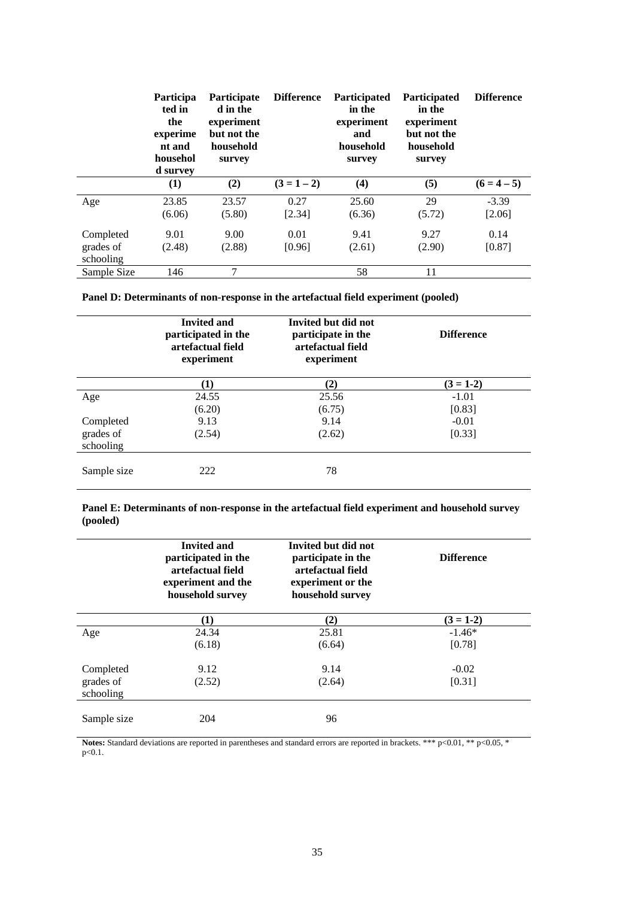| | Participated in the experiment and household survey | Participated in the experiment but not the household survey | Difference | Participated in the experiment and household survey | Participated in the experiment but not the household survey | Difference |
|---|---|---|---|---|---|---|
| | (1) | (2) | (3 = 1 – 2) | (4) | (5) | (6 = 4 – 5) |
| Age | 23.85 | 23.57 | 0.27 | 25.60 | 29 | -3.39 |
| | (6.06) | (5.80) | [2.34] | (6.36) | (5.72) | [2.06] |
| Completed grades of schooling | 9.01 | 9.00 | 0.01 | 9.41 | 9.27 | 0.14 |
| | (2.48) | (2.88) | [0.96] | (2.61) | (2.90) | [0.87] |
| Sample Size | 146 | 7 | | 58 | 11 | |

**Panel D: Determinants of non-response in the artefactual field experiment (pooled)**

| | Invited and participated in the artefactual field experiment | Invited but did not participate in the artefactual field experiment | Difference |
|---|---|---|---|
| | (1) | (2) | (3 = 1-2) |
| Age | 24.55 | 25.56 | -1.01 |
| | (6.20) | (6.75) | [0.83] |
| Completed grades of schooling | 9.13 | 9.14 | -0.01 |
| | (2.54) | (2.62) | [0.33] |
| Sample size | 222 | 78 | |

**Panel E: Determinants of non-response in the artefactual field experiment and household survey (pooled)**

| | Invited and participated in the artefactual field experiment and the household survey | Invited but did not participate in the artefactual field experiment or the household survey | Difference |
|---|---|---|---|
| | (1) | (2) | (3 = 1-2) |
| Age | 24.34 | 25.81 | -1.46* |
| | (6.18) | (6.64) | [0.78] |
| Completed grades of schooling | 9.12 | 9.14 | -0.02 |
| | (2.52) | (2.64) | [0.31] |
| Sample size | 204 | 96 | |

**Notes:** Standard deviations are reported in parentheses and standard errors are reported in brackets. *** p<0.01, ** p<0.05, * p<0.1.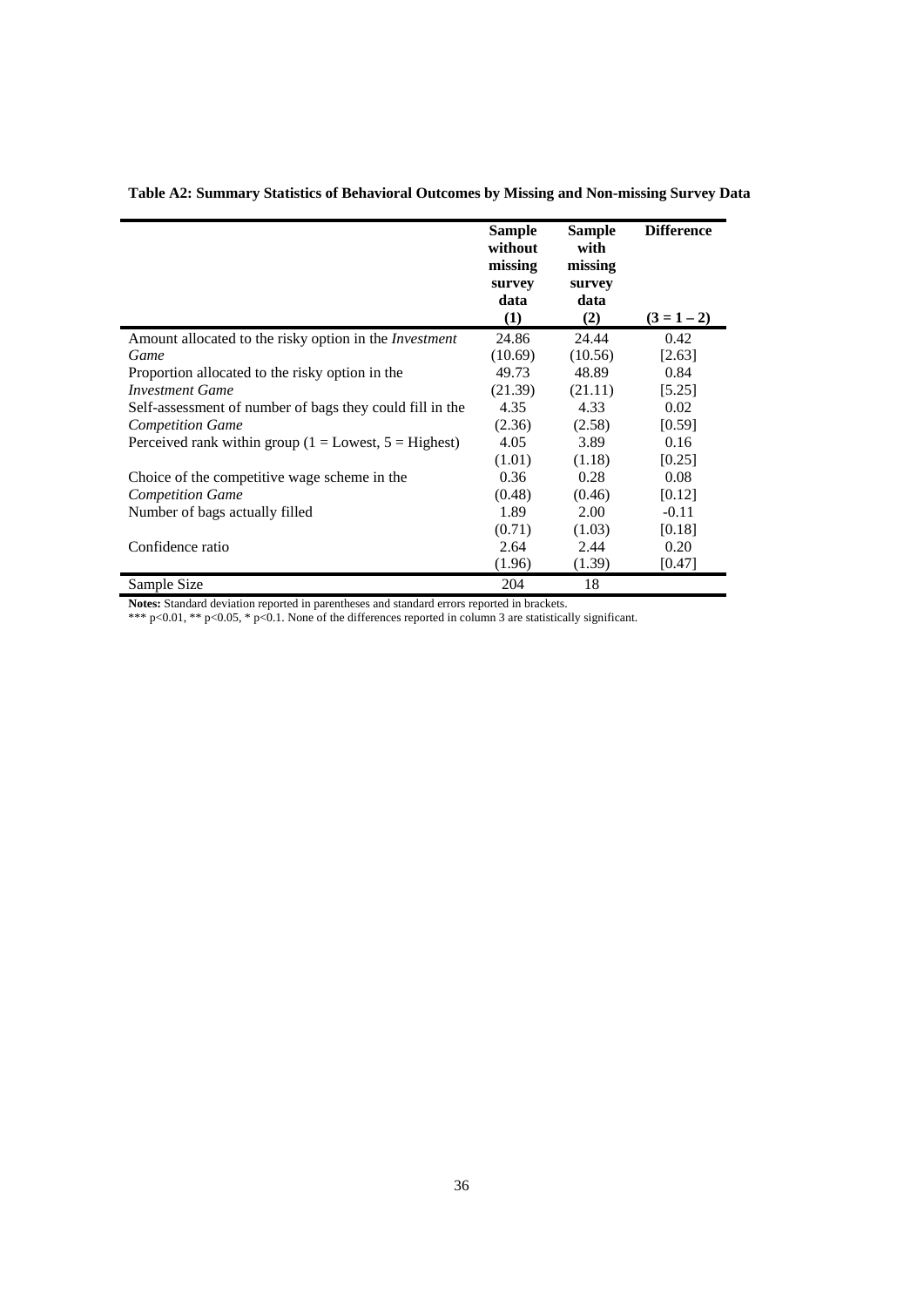**Table A2: Summary Statistics of Behavioral Outcomes by Missing and Non-missing Survey Data**

| | **Sample without missing survey data** | **Sample with missing survey data** | **Difference** |
|---|---|---|---|
| | **(1)** | **(2)** | **(3 = 1 – 2)** |
| Amount allocated to the risky option in the *Investment Game* | 24.86 | 24.44 | 0.42 |
| | (10.69) | (10.56) | [2.63] |
| Proportion allocated to the risky option in the *Investment Game* | 49.73 | 48.89 | 0.84 |
| | (21.39) | (21.11) | [5.25] |
| Self-assessment of number of bags they could fill in the *Competition Game* | 4.35 | 4.33 | 0.02 |
| | (2.36) | (2.58) | [0.59] |
| Perceived rank within group (1 = Lowest, 5 = Highest) | 4.05 | 3.89 | 0.16 |
| | (1.01) | (1.18) | [0.25] |
| Choice of the competitive wage scheme in the *Competition Game* | 0.36 | 0.28 | 0.08 |
| | (0.48) | (0.46) | [0.12] |
| Number of bags actually filled | 1.89 | 2.00 | -0.11 |
| | (0.71) | (1.03) | [0.18] |
| Confidence ratio | 2.64 | 2.44 | 0.20 |
| | (1.96) | (1.39) | [0.47] |
| Sample Size | 204 | 18 | |

**Notes:** Standard deviation reported in parentheses and standard errors reported in brackets.
*** p<0.01, ** p<0.05, * p<0.1. None of the differences reported in column 3 are statistically significant.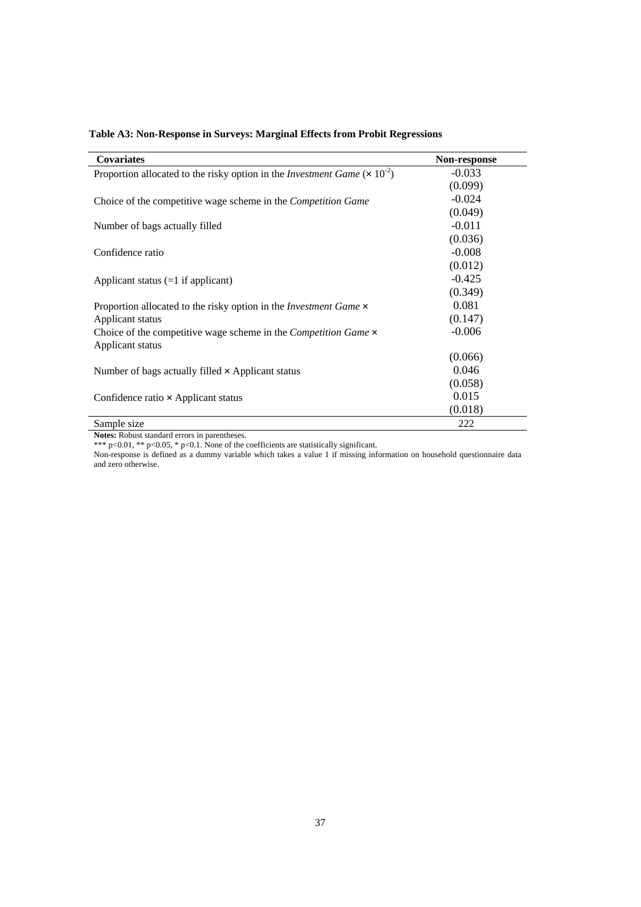**Table A3: Non-Response in Surveys: Marginal Effects from Probit Regressions**

| Covariates | Non-response |
|---|---|
| Proportion allocated to the risky option in the *Investment Game* ($\times 10^{-2}$) | -0.033 |
| | (0.099) |
| Choice of the competitive wage scheme in the *Competition Game* | -0.024 |
| | (0.049) |
| Number of bags actually filled | -0.011 |
| | (0.036) |
| Confidence ratio | -0.008 |
| | (0.012) |
| Applicant status (=1 if applicant) | -0.425 |
| | (0.349) |
| Proportion allocated to the risky option in the *Investment Game* × Applicant status | 0.081 |
| | (0.147) |
| Choice of the competitive wage scheme in the *Competition Game* × Applicant status | -0.006 |
| | (0.066) |
| Number of bags actually filled × Applicant status | 0.046 |
| | (0.058) |
| Confidence ratio × Applicant status | 0.015 |
| | (0.018) |
| Sample size | 222 |

**Notes:** Robust standard errors in parentheses.

*** $p<0.01$, ** $p<0.05$, * $p<0.1$. None of the coefficients are statistically significant.

Non-response is defined as a dummy variable which takes a value 1 if missing information on household questionnaire data and zero otherwise.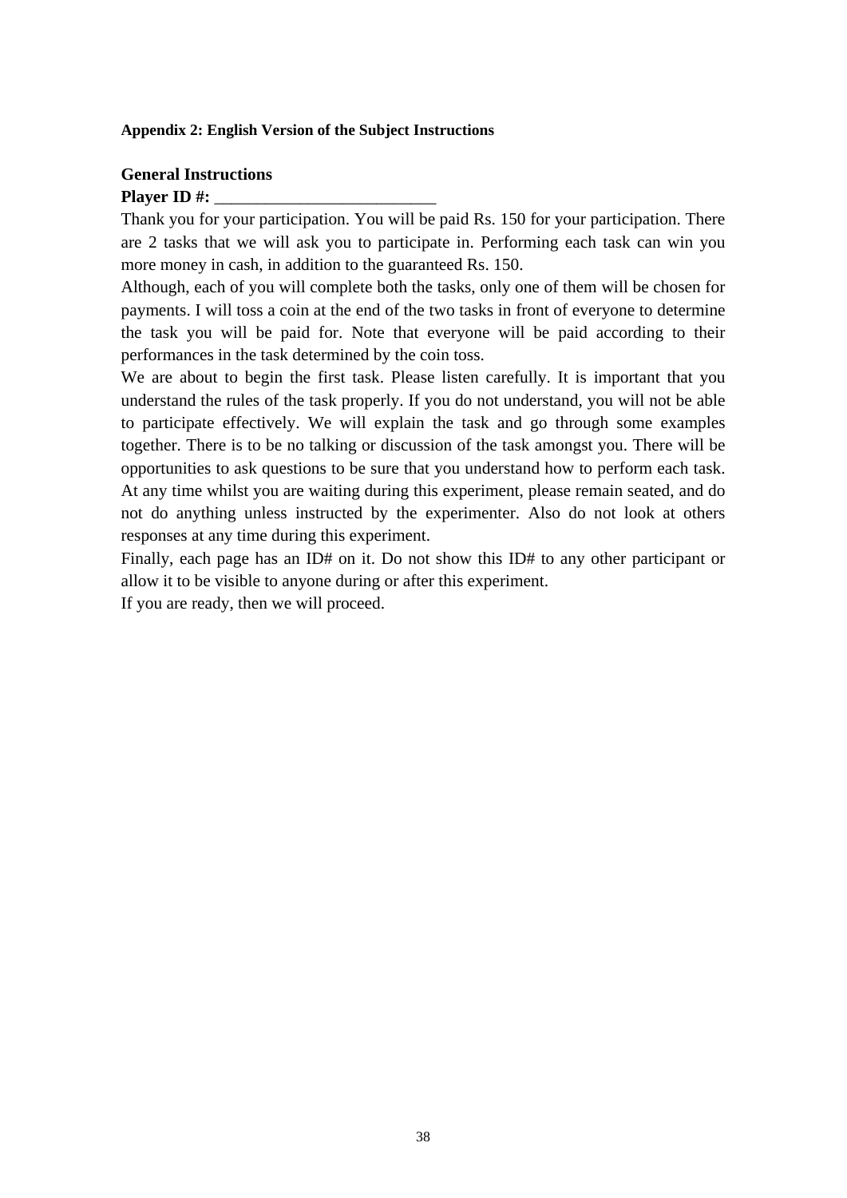**Appendix 2: English Version of the Subject Instructions**

**General Instructions**

**Player ID #:** ___________________________

Thank you for your participation. You will be paid Rs. 150 for your participation. There are 2 tasks that we will ask you to participate in. Performing each task can win you more money in cash, in addition to the guaranteed Rs. 150.

Although, each of you will complete both the tasks, only one of them will be chosen for payments. I will toss a coin at the end of the two tasks in front of everyone to determine the task you will be paid for. Note that everyone will be paid according to their performances in the task determined by the coin toss.

We are about to begin the first task. Please listen carefully. It is important that you understand the rules of the task properly. If you do not understand, you will not be able to participate effectively. We will explain the task and go through some examples together. There is to be no talking or discussion of the task amongst you. There will be opportunities to ask questions to be sure that you understand how to perform each task. At any time whilst you are waiting during this experiment, please remain seated, and do not do anything unless instructed by the experimenter. Also do not look at others responses at any time during this experiment.

Finally, each page has an ID# on it. Do not show this ID# to any other participant or allow it to be visible to anyone during or after this experiment.

If you are ready, then we will proceed.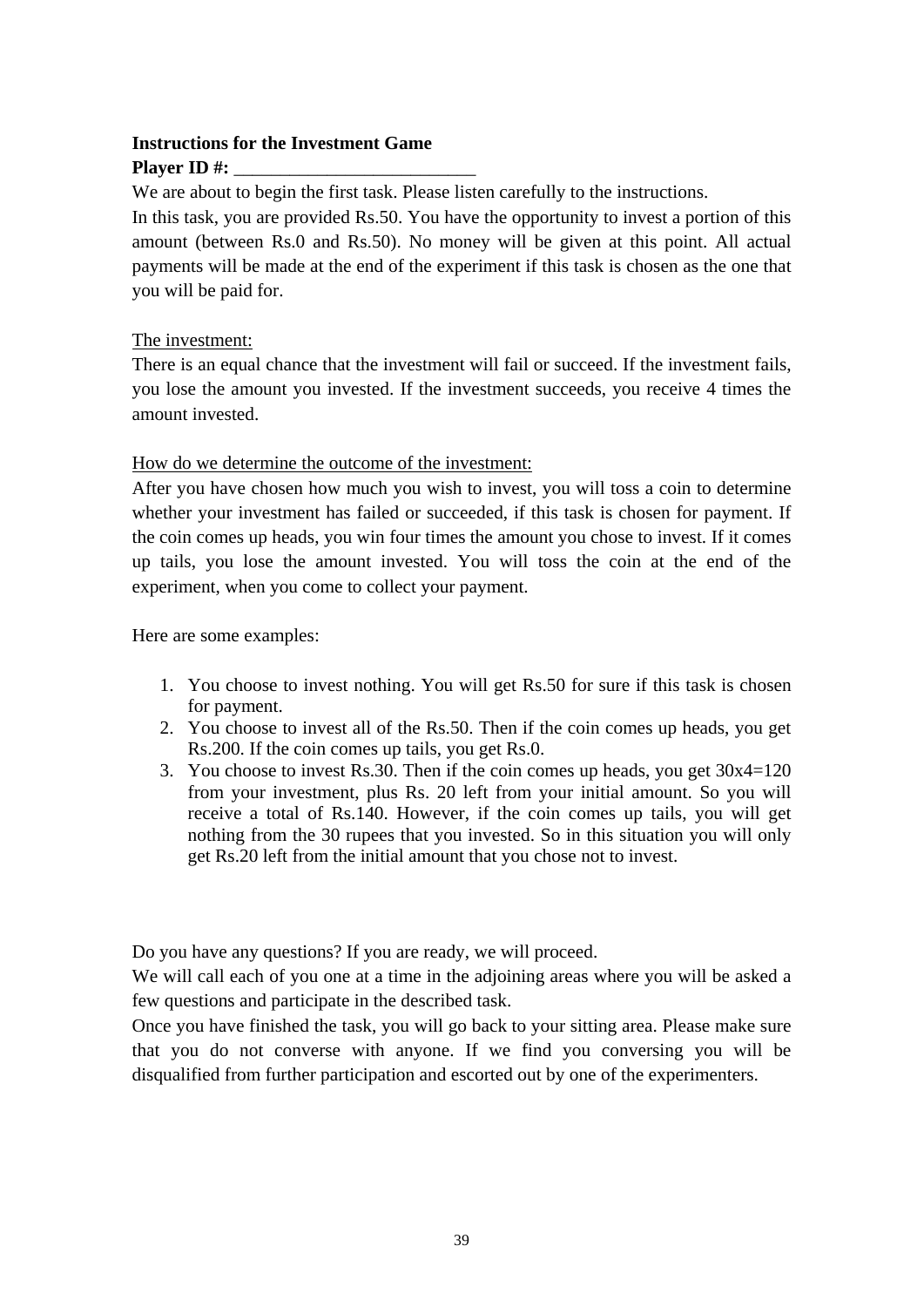**Instructions for the Investment Game**

**Player ID #:** ___________________________

We are about to begin the first task. Please listen carefully to the instructions.

In this task, you are provided Rs.50. You have the opportunity to invest a portion of this amount (between Rs.0 and Rs.50). No money will be given at this point. All actual payments will be made at the end of the experiment if this task is chosen as the one that you will be paid for.

<u>The investment:</u>

There is an equal chance that the investment will fail or succeed. If the investment fails, you lose the amount you invested. If the investment succeeds, you receive 4 times the amount invested.

<u>How do we determine the outcome of the investment:</u>

After you have chosen how much you wish to invest, you will toss a coin to determine whether your investment has failed or succeeded, if this task is chosen for payment. If the coin comes up heads, you win four times the amount you chose to invest. If it comes up tails, you lose the amount invested. You will toss the coin at the end of the experiment, when you come to collect your payment.

Here are some examples:

1. You choose to invest nothing. You will get Rs.50 for sure if this task is chosen for payment.
2. You choose to invest all of the Rs.50. Then if the coin comes up heads, you get Rs.200. If the coin comes up tails, you get Rs.0.
3. You choose to invest Rs.30. Then if the coin comes up heads, you get 30x4=120 from your investment, plus Rs. 20 left from your initial amount. So you will receive a total of Rs.140. However, if the coin comes up tails, you will get nothing from the 30 rupees that you invested. So in this situation you will only get Rs.20 left from the initial amount that you chose not to invest.

Do you have any questions? If you are ready, we will proceed.

We will call each of you one at a time in the adjoining areas where you will be asked a few questions and participate in the described task.

Once you have finished the task, you will go back to your sitting area. Please make sure that you do not converse with anyone. If we find you conversing you will be disqualified from further participation and escorted out by one of the experimenters.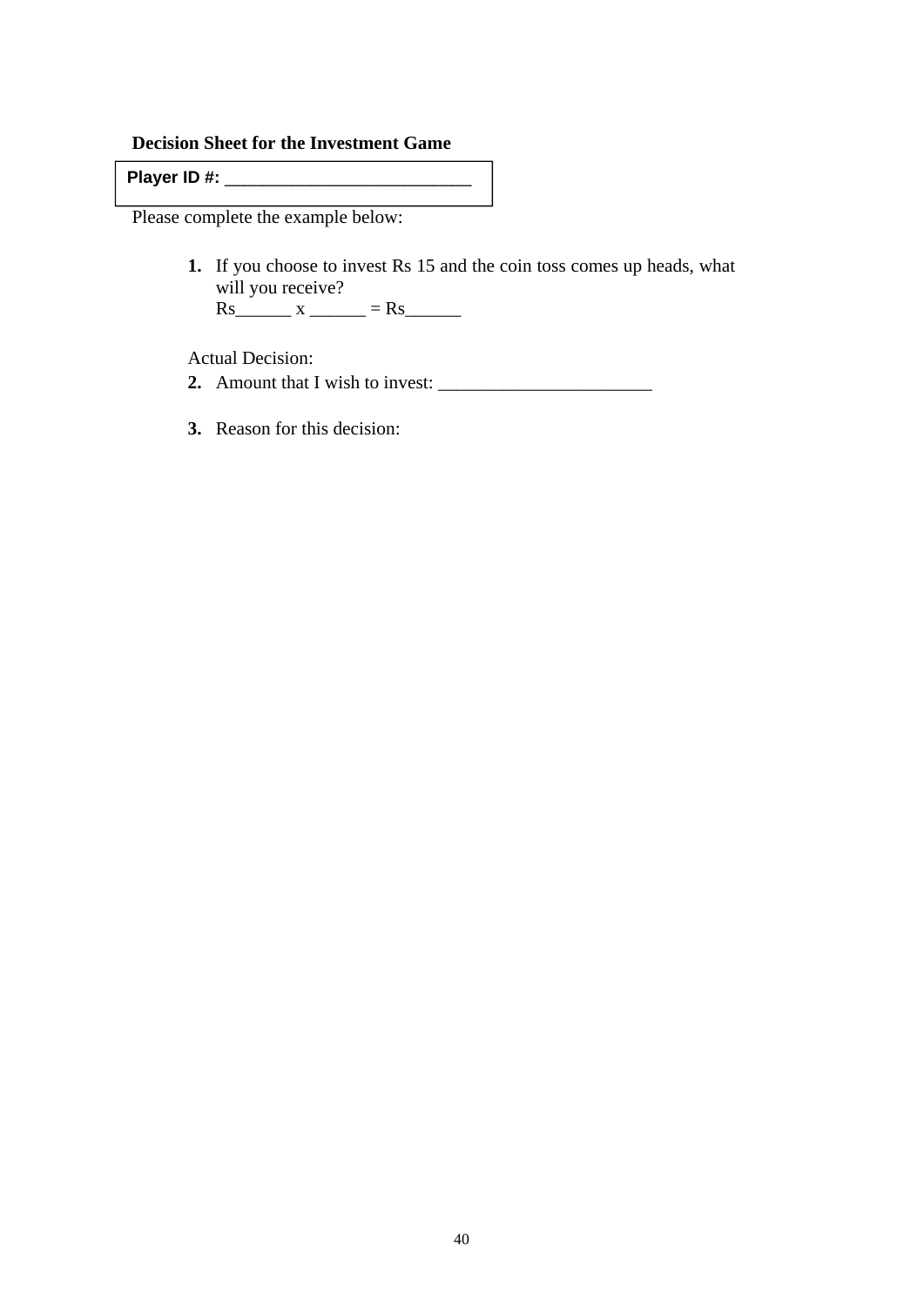**Decision Sheet for the Investment Game**

**Player ID #:** ___________________________

Please complete the example below:

1. If you choose to invest Rs 15 and the coin toss comes up heads, what will you receive?
   Rs______ x ______ = Rs______

Actual Decision:

2. Amount that I wish to invest: _______________________

3. Reason for this decision: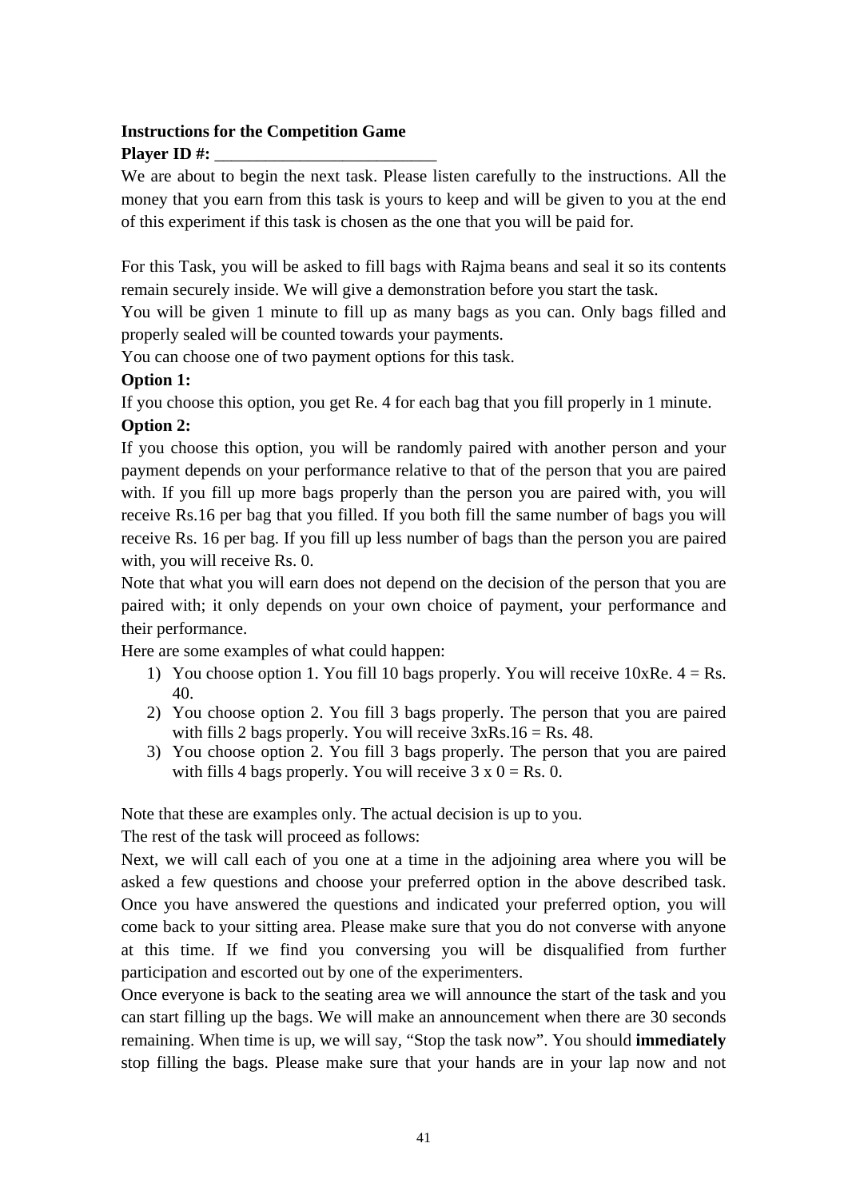**Instructions for the Competition Game**

**Player ID #:** ___________________________

We are about to begin the next task. Please listen carefully to the instructions. All the money that you earn from this task is yours to keep and will be given to you at the end of this experiment if this task is chosen as the one that you will be paid for.

For this Task, you will be asked to fill bags with Rajma beans and seal it so its contents remain securely inside. We will give a demonstration before you start the task.

You will be given 1 minute to fill up as many bags as you can. Only bags filled and properly sealed will be counted towards your payments.

You can choose one of two payment options for this task.

**Option 1:**

If you choose this option, you get Re. 4 for each bag that you fill properly in 1 minute.

**Option 2:**

If you choose this option, you will be randomly paired with another person and your payment depends on your performance relative to that of the person that you are paired with. If you fill up more bags properly than the person you are paired with, you will receive Rs.16 per bag that you filled. If you both fill the same number of bags you will receive Rs. 16 per bag. If you fill up less number of bags than the person you are paired with, you will receive Rs. 0.

Note that what you will earn does not depend on the decision of the person that you are paired with; it only depends on your own choice of payment, your performance and their performance.

Here are some examples of what could happen:

1) You choose option 1. You fill 10 bags properly. You will receive 10xRe. 4 = Rs. 40.
2) You choose option 2. You fill 3 bags properly. The person that you are paired with fills 2 bags properly. You will receive 3xRs.16 = Rs. 48.
3) You choose option 2. You fill 3 bags properly. The person that you are paired with fills 4 bags properly. You will receive 3 x 0 = Rs. 0.

Note that these are examples only. The actual decision is up to you.

The rest of the task will proceed as follows:

Next, we will call each of you one at a time in the adjoining area where you will be asked a few questions and choose your preferred option in the above described task. Once you have answered the questions and indicated your preferred option, you will come back to your sitting area. Please make sure that you do not converse with anyone at this time. If we find you conversing you will be disqualified from further participation and escorted out by one of the experimenters.

Once everyone is back to the seating area we will announce the start of the task and you can start filling up the bags. We will make an announcement when there are 30 seconds remaining. When time is up, we will say, "Stop the task now". You should **immediately** stop filling the bags. Please make sure that your hands are in your lap now and not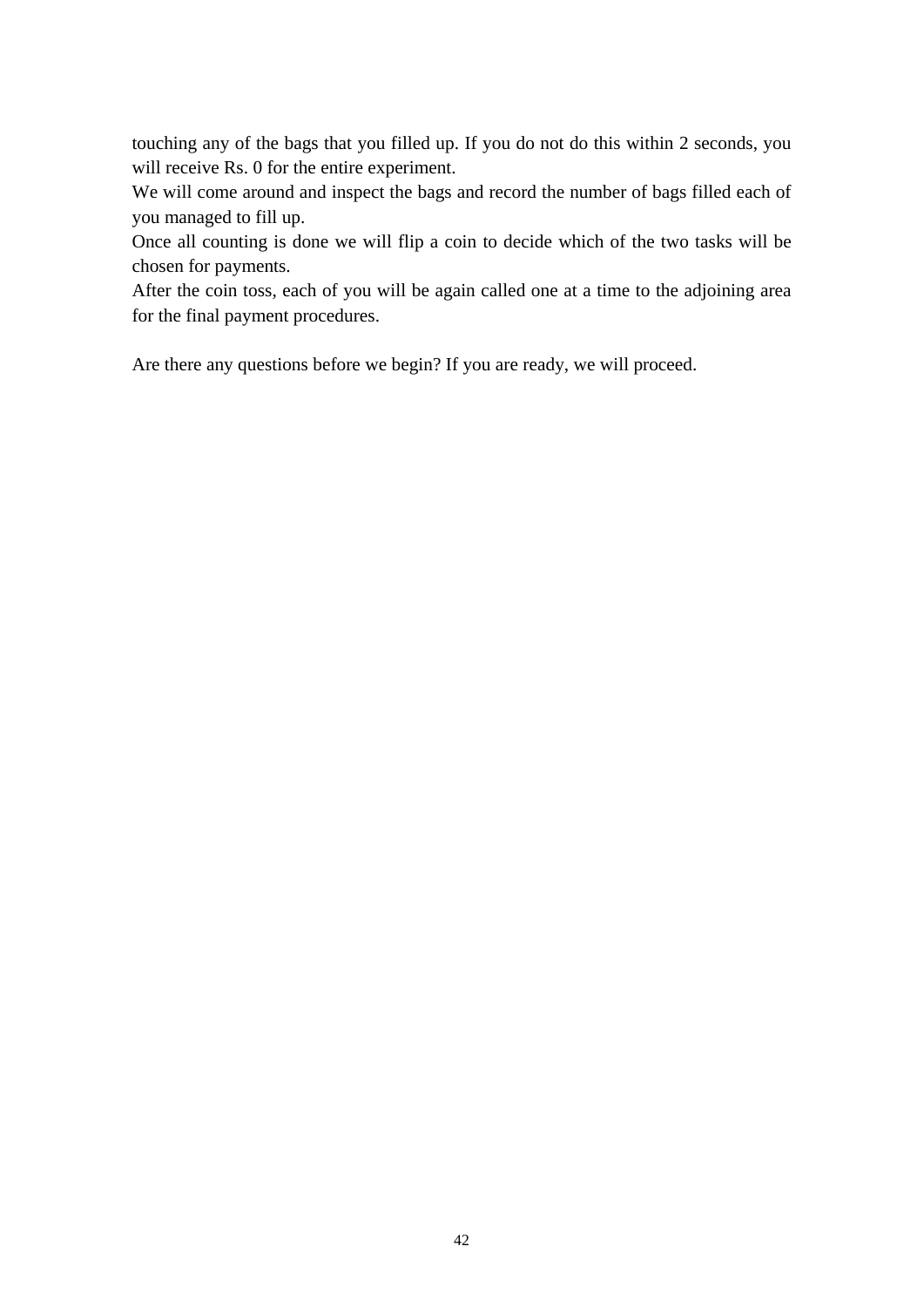touching any of the bags that you filled up. If you do not do this within 2 seconds, you will receive Rs. 0 for the entire experiment.

We will come around and inspect the bags and record the number of bags filled each of you managed to fill up.

Once all counting is done we will flip a coin to decide which of the two tasks will be chosen for payments.

After the coin toss, each of you will be again called one at a time to the adjoining area for the final payment procedures.

Are there any questions before we begin? If you are ready, we will proceed.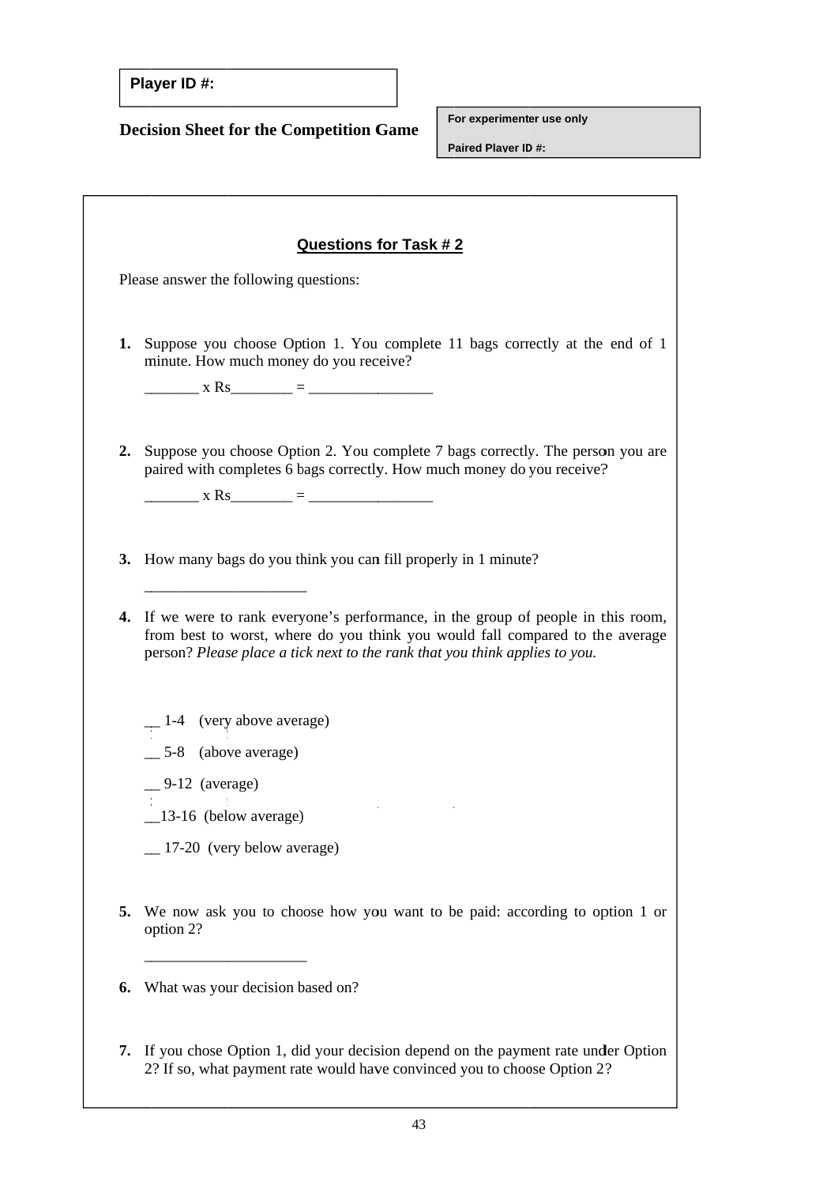**Player ID #:**

**Decision Sheet for the Competition Game**

For experimenter use only

Paired Player ID #:

**Questions for Task # 2**

Please answer the following questions:

1. Suppose you choose Option 1. You complete 11 bags correctly at the end of 1 minute. How much money do you receive?

   _______ x Rs________ = ________________

2. Suppose you choose Option 2. You complete 7 bags correctly. The person you are paired with completes 6 bags correctly. How much money do you receive?

   _______ x Rs________ = ________________

3. How many bags do you think you can fill properly in 1 minute?

   ____________________

4. If we were to rank everyone's performance, in the group of people in this room, from best to worst, where do you think you would fall compared to the average person? *Please place a tick next to the rank that you think applies to you.*

   __ 1-4 (very above average)

   __ 5-8 (above average)

   __ 9-12 (average)

   __13-16 (below average)

   __ 17-20 (very below average)

5. We now ask you to choose how you want to be paid: according to option 1 or option 2?

   ____________________

6. What was your decision based on?

7. If you chose Option 1, did your decision depend on the payment rate under Option 2? If so, what payment rate would have convinced you to choose Option 2?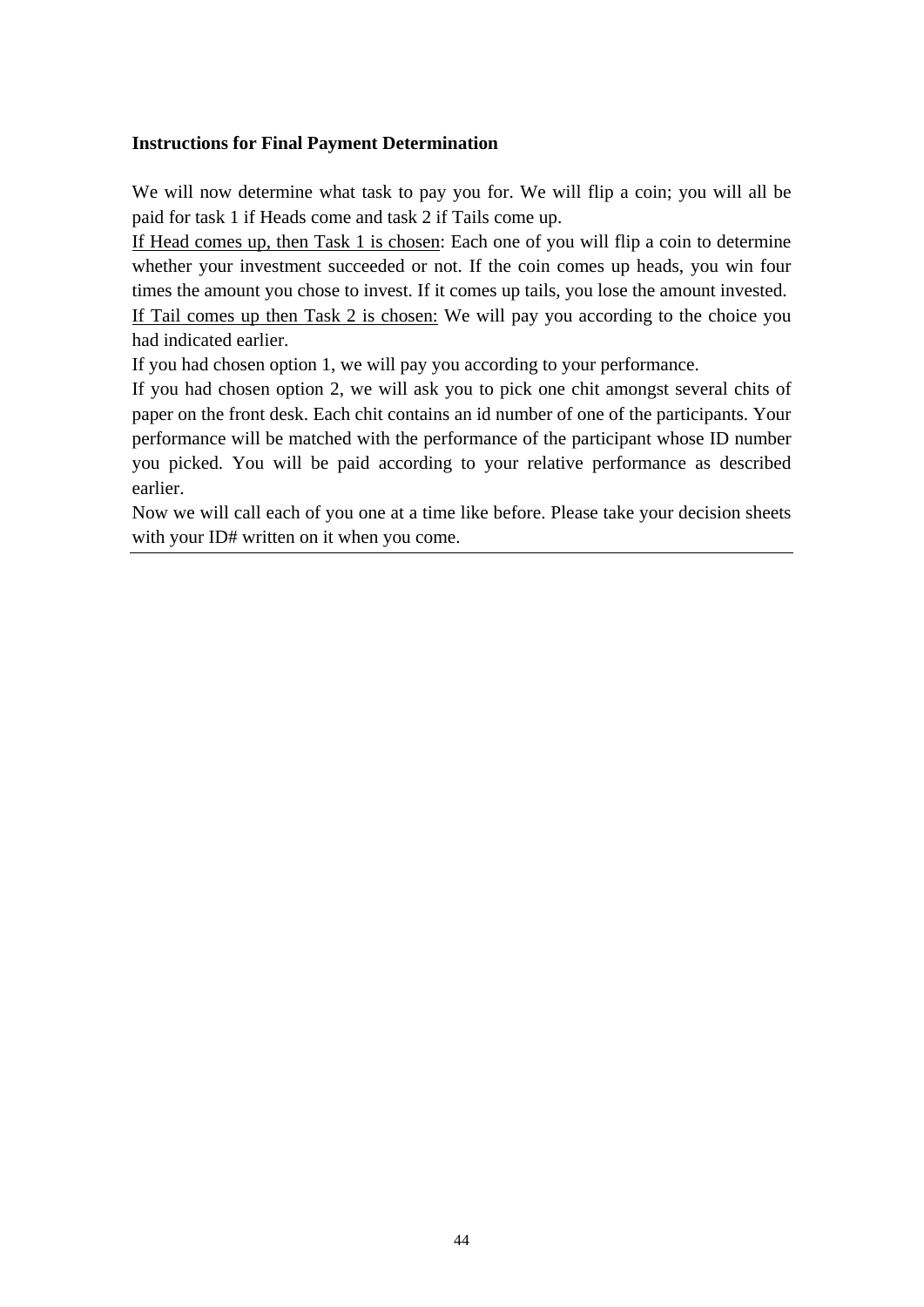**Instructions for Final Payment Determination**

We will now determine what task to pay you for. We will flip a coin; you will all be paid for task 1 if Heads come and task 2 if Tails come up.

<u>If Head comes up, then Task 1 is chosen</u>: Each one of you will flip a coin to determine whether your investment succeeded or not. If the coin comes up heads, you win four times the amount you chose to invest. If it comes up tails, you lose the amount invested.

<u>If Tail comes up then Task 2 is chosen:</u> We will pay you according to the choice you had indicated earlier.

If you had chosen option 1, we will pay you according to your performance.

If you had chosen option 2, we will ask you to pick one chit amongst several chits of paper on the front desk. Each chit contains an id number of one of the participants. Your performance will be matched with the performance of the participant whose ID number you picked. You will be paid according to your relative performance as described earlier.

Now we will call each of you one at a time like before. Please take your decision sheets with your ID# written on it when you come.

---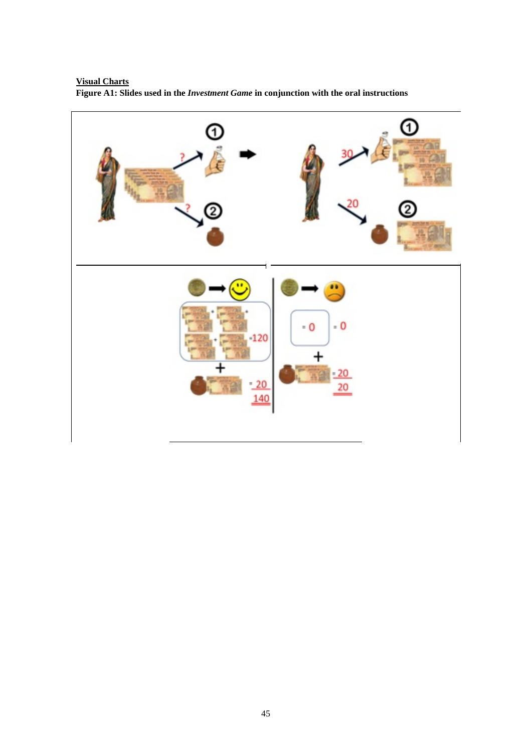**Visual Charts**

**Figure A1: Slides used in the *Investment Game* in conjunction with the oral instructions**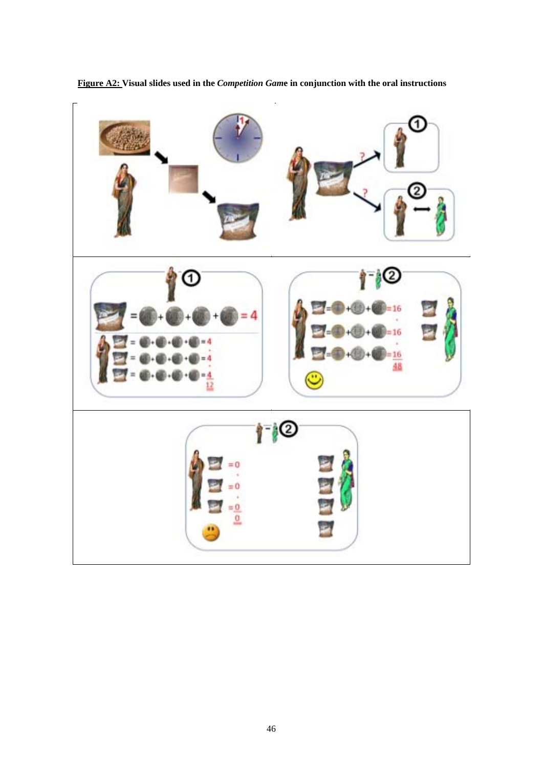**Figure A2: Visual slides used in the *Competition Game* in conjunction with the oral instructions**